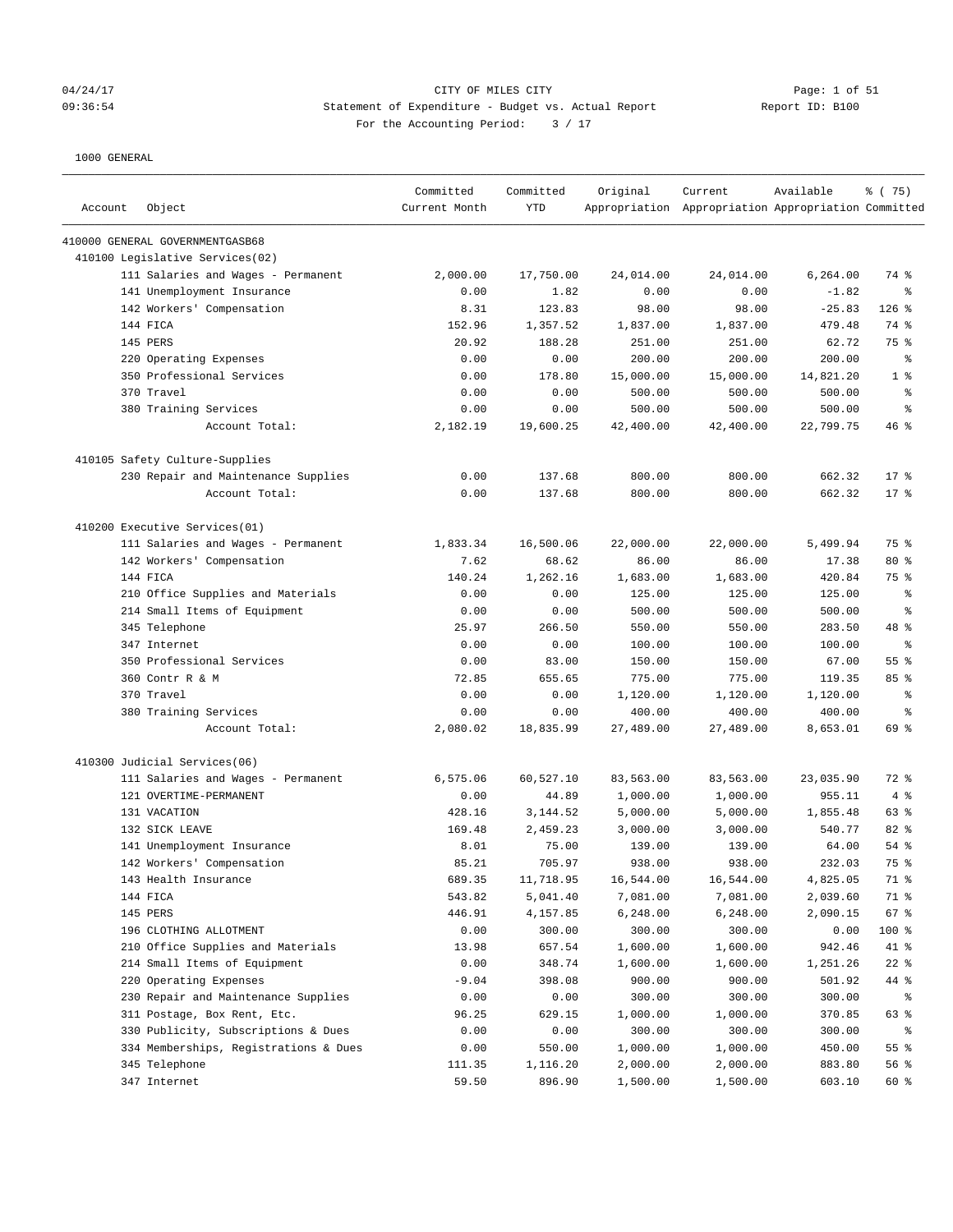CITY OF MILES CITY

Statement of Expenditure - Budget vs. Actual Report

Report ID: B100

For the Accounting Period: 3 / 17

04/24/17 09:36:54

1000 GENERAL

| Account | Object | Committed Current Month | Committed YTD | Original Appropriation | Current Appropriation | Available Appropriation | % ( 75) Committed |
|---|---|---|---|---|---|---|---|
| 410000 GENERAL GOVERNMENTGASB68 | | | | | | | |
| 410100 Legislative Services(02) | | | | | | | |
| | 111 Salaries and Wages - Permanent | 2,000.00 | 17,750.00 | 24,014.00 | 24,014.00 | 6,264.00 | 74 % |
| | 141 Unemployment Insurance | 0.00 | 1.82 | 0.00 | 0.00 | -1.82 | % |
| | 142 Workers' Compensation | 8.31 | 123.83 | 98.00 | 98.00 | -25.83 | 126 % |
| | 144 FICA | 152.96 | 1,357.52 | 1,837.00 | 1,837.00 | 479.48 | 74 % |
| | 145 PERS | 20.92 | 188.28 | 251.00 | 251.00 | 62.72 | 75 % |
| | 220 Operating Expenses | 0.00 | 0.00 | 200.00 | 200.00 | 200.00 | % |
| | 350 Professional Services | 0.00 | 178.80 | 15,000.00 | 15,000.00 | 14,821.20 | 1 % |
| | 370 Travel | 0.00 | 0.00 | 500.00 | 500.00 | 500.00 | % |
| | 380 Training Services | 0.00 | 0.00 | 500.00 | 500.00 | 500.00 | % |
| | Account Total: | 2,182.19 | 19,600.25 | 42,400.00 | 42,400.00 | 22,799.75 | 46 % |
| 410105 Safety Culture-Supplies | | | | | | | |
| | 230 Repair and Maintenance Supplies | 0.00 | 137.68 | 800.00 | 800.00 | 662.32 | 17 % |
| | Account Total: | 0.00 | 137.68 | 800.00 | 800.00 | 662.32 | 17 % |
| 410200 Executive Services(01) | | | | | | | |
| | 111 Salaries and Wages - Permanent | 1,833.34 | 16,500.06 | 22,000.00 | 22,000.00 | 5,499.94 | 75 % |
| | 142 Workers' Compensation | 7.62 | 68.62 | 86.00 | 86.00 | 17.38 | 80 % |
| | 144 FICA | 140.24 | 1,262.16 | 1,683.00 | 1,683.00 | 420.84 | 75 % |
| | 210 Office Supplies and Materials | 0.00 | 0.00 | 125.00 | 125.00 | 125.00 | % |
| | 214 Small Items of Equipment | 0.00 | 0.00 | 500.00 | 500.00 | 500.00 | % |
| | 345 Telephone | 25.97 | 266.50 | 550.00 | 550.00 | 283.50 | 48 % |
| | 347 Internet | 0.00 | 0.00 | 100.00 | 100.00 | 100.00 | % |
| | 350 Professional Services | 0.00 | 83.00 | 150.00 | 150.00 | 67.00 | 55 % |
| | 360 Contr R & M | 72.85 | 655.65 | 775.00 | 775.00 | 119.35 | 85 % |
| | 370 Travel | 0.00 | 0.00 | 1,120.00 | 1,120.00 | 1,120.00 | % |
| | 380 Training Services | 0.00 | 0.00 | 400.00 | 400.00 | 400.00 | % |
| | Account Total: | 2,080.02 | 18,835.99 | 27,489.00 | 27,489.00 | 8,653.01 | 69 % |
| 410300 Judicial Services(06) | | | | | | | |
| | 111 Salaries and Wages - Permanent | 6,575.06 | 60,527.10 | 83,563.00 | 83,563.00 | 23,035.90 | 72 % |
| | 121 OVERTIME-PERMANENT | 0.00 | 44.89 | 1,000.00 | 1,000.00 | 955.11 | 4 % |
| | 131 VACATION | 428.16 | 3,144.52 | 5,000.00 | 5,000.00 | 1,855.48 | 63 % |
| | 132 SICK LEAVE | 169.48 | 2,459.23 | 3,000.00 | 3,000.00 | 540.77 | 82 % |
| | 141 Unemployment Insurance | 8.01 | 75.00 | 139.00 | 139.00 | 64.00 | 54 % |
| | 142 Workers' Compensation | 85.21 | 705.97 | 938.00 | 938.00 | 232.03 | 75 % |
| | 143 Health Insurance | 689.35 | 11,718.95 | 16,544.00 | 16,544.00 | 4,825.05 | 71 % |
| | 144 FICA | 543.82 | 5,041.40 | 7,081.00 | 7,081.00 | 2,039.60 | 71 % |
| | 145 PERS | 446.91 | 4,157.85 | 6,248.00 | 6,248.00 | 2,090.15 | 67 % |
| | 196 CLOTHING ALLOTMENT | 0.00 | 300.00 | 300.00 | 300.00 | 0.00 | 100 % |
| | 210 Office Supplies and Materials | 13.98 | 657.54 | 1,600.00 | 1,600.00 | 942.46 | 41 % |
| | 214 Small Items of Equipment | 0.00 | 348.74 | 1,600.00 | 1,600.00 | 1,251.26 | 22 % |
| | 220 Operating Expenses | -9.04 | 398.08 | 900.00 | 900.00 | 501.92 | 44 % |
| | 230 Repair and Maintenance Supplies | 0.00 | 0.00 | 300.00 | 300.00 | 300.00 | % |
| | 311 Postage, Box Rent, Etc. | 96.25 | 629.15 | 1,000.00 | 1,000.00 | 370.85 | 63 % |
| | 330 Publicity, Subscriptions & Dues | 0.00 | 0.00 | 300.00 | 300.00 | 300.00 | % |
| | 334 Memberships, Registrations & Dues | 0.00 | 550.00 | 1,000.00 | 1,000.00 | 450.00 | 55 % |
| | 345 Telephone | 111.35 | 1,116.20 | 2,000.00 | 2,000.00 | 883.80 | 56 % |
| | 347 Internet | 59.50 | 896.90 | 1,500.00 | 1,500.00 | 603.10 | 60 % |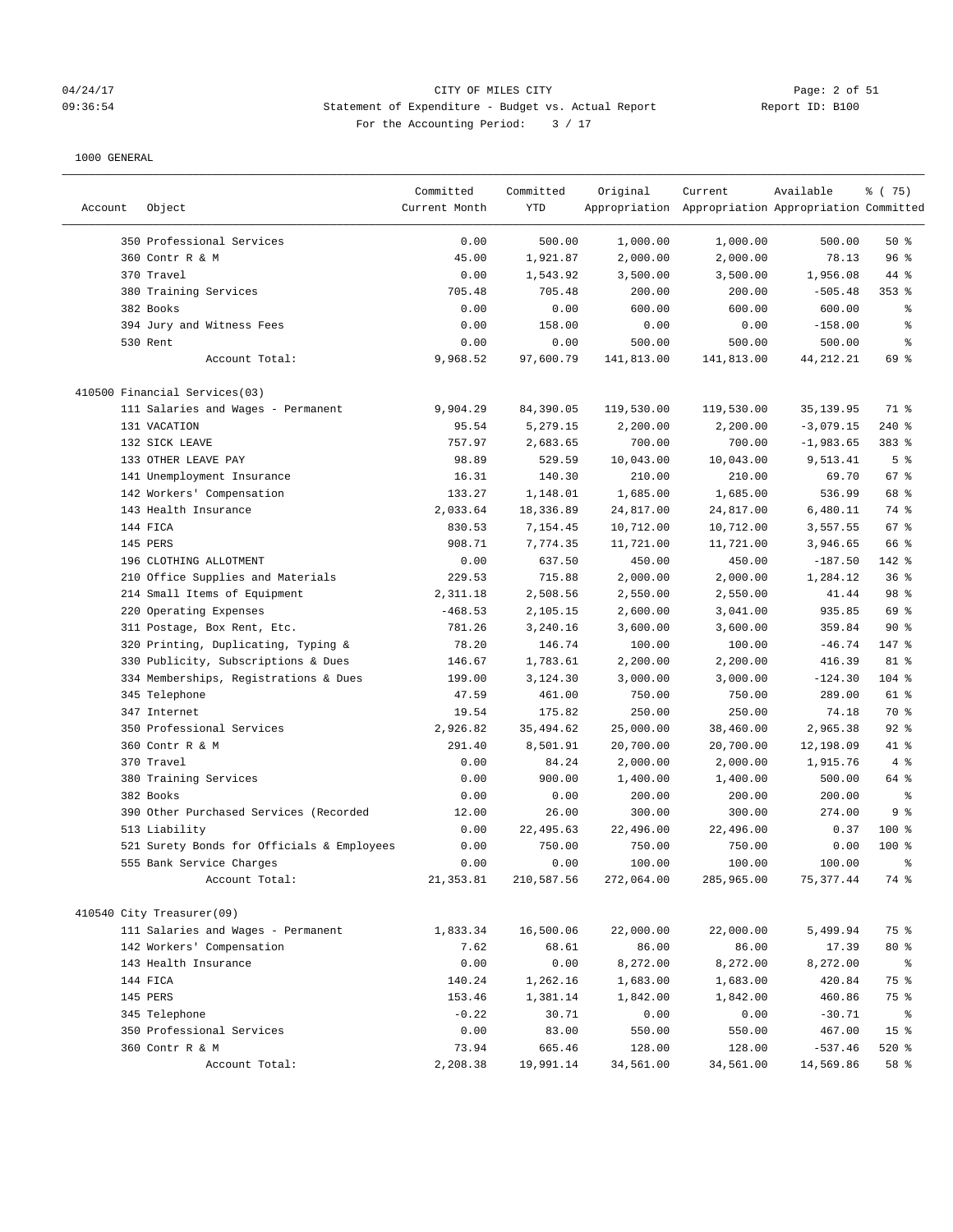CITY OF MILES CITY

Statement of Expenditure - Budget vs. Actual Report

For the Accounting Period: 3 / 17

1000 GENERAL

| Account | Object | Committed Current Month | Committed YTD | Original Appropriation | Current Appropriation | Available Appropriation | % ( 75) Committed |
|---|---|---|---|---|---|---|---|
| | 350 Professional Services | 0.00 | 500.00 | 1,000.00 | 1,000.00 | 500.00 | 50 % |
| | 360 Contr R & M | 45.00 | 1,921.87 | 2,000.00 | 2,000.00 | 78.13 | 96 % |
| | 370 Travel | 0.00 | 1,543.92 | 3,500.00 | 3,500.00 | 1,956.08 | 44 % |
| | 380 Training Services | 705.48 | 705.48 | 200.00 | 200.00 | -505.48 | 353 % |
| | 382 Books | 0.00 | 0.00 | 600.00 | 600.00 | 600.00 | % |
| | 394 Jury and Witness Fees | 0.00 | 158.00 | 0.00 | 0.00 | -158.00 | % |
| | 530 Rent | 0.00 | 0.00 | 500.00 | 500.00 | 500.00 | % |
| | Account Total: | 9,968.52 | 97,600.79 | 141,813.00 | 141,813.00 | 44,212.21 | 69 % |
| 410500 Financial Services(03) | | | | | | | |
| | 111 Salaries and Wages - Permanent | 9,904.29 | 84,390.05 | 119,530.00 | 119,530.00 | 35,139.95 | 71 % |
| | 131 VACATION | 95.54 | 5,279.15 | 2,200.00 | 2,200.00 | -3,079.15 | 240 % |
| | 132 SICK LEAVE | 757.97 | 2,683.65 | 700.00 | 700.00 | -1,983.65 | 383 % |
| | 133 OTHER LEAVE PAY | 98.89 | 529.59 | 10,043.00 | 10,043.00 | 9,513.41 | 5 % |
| | 141 Unemployment Insurance | 16.31 | 140.30 | 210.00 | 210.00 | 69.70 | 67 % |
| | 142 Workers' Compensation | 133.27 | 1,148.01 | 1,685.00 | 1,685.00 | 536.99 | 68 % |
| | 143 Health Insurance | 2,033.64 | 18,336.89 | 24,817.00 | 24,817.00 | 6,480.11 | 74 % |
| | 144 FICA | 830.53 | 7,154.45 | 10,712.00 | 10,712.00 | 3,557.55 | 67 % |
| | 145 PERS | 908.71 | 7,774.35 | 11,721.00 | 11,721.00 | 3,946.65 | 66 % |
| | 196 CLOTHING ALLOTMENT | 0.00 | 637.50 | 450.00 | 450.00 | -187.50 | 142 % |
| | 210 Office Supplies and Materials | 229.53 | 715.88 | 2,000.00 | 2,000.00 | 1,284.12 | 36 % |
| | 214 Small Items of Equipment | 2,311.18 | 2,508.56 | 2,550.00 | 2,550.00 | 41.44 | 98 % |
| | 220 Operating Expenses | -468.53 | 2,105.15 | 2,600.00 | 3,041.00 | 935.85 | 69 % |
| | 311 Postage, Box Rent, Etc. | 781.26 | 3,240.16 | 3,600.00 | 3,600.00 | 359.84 | 90 % |
| | 320 Printing, Duplicating, Typing & | 78.20 | 146.74 | 100.00 | 100.00 | -46.74 | 147 % |
| | 330 Publicity, Subscriptions & Dues | 146.67 | 1,783.61 | 2,200.00 | 2,200.00 | 416.39 | 81 % |
| | 334 Memberships, Registrations & Dues | 199.00 | 3,124.30 | 3,000.00 | 3,000.00 | -124.30 | 104 % |
| | 345 Telephone | 47.59 | 461.00 | 750.00 | 750.00 | 289.00 | 61 % |
| | 347 Internet | 19.54 | 175.82 | 250.00 | 250.00 | 74.18 | 70 % |
| | 350 Professional Services | 2,926.82 | 35,494.62 | 25,000.00 | 38,460.00 | 2,965.38 | 92 % |
| | 360 Contr R & M | 291.40 | 8,501.91 | 20,700.00 | 20,700.00 | 12,198.09 | 41 % |
| | 370 Travel | 0.00 | 84.24 | 2,000.00 | 2,000.00 | 1,915.76 | 4 % |
| | 380 Training Services | 0.00 | 900.00 | 1,400.00 | 1,400.00 | 500.00 | 64 % |
| | 382 Books | 0.00 | 0.00 | 200.00 | 200.00 | 200.00 | % |
| | 390 Other Purchased Services (Recorded | 12.00 | 26.00 | 300.00 | 300.00 | 274.00 | 9 % |
| | 513 Liability | 0.00 | 22,495.63 | 22,496.00 | 22,496.00 | 0.37 | 100 % |
| | 521 Surety Bonds for Officials & Employees | 0.00 | 750.00 | 750.00 | 750.00 | 0.00 | 100 % |
| | 555 Bank Service Charges | 0.00 | 0.00 | 100.00 | 100.00 | 100.00 | % |
| | Account Total: | 21,353.81 | 210,587.56 | 272,064.00 | 285,965.00 | 75,377.44 | 74 % |
| 410540 City Treasurer(09) | | | | | | | |
| | 111 Salaries and Wages - Permanent | 1,833.34 | 16,500.06 | 22,000.00 | 22,000.00 | 5,499.94 | 75 % |
| | 142 Workers' Compensation | 7.62 | 68.61 | 86.00 | 86.00 | 17.39 | 80 % |
| | 143 Health Insurance | 0.00 | 0.00 | 8,272.00 | 8,272.00 | 8,272.00 | % |
| | 144 FICA | 140.24 | 1,262.16 | 1,683.00 | 1,683.00 | 420.84 | 75 % |
| | 145 PERS | 153.46 | 1,381.14 | 1,842.00 | 1,842.00 | 460.86 | 75 % |
| | 345 Telephone | -0.22 | 30.71 | 0.00 | 0.00 | -30.71 | % |
| | 350 Professional Services | 0.00 | 83.00 | 550.00 | 550.00 | 467.00 | 15 % |
| | 360 Contr R & M | 73.94 | 665.46 | 128.00 | 128.00 | -537.46 | 520 % |
| | Account Total: | 2,208.38 | 19,991.14 | 34,561.00 | 34,561.00 | 14,569.86 | 58 % |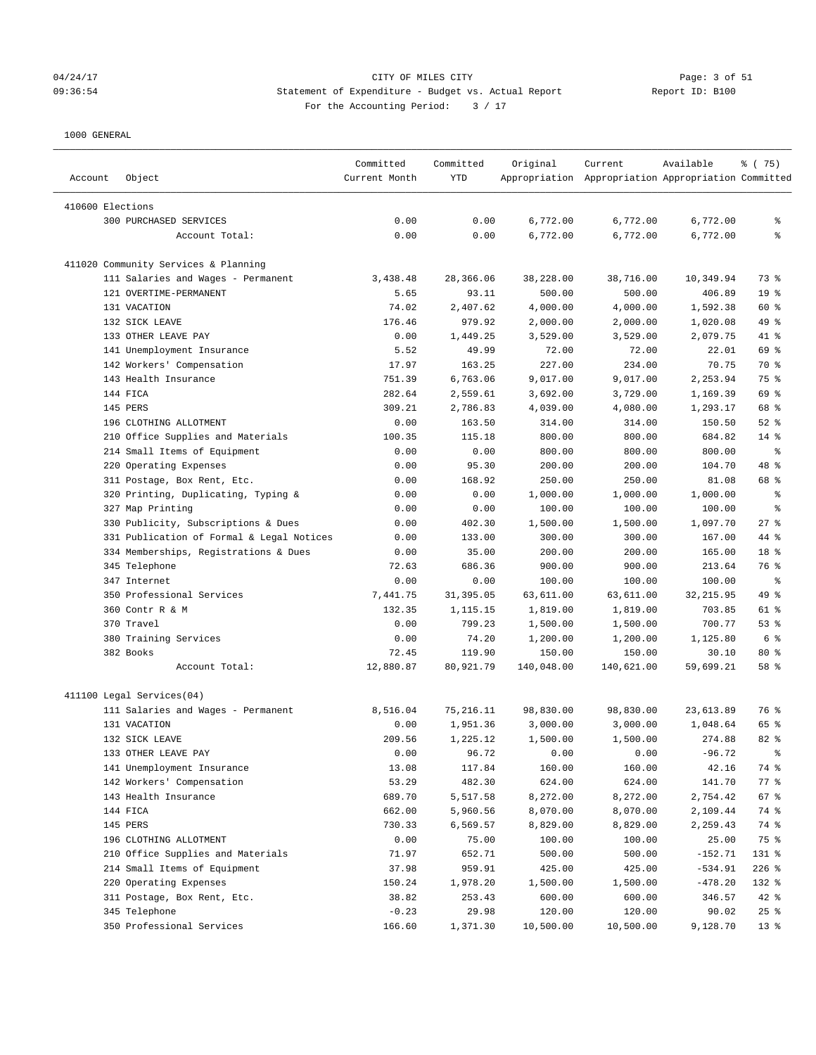CITY OF MILES CITY
Statement of Expenditure - Budget vs. Actual Report
For the Accounting Period: 3 / 17

04/24/17
09:36:54

Report ID: B100

1000 GENERAL

| Account | Object | Committed Current Month | Committed YTD | Original Appropriation | Current Appropriation | Available Appropriation | % ( 75) Committed |
|---|---|---|---|---|---|---|---|
| 410600 Elections | | | | | | | |
| | 300 PURCHASED SERVICES | 0.00 | 0.00 | 6,772.00 | 6,772.00 | 6,772.00 | % |
| | Account Total: | 0.00 | 0.00 | 6,772.00 | 6,772.00 | 6,772.00 | % |
| 411020 Community Services & Planning | | | | | | | |
| | 111 Salaries and Wages - Permanent | 3,438.48 | 28,366.06 | 38,228.00 | 38,716.00 | 10,349.94 | 73 % |
| | 121 OVERTIME-PERMANENT | 5.65 | 93.11 | 500.00 | 500.00 | 406.89 | 19 % |
| | 131 VACATION | 74.02 | 2,407.62 | 4,000.00 | 4,000.00 | 1,592.38 | 60 % |
| | 132 SICK LEAVE | 176.46 | 979.92 | 2,000.00 | 2,000.00 | 1,020.08 | 49 % |
| | 133 OTHER LEAVE PAY | 0.00 | 1,449.25 | 3,529.00 | 3,529.00 | 2,079.75 | 41 % |
| | 141 Unemployment Insurance | 5.52 | 49.99 | 72.00 | 72.00 | 22.01 | 69 % |
| | 142 Workers' Compensation | 17.97 | 163.25 | 227.00 | 234.00 | 70.75 | 70 % |
| | 143 Health Insurance | 751.39 | 6,763.06 | 9,017.00 | 9,017.00 | 2,253.94 | 75 % |
| | 144 FICA | 282.64 | 2,559.61 | 3,692.00 | 3,729.00 | 1,169.39 | 69 % |
| | 145 PERS | 309.21 | 2,786.83 | 4,039.00 | 4,080.00 | 1,293.17 | 68 % |
| | 196 CLOTHING ALLOTMENT | 0.00 | 163.50 | 314.00 | 314.00 | 150.50 | 52 % |
| | 210 Office Supplies and Materials | 100.35 | 115.18 | 800.00 | 800.00 | 684.82 | 14 % |
| | 214 Small Items of Equipment | 0.00 | 0.00 | 800.00 | 800.00 | 800.00 | % |
| | 220 Operating Expenses | 0.00 | 95.30 | 200.00 | 200.00 | 104.70 | 48 % |
| | 311 Postage, Box Rent, Etc. | 0.00 | 168.92 | 250.00 | 250.00 | 81.08 | 68 % |
| | 320 Printing, Duplicating, Typing & | 0.00 | 0.00 | 1,000.00 | 1,000.00 | 1,000.00 | % |
| | 327 Map Printing | 0.00 | 0.00 | 100.00 | 100.00 | 100.00 | % |
| | 330 Publicity, Subscriptions & Dues | 0.00 | 402.30 | 1,500.00 | 1,500.00 | 1,097.70 | 27 % |
| | 331 Publication of Formal & Legal Notices | 0.00 | 133.00 | 300.00 | 300.00 | 167.00 | 44 % |
| | 334 Memberships, Registrations & Dues | 0.00 | 35.00 | 200.00 | 200.00 | 165.00 | 18 % |
| | 345 Telephone | 72.63 | 686.36 | 900.00 | 900.00 | 213.64 | 76 % |
| | 347 Internet | 0.00 | 0.00 | 100.00 | 100.00 | 100.00 | % |
| | 350 Professional Services | 7,441.75 | 31,395.05 | 63,611.00 | 63,611.00 | 32,215.95 | 49 % |
| | 360 Contr R & M | 132.35 | 1,115.15 | 1,819.00 | 1,819.00 | 703.85 | 61 % |
| | 370 Travel | 0.00 | 799.23 | 1,500.00 | 1,500.00 | 700.77 | 53 % |
| | 380 Training Services | 0.00 | 74.20 | 1,200.00 | 1,200.00 | 1,125.80 | 6 % |
| | 382 Books | 72.45 | 119.90 | 150.00 | 150.00 | 30.10 | 80 % |
| | Account Total: | 12,880.87 | 80,921.79 | 140,048.00 | 140,621.00 | 59,699.21 | 58 % |
| 411100 Legal Services(04) | | | | | | | |
| | 111 Salaries and Wages - Permanent | 8,516.04 | 75,216.11 | 98,830.00 | 98,830.00 | 23,613.89 | 76 % |
| | 131 VACATION | 0.00 | 1,951.36 | 3,000.00 | 3,000.00 | 1,048.64 | 65 % |
| | 132 SICK LEAVE | 209.56 | 1,225.12 | 1,500.00 | 1,500.00 | 274.88 | 82 % |
| | 133 OTHER LEAVE PAY | 0.00 | 96.72 | 0.00 | 0.00 | -96.72 | % |
| | 141 Unemployment Insurance | 13.08 | 117.84 | 160.00 | 160.00 | 42.16 | 74 % |
| | 142 Workers' Compensation | 53.29 | 482.30 | 624.00 | 624.00 | 141.70 | 77 % |
| | 143 Health Insurance | 689.70 | 5,517.58 | 8,272.00 | 8,272.00 | 2,754.42 | 67 % |
| | 144 FICA | 662.00 | 5,960.56 | 8,070.00 | 8,070.00 | 2,109.44 | 74 % |
| | 145 PERS | 730.33 | 6,569.57 | 8,829.00 | 8,829.00 | 2,259.43 | 74 % |
| | 196 CLOTHING ALLOTMENT | 0.00 | 75.00 | 100.00 | 100.00 | 25.00 | 75 % |
| | 210 Office Supplies and Materials | 71.97 | 652.71 | 500.00 | 500.00 | -152.71 | 131 % |
| | 214 Small Items of Equipment | 37.98 | 959.91 | 425.00 | 425.00 | -534.91 | 226 % |
| | 220 Operating Expenses | 150.24 | 1,978.20 | 1,500.00 | 1,500.00 | -478.20 | 132 % |
| | 311 Postage, Box Rent, Etc. | 38.82 | 253.43 | 600.00 | 600.00 | 346.57 | 42 % |
| | 345 Telephone | -0.23 | 29.98 | 120.00 | 120.00 | 90.02 | 25 % |
| | 350 Professional Services | 166.60 | 1,371.30 | 10,500.00 | 10,500.00 | 9,128.70 | 13 % |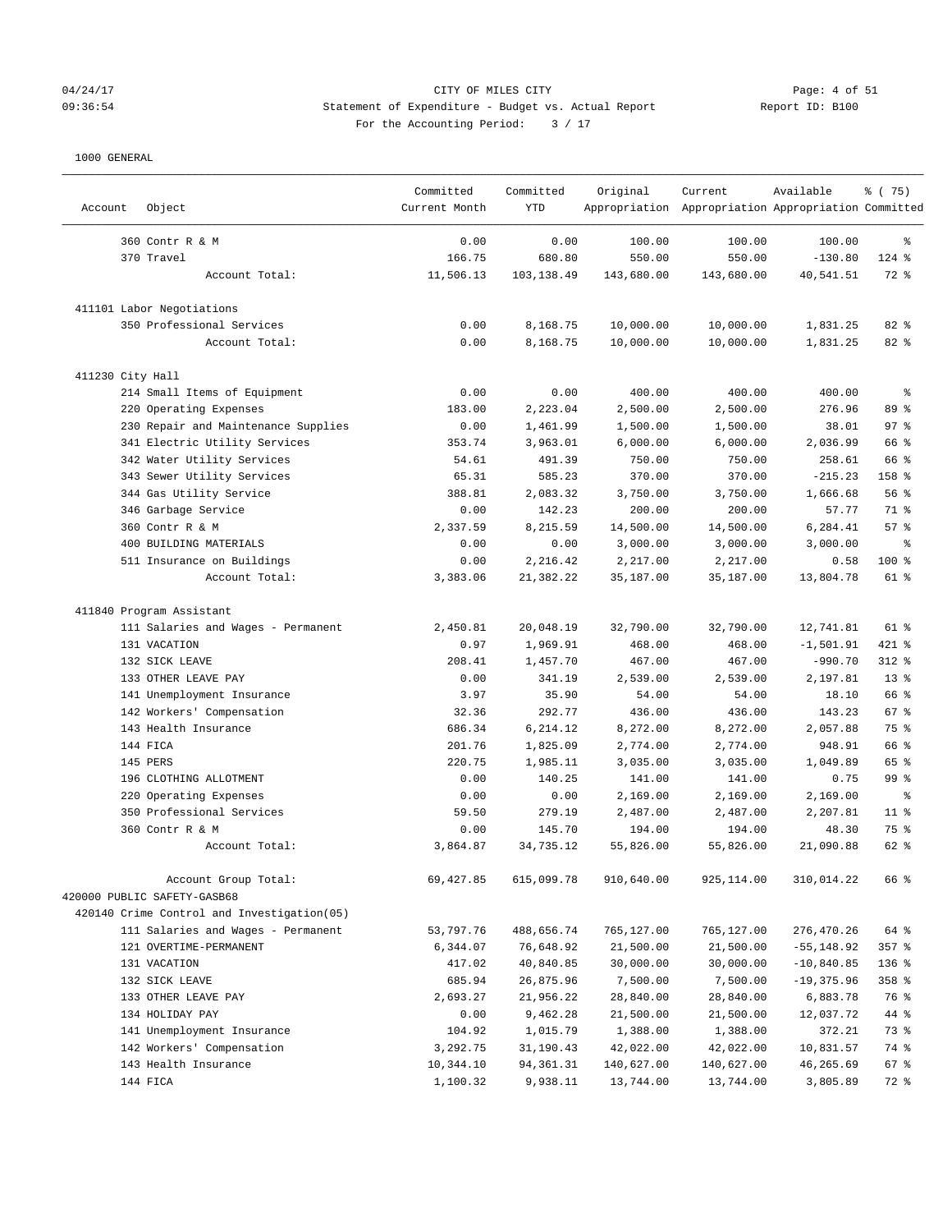04/24/17 CITY OF MILES CITY
09:36:54 Statement of Expenditure - Budget vs. Actual Report Report ID: B100
For the Accounting Period: 3 / 17

1000 GENERAL

| Account | Object | Committed Current Month | Committed YTD | Original Appropriation | Current Appropriation | Available Appropriation | % ( 75) Committed |
|---|---|---|---|---|---|---|---|
| | 360 Contr R & M | 0.00 | 0.00 | 100.00 | 100.00 | 100.00 | % |
| | 370 Travel | 166.75 | 680.80 | 550.00 | 550.00 | -130.80 | 124 % |
| | Account Total: | 11,506.13 | 103,138.49 | 143,680.00 | 143,680.00 | 40,541.51 | 72 % |
| 411101 Labor Negotiations | | | | | | | |
| | 350 Professional Services | 0.00 | 8,168.75 | 10,000.00 | 10,000.00 | 1,831.25 | 82 % |
| | Account Total: | 0.00 | 8,168.75 | 10,000.00 | 10,000.00 | 1,831.25 | 82 % |
| 411230 City Hall | | | | | | | |
| | 214 Small Items of Equipment | 0.00 | 0.00 | 400.00 | 400.00 | 400.00 | % |
| | 220 Operating Expenses | 183.00 | 2,223.04 | 2,500.00 | 2,500.00 | 276.96 | 89 % |
| | 230 Repair and Maintenance Supplies | 0.00 | 1,461.99 | 1,500.00 | 1,500.00 | 38.01 | 97 % |
| | 341 Electric Utility Services | 353.74 | 3,963.01 | 6,000.00 | 6,000.00 | 2,036.99 | 66 % |
| | 342 Water Utility Services | 54.61 | 491.39 | 750.00 | 750.00 | 258.61 | 66 % |
| | 343 Sewer Utility Services | 65.31 | 585.23 | 370.00 | 370.00 | -215.23 | 158 % |
| | 344 Gas Utility Service | 388.81 | 2,083.32 | 3,750.00 | 3,750.00 | 1,666.68 | 56 % |
| | 346 Garbage Service | 0.00 | 142.23 | 200.00 | 200.00 | 57.77 | 71 % |
| | 360 Contr R & M | 2,337.59 | 8,215.59 | 14,500.00 | 14,500.00 | 6,284.41 | 57 % |
| | 400 BUILDING MATERIALS | 0.00 | 0.00 | 3,000.00 | 3,000.00 | 3,000.00 | % |
| | 511 Insurance on Buildings | 0.00 | 2,216.42 | 2,217.00 | 2,217.00 | 0.58 | 100 % |
| | Account Total: | 3,383.06 | 21,382.22 | 35,187.00 | 35,187.00 | 13,804.78 | 61 % |
| 411840 Program Assistant | | | | | | | |
| | 111 Salaries and Wages - Permanent | 2,450.81 | 20,048.19 | 32,790.00 | 32,790.00 | 12,741.81 | 61 % |
| | 131 VACATION | 0.97 | 1,969.91 | 468.00 | 468.00 | -1,501.91 | 421 % |
| | 132 SICK LEAVE | 208.41 | 1,457.70 | 467.00 | 467.00 | -990.70 | 312 % |
| | 133 OTHER LEAVE PAY | 0.00 | 341.19 | 2,539.00 | 2,539.00 | 2,197.81 | 13 % |
| | 141 Unemployment Insurance | 3.97 | 35.90 | 54.00 | 54.00 | 18.10 | 66 % |
| | 142 Workers' Compensation | 32.36 | 292.77 | 436.00 | 436.00 | 143.23 | 67 % |
| | 143 Health Insurance | 686.34 | 6,214.12 | 8,272.00 | 8,272.00 | 2,057.88 | 75 % |
| | 144 FICA | 201.76 | 1,825.09 | 2,774.00 | 2,774.00 | 948.91 | 66 % |
| | 145 PERS | 220.75 | 1,985.11 | 3,035.00 | 3,035.00 | 1,049.89 | 65 % |
| | 196 CLOTHING ALLOTMENT | 0.00 | 140.25 | 141.00 | 141.00 | 0.75 | 99 % |
| | 220 Operating Expenses | 0.00 | 0.00 | 2,169.00 | 2,169.00 | 2,169.00 | % |
| | 350 Professional Services | 59.50 | 279.19 | 2,487.00 | 2,487.00 | 2,207.81 | 11 % |
| | 360 Contr R & M | 0.00 | 145.70 | 194.00 | 194.00 | 48.30 | 75 % |
| | Account Total: | 3,864.87 | 34,735.12 | 55,826.00 | 55,826.00 | 21,090.88 | 62 % |
| | Account Group Total: | 69,427.85 | 615,099.78 | 910,640.00 | 925,114.00 | 310,014.22 | 66 % |
| 420000 PUBLIC SAFETY-GASB68 | | | | | | | |
| 420140 Crime Control and Investigation(05) | | | | | | | |
| | 111 Salaries and Wages - Permanent | 53,797.76 | 488,656.74 | 765,127.00 | 765,127.00 | 276,470.26 | 64 % |
| | 121 OVERTIME-PERMANENT | 6,344.07 | 76,648.92 | 21,500.00 | 21,500.00 | -55,148.92 | 357 % |
| | 131 VACATION | 417.02 | 40,840.85 | 30,000.00 | 30,000.00 | -10,840.85 | 136 % |
| | 132 SICK LEAVE | 685.94 | 26,875.96 | 7,500.00 | 7,500.00 | -19,375.96 | 358 % |
| | 133 OTHER LEAVE PAY | 2,693.27 | 21,956.22 | 28,840.00 | 28,840.00 | 6,883.78 | 76 % |
| | 134 HOLIDAY PAY | 0.00 | 9,462.28 | 21,500.00 | 21,500.00 | 12,037.72 | 44 % |
| | 141 Unemployment Insurance | 104.92 | 1,015.79 | 1,388.00 | 1,388.00 | 372.21 | 73 % |
| | 142 Workers' Compensation | 3,292.75 | 31,190.43 | 42,022.00 | 42,022.00 | 10,831.57 | 74 % |
| | 143 Health Insurance | 10,344.10 | 94,361.31 | 140,627.00 | 140,627.00 | 46,265.69 | 67 % |
| | 144 FICA | 1,100.32 | 9,938.11 | 13,744.00 | 13,744.00 | 3,805.89 | 72 % |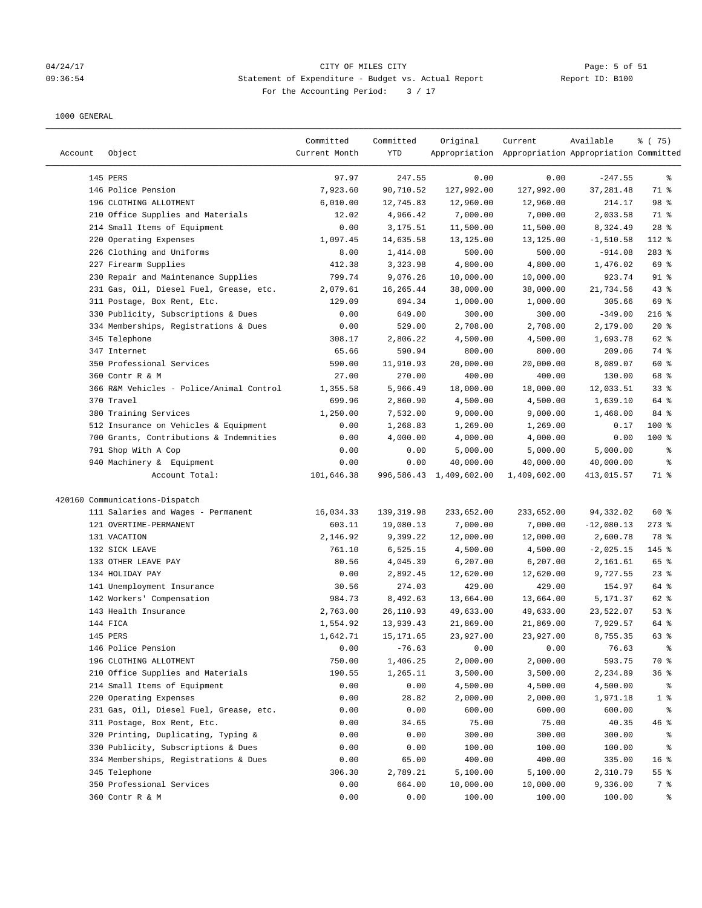CITY OF MILES CITY

Statement of Expenditure - Budget vs. Actual Report

For the Accounting Period: 3 / 17

1000 GENERAL

| Account | Object | Committed Current Month | Committed YTD | Original Appropriation | Current Appropriation | Available Appropriation | % ( 75) Committed |
|---|---|---|---|---|---|---|---|
| | 145 PERS | 97.97 | 247.55 | 0.00 | 0.00 | -247.55 | % |
| | 146 Police Pension | 7,923.60 | 90,710.52 | 127,992.00 | 127,992.00 | 37,281.48 | 71 % |
| | 196 CLOTHING ALLOTMENT | 6,010.00 | 12,745.83 | 12,960.00 | 12,960.00 | 214.17 | 98 % |
| | 210 Office Supplies and Materials | 12.02 | 4,966.42 | 7,000.00 | 7,000.00 | 2,033.58 | 71 % |
| | 214 Small Items of Equipment | 0.00 | 3,175.51 | 11,500.00 | 11,500.00 | 8,324.49 | 28 % |
| | 220 Operating Expenses | 1,097.45 | 14,635.58 | 13,125.00 | 13,125.00 | -1,510.58 | 112 % |
| | 226 Clothing and Uniforms | 8.00 | 1,414.08 | 500.00 | 500.00 | -914.08 | 283 % |
| | 227 Firearm Supplies | 412.38 | 3,323.98 | 4,800.00 | 4,800.00 | 1,476.02 | 69 % |
| | 230 Repair and Maintenance Supplies | 799.74 | 9,076.26 | 10,000.00 | 10,000.00 | 923.74 | 91 % |
| | 231 Gas, Oil, Diesel Fuel, Grease, etc. | 2,079.61 | 16,265.44 | 38,000.00 | 38,000.00 | 21,734.56 | 43 % |
| | 311 Postage, Box Rent, Etc. | 129.09 | 694.34 | 1,000.00 | 1,000.00 | 305.66 | 69 % |
| | 330 Publicity, Subscriptions & Dues | 0.00 | 649.00 | 300.00 | 300.00 | -349.00 | 216 % |
| | 334 Memberships, Registrations & Dues | 0.00 | 529.00 | 2,708.00 | 2,708.00 | 2,179.00 | 20 % |
| | 345 Telephone | 308.17 | 2,806.22 | 4,500.00 | 4,500.00 | 1,693.78 | 62 % |
| | 347 Internet | 65.66 | 590.94 | 800.00 | 800.00 | 209.06 | 74 % |
| | 350 Professional Services | 590.00 | 11,910.93 | 20,000.00 | 20,000.00 | 8,089.07 | 60 % |
| | 360 Contr R & M | 27.00 | 270.00 | 400.00 | 400.00 | 130.00 | 68 % |
| | 366 R&M Vehicles - Police/Animal Control | 1,355.58 | 5,966.49 | 18,000.00 | 18,000.00 | 12,033.51 | 33 % |
| | 370 Travel | 699.96 | 2,860.90 | 4,500.00 | 4,500.00 | 1,639.10 | 64 % |
| | 380 Training Services | 1,250.00 | 7,532.00 | 9,000.00 | 9,000.00 | 1,468.00 | 84 % |
| | 512 Insurance on Vehicles & Equipment | 0.00 | 1,268.83 | 1,269.00 | 1,269.00 | 0.17 | 100 % |
| | 700 Grants, Contributions & Indemnities | 0.00 | 4,000.00 | 4,000.00 | 4,000.00 | 0.00 | 100 % |
| | 791 Shop With A Cop | 0.00 | 0.00 | 5,000.00 | 5,000.00 | 5,000.00 | % |
| | 940 Machinery & Equipment | 0.00 | 0.00 | 40,000.00 | 40,000.00 | 40,000.00 | % |
| | Account Total: | 101,646.38 | 996,586.43 | 1,409,602.00 | 1,409,602.00 | 413,015.57 | 71 % |
| 420160 Communications-Dispatch | | | | | | | |
| | 111 Salaries and Wages - Permanent | 16,034.33 | 139,319.98 | 233,652.00 | 233,652.00 | 94,332.02 | 60 % |
| | 121 OVERTIME-PERMANENT | 603.11 | 19,080.13 | 7,000.00 | 7,000.00 | -12,080.13 | 273 % |
| | 131 VACATION | 2,146.92 | 9,399.22 | 12,000.00 | 12,000.00 | 2,600.78 | 78 % |
| | 132 SICK LEAVE | 761.10 | 6,525.15 | 4,500.00 | 4,500.00 | -2,025.15 | 145 % |
| | 133 OTHER LEAVE PAY | 80.56 | 4,045.39 | 6,207.00 | 6,207.00 | 2,161.61 | 65 % |
| | 134 HOLIDAY PAY | 0.00 | 2,892.45 | 12,620.00 | 12,620.00 | 9,727.55 | 23 % |
| | 141 Unemployment Insurance | 30.56 | 274.03 | 429.00 | 429.00 | 154.97 | 64 % |
| | 142 Workers' Compensation | 984.73 | 8,492.63 | 13,664.00 | 13,664.00 | 5,171.37 | 62 % |
| | 143 Health Insurance | 2,763.00 | 26,110.93 | 49,633.00 | 49,633.00 | 23,522.07 | 53 % |
| | 144 FICA | 1,554.92 | 13,939.43 | 21,869.00 | 21,869.00 | 7,929.57 | 64 % |
| | 145 PERS | 1,642.71 | 15,171.65 | 23,927.00 | 23,927.00 | 8,755.35 | 63 % |
| | 146 Police Pension | 0.00 | -76.63 | 0.00 | 0.00 | 76.63 | % |
| | 196 CLOTHING ALLOTMENT | 750.00 | 1,406.25 | 2,000.00 | 2,000.00 | 593.75 | 70 % |
| | 210 Office Supplies and Materials | 190.55 | 1,265.11 | 3,500.00 | 3,500.00 | 2,234.89 | 36 % |
| | 214 Small Items of Equipment | 0.00 | 0.00 | 4,500.00 | 4,500.00 | 4,500.00 | % |
| | 220 Operating Expenses | 0.00 | 28.82 | 2,000.00 | 2,000.00 | 1,971.18 | 1 % |
| | 231 Gas, Oil, Diesel Fuel, Grease, etc. | 0.00 | 0.00 | 600.00 | 600.00 | 600.00 | % |
| | 311 Postage, Box Rent, Etc. | 0.00 | 34.65 | 75.00 | 75.00 | 40.35 | 46 % |
| | 320 Printing, Duplicating, Typing & | 0.00 | 0.00 | 300.00 | 300.00 | 300.00 | % |
| | 330 Publicity, Subscriptions & Dues | 0.00 | 0.00 | 100.00 | 100.00 | 100.00 | % |
| | 334 Memberships, Registrations & Dues | 0.00 | 65.00 | 400.00 | 400.00 | 335.00 | 16 % |
| | 345 Telephone | 306.30 | 2,789.21 | 5,100.00 | 5,100.00 | 2,310.79 | 55 % |
| | 350 Professional Services | 0.00 | 664.00 | 10,000.00 | 10,000.00 | 9,336.00 | 7 % |
| | 360 Contr R & M | 0.00 | 0.00 | 100.00 | 100.00 | 100.00 | % |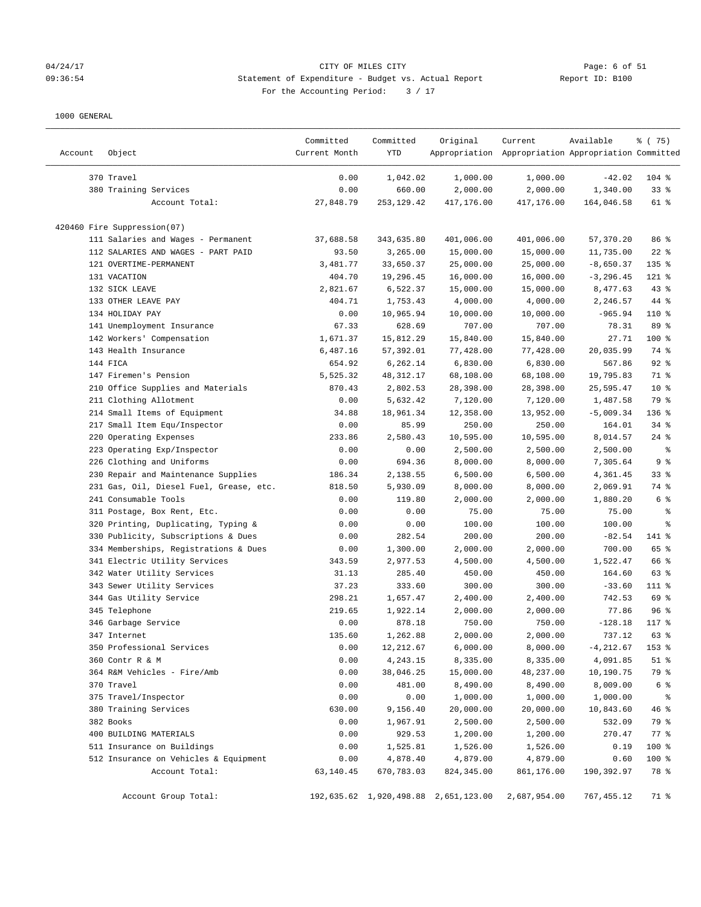CITY OF MILES CITY

Statement of Expenditure - Budget vs. Actual Report

For the Accounting Period: 3 / 17

04/24/17
09:36:54

Report ID: B100

1000 GENERAL

| Account | Object | Committed Current Month | Committed YTD | Original Appropriation | Current Appropriation | Available Appropriation | % ( 75) Committed |
|---|---|---|---|---|---|---|---|
| | 370 Travel | 0.00 | 1,042.02 | 1,000.00 | 1,000.00 | -42.02 | 104 % |
| | 380 Training Services | 0.00 | 660.00 | 2,000.00 | 2,000.00 | 1,340.00 | 33 % |
| | Account Total: | 27,848.79 | 253,129.42 | 417,176.00 | 417,176.00 | 164,046.58 | 61 % |
| 420460 Fire Suppression(07) | | | | | | | |
| | 111 Salaries and Wages - Permanent | 37,688.58 | 343,635.80 | 401,006.00 | 401,006.00 | 57,370.20 | 86 % |
| | 112 SALARIES AND WAGES - PART PAID | 93.50 | 3,265.00 | 15,000.00 | 15,000.00 | 11,735.00 | 22 % |
| | 121 OVERTIME-PERMANENT | 3,481.77 | 33,650.37 | 25,000.00 | 25,000.00 | -8,650.37 | 135 % |
| | 131 VACATION | 404.70 | 19,296.45 | 16,000.00 | 16,000.00 | -3,296.45 | 121 % |
| | 132 SICK LEAVE | 2,821.67 | 6,522.37 | 15,000.00 | 15,000.00 | 8,477.63 | 43 % |
| | 133 OTHER LEAVE PAY | 404.71 | 1,753.43 | 4,000.00 | 4,000.00 | 2,246.57 | 44 % |
| | 134 HOLIDAY PAY | 0.00 | 10,965.94 | 10,000.00 | 10,000.00 | -965.94 | 110 % |
| | 141 Unemployment Insurance | 67.33 | 628.69 | 707.00 | 707.00 | 78.31 | 89 % |
| | 142 Workers' Compensation | 1,671.37 | 15,812.29 | 15,840.00 | 15,840.00 | 27.71 | 100 % |
| | 143 Health Insurance | 6,487.16 | 57,392.01 | 77,428.00 | 77,428.00 | 20,035.99 | 74 % |
| | 144 FICA | 654.92 | 6,262.14 | 6,830.00 | 6,830.00 | 567.86 | 92 % |
| | 147 Firemen's Pension | 5,525.32 | 48,312.17 | 68,108.00 | 68,108.00 | 19,795.83 | 71 % |
| | 210 Office Supplies and Materials | 870.43 | 2,802.53 | 28,398.00 | 28,398.00 | 25,595.47 | 10 % |
| | 211 Clothing Allotment | 0.00 | 5,632.42 | 7,120.00 | 7,120.00 | 1,487.58 | 79 % |
| | 214 Small Items of Equipment | 34.88 | 18,961.34 | 12,358.00 | 13,952.00 | -5,009.34 | 136 % |
| | 217 Small Item Equ/Inspector | 0.00 | 85.99 | 250.00 | 250.00 | 164.01 | 34 % |
| | 220 Operating Expenses | 233.86 | 2,580.43 | 10,595.00 | 10,595.00 | 8,014.57 | 24 % |
| | 223 Operating Exp/Inspector | 0.00 | 0.00 | 2,500.00 | 2,500.00 | 2,500.00 | % |
| | 226 Clothing and Uniforms | 0.00 | 694.36 | 8,000.00 | 8,000.00 | 7,305.64 | 9 % |
| | 230 Repair and Maintenance Supplies | 186.34 | 2,138.55 | 6,500.00 | 6,500.00 | 4,361.45 | 33 % |
| | 231 Gas, Oil, Diesel Fuel, Grease, etc. | 818.50 | 5,930.09 | 8,000.00 | 8,000.00 | 2,069.91 | 74 % |
| | 241 Consumable Tools | 0.00 | 119.80 | 2,000.00 | 2,000.00 | 1,880.20 | 6 % |
| | 311 Postage, Box Rent, Etc. | 0.00 | 0.00 | 75.00 | 75.00 | 75.00 | % |
| | 320 Printing, Duplicating, Typing & | 0.00 | 0.00 | 100.00 | 100.00 | 100.00 | % |
| | 330 Publicity, Subscriptions & Dues | 0.00 | 282.54 | 200.00 | 200.00 | -82.54 | 141 % |
| | 334 Memberships, Registrations & Dues | 0.00 | 1,300.00 | 2,000.00 | 2,000.00 | 700.00 | 65 % |
| | 341 Electric Utility Services | 343.59 | 2,977.53 | 4,500.00 | 4,500.00 | 1,522.47 | 66 % |
| | 342 Water Utility Services | 31.13 | 285.40 | 450.00 | 450.00 | 164.60 | 63 % |
| | 343 Sewer Utility Services | 37.23 | 333.60 | 300.00 | 300.00 | -33.60 | 111 % |
| | 344 Gas Utility Service | 298.21 | 1,657.47 | 2,400.00 | 2,400.00 | 742.53 | 69 % |
| | 345 Telephone | 219.65 | 1,922.14 | 2,000.00 | 2,000.00 | 77.86 | 96 % |
| | 346 Garbage Service | 0.00 | 878.18 | 750.00 | 750.00 | -128.18 | 117 % |
| | 347 Internet | 135.60 | 1,262.88 | 2,000.00 | 2,000.00 | 737.12 | 63 % |
| | 350 Professional Services | 0.00 | 12,212.67 | 6,000.00 | 8,000.00 | -4,212.67 | 153 % |
| | 360 Contr R & M | 0.00 | 4,243.15 | 8,335.00 | 8,335.00 | 4,091.85 | 51 % |
| | 364 R&M Vehicles - Fire/Amb | 0.00 | 38,046.25 | 15,000.00 | 48,237.00 | 10,190.75 | 79 % |
| | 370 Travel | 0.00 | 481.00 | 8,490.00 | 8,490.00 | 8,009.00 | 6 % |
| | 375 Travel/Inspector | 0.00 | 0.00 | 1,000.00 | 1,000.00 | 1,000.00 | % |
| | 380 Training Services | 630.00 | 9,156.40 | 20,000.00 | 20,000.00 | 10,843.60 | 46 % |
| | 382 Books | 0.00 | 1,967.91 | 2,500.00 | 2,500.00 | 532.09 | 79 % |
| | 400 BUILDING MATERIALS | 0.00 | 929.53 | 1,200.00 | 1,200.00 | 270.47 | 77 % |
| | 511 Insurance on Buildings | 0.00 | 1,525.81 | 1,526.00 | 1,526.00 | 0.19 | 100 % |
| | 512 Insurance on Vehicles & Equipment | 0.00 | 4,878.40 | 4,879.00 | 4,879.00 | 0.60 | 100 % |
| | Account Total: | 63,140.45 | 670,783.03 | 824,345.00 | 861,176.00 | 190,392.97 | 78 % |
| | Account Group Total: | 192,635.62 | 1,920,498.88 | 2,651,123.00 | 2,687,954.00 | 767,455.12 | 71 % |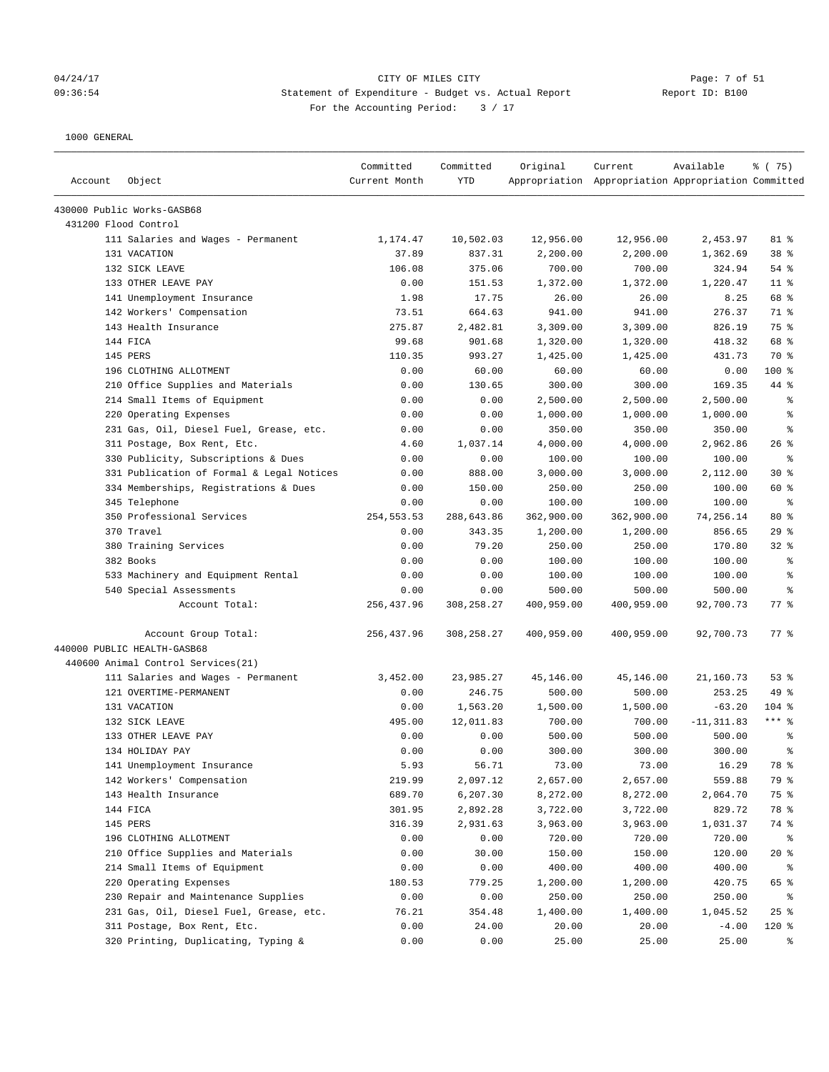CITY OF MILES CITY

Statement of Expenditure - Budget vs. Actual Report

For the Accounting Period: 3 / 17

04/24/17 09:36:54 — Report ID: B100

1000 GENERAL

| Account | Object | Committed Current Month | Committed YTD | Original Appropriation | Current Appropriation | Available Appropriation | % ( 75) Committed |
|---|---|---|---|---|---|---|---|
| 430000 Public Works-GASB68 | | | | | | | |
| 431200 Flood Control | | | | | | | |
| | 111 Salaries and Wages - Permanent | 1,174.47 | 10,502.03 | 12,956.00 | 12,956.00 | 2,453.97 | 81 % |
| | 131 VACATION | 37.89 | 837.31 | 2,200.00 | 2,200.00 | 1,362.69 | 38 % |
| | 132 SICK LEAVE | 106.08 | 375.06 | 700.00 | 700.00 | 324.94 | 54 % |
| | 133 OTHER LEAVE PAY | 0.00 | 151.53 | 1,372.00 | 1,372.00 | 1,220.47 | 11 % |
| | 141 Unemployment Insurance | 1.98 | 17.75 | 26.00 | 26.00 | 8.25 | 68 % |
| | 142 Workers' Compensation | 73.51 | 664.63 | 941.00 | 941.00 | 276.37 | 71 % |
| | 143 Health Insurance | 275.87 | 2,482.81 | 3,309.00 | 3,309.00 | 826.19 | 75 % |
| | 144 FICA | 99.68 | 901.68 | 1,320.00 | 1,320.00 | 418.32 | 68 % |
| | 145 PERS | 110.35 | 993.27 | 1,425.00 | 1,425.00 | 431.73 | 70 % |
| | 196 CLOTHING ALLOTMENT | 0.00 | 60.00 | 60.00 | 60.00 | 0.00 | 100 % |
| | 210 Office Supplies and Materials | 0.00 | 130.65 | 300.00 | 300.00 | 169.35 | 44 % |
| | 214 Small Items of Equipment | 0.00 | 0.00 | 2,500.00 | 2,500.00 | 2,500.00 | % |
| | 220 Operating Expenses | 0.00 | 0.00 | 1,000.00 | 1,000.00 | 1,000.00 | % |
| | 231 Gas, Oil, Diesel Fuel, Grease, etc. | 0.00 | 0.00 | 350.00 | 350.00 | 350.00 | % |
| | 311 Postage, Box Rent, Etc. | 4.60 | 1,037.14 | 4,000.00 | 4,000.00 | 2,962.86 | 26 % |
| | 330 Publicity, Subscriptions & Dues | 0.00 | 0.00 | 100.00 | 100.00 | 100.00 | % |
| | 331 Publication of Formal & Legal Notices | 0.00 | 888.00 | 3,000.00 | 3,000.00 | 2,112.00 | 30 % |
| | 334 Memberships, Registrations & Dues | 0.00 | 150.00 | 250.00 | 250.00 | 100.00 | 60 % |
| | 345 Telephone | 0.00 | 0.00 | 100.00 | 100.00 | 100.00 | % |
| | 350 Professional Services | 254,553.53 | 288,643.86 | 362,900.00 | 362,900.00 | 74,256.14 | 80 % |
| | 370 Travel | 0.00 | 343.35 | 1,200.00 | 1,200.00 | 856.65 | 29 % |
| | 380 Training Services | 0.00 | 79.20 | 250.00 | 250.00 | 170.80 | 32 % |
| | 382 Books | 0.00 | 0.00 | 100.00 | 100.00 | 100.00 | % |
| | 533 Machinery and Equipment Rental | 0.00 | 0.00 | 100.00 | 100.00 | 100.00 | % |
| | 540 Special Assessments | 0.00 | 0.00 | 500.00 | 500.00 | 500.00 | % |
| | Account Total: | 256,437.96 | 308,258.27 | 400,959.00 | 400,959.00 | 92,700.73 | 77 % |
| | Account Group Total: | 256,437.96 | 308,258.27 | 400,959.00 | 400,959.00 | 92,700.73 | 77 % |
| 440000 PUBLIC HEALTH-GASB68 | | | | | | | |
| 440600 Animal Control Services(21) | | | | | | | |
| | 111 Salaries and Wages - Permanent | 3,452.00 | 23,985.27 | 45,146.00 | 45,146.00 | 21,160.73 | 53 % |
| | 121 OVERTIME-PERMANENT | 0.00 | 246.75 | 500.00 | 500.00 | 253.25 | 49 % |
| | 131 VACATION | 0.00 | 1,563.20 | 1,500.00 | 1,500.00 | -63.20 | 104 % |
| | 132 SICK LEAVE | 495.00 | 12,011.83 | 700.00 | 700.00 | -11,311.83 | *** % |
| | 133 OTHER LEAVE PAY | 0.00 | 0.00 | 500.00 | 500.00 | 500.00 | % |
| | 134 HOLIDAY PAY | 0.00 | 0.00 | 300.00 | 300.00 | 300.00 | % |
| | 141 Unemployment Insurance | 5.93 | 56.71 | 73.00 | 73.00 | 16.29 | 78 % |
| | 142 Workers' Compensation | 219.99 | 2,097.12 | 2,657.00 | 2,657.00 | 559.88 | 79 % |
| | 143 Health Insurance | 689.70 | 6,207.30 | 8,272.00 | 8,272.00 | 2,064.70 | 75 % |
| | 144 FICA | 301.95 | 2,892.28 | 3,722.00 | 3,722.00 | 829.72 | 78 % |
| | 145 PERS | 316.39 | 2,931.63 | 3,963.00 | 3,963.00 | 1,031.37 | 74 % |
| | 196 CLOTHING ALLOTMENT | 0.00 | 0.00 | 720.00 | 720.00 | 720.00 | % |
| | 210 Office Supplies and Materials | 0.00 | 30.00 | 150.00 | 150.00 | 120.00 | 20 % |
| | 214 Small Items of Equipment | 0.00 | 0.00 | 400.00 | 400.00 | 400.00 | % |
| | 220 Operating Expenses | 180.53 | 779.25 | 1,200.00 | 1,200.00 | 420.75 | 65 % |
| | 230 Repair and Maintenance Supplies | 0.00 | 0.00 | 250.00 | 250.00 | 250.00 | % |
| | 231 Gas, Oil, Diesel Fuel, Grease, etc. | 76.21 | 354.48 | 1,400.00 | 1,400.00 | 1,045.52 | 25 % |
| | 311 Postage, Box Rent, Etc. | 0.00 | 24.00 | 20.00 | 20.00 | -4.00 | 120 % |
| | 320 Printing, Duplicating, Typing & | 0.00 | 0.00 | 25.00 | 25.00 | 25.00 | % |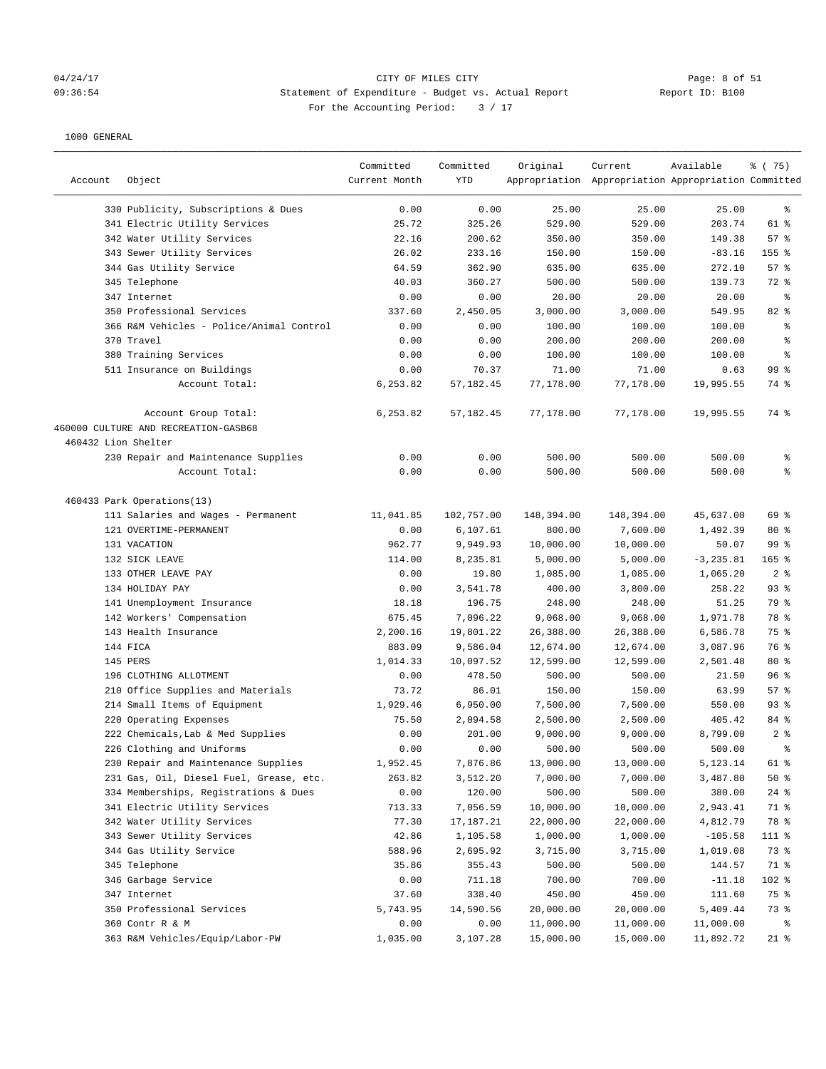04/24/17 CITY OF MILES CITY
09:36:54 Statement of Expenditure - Budget vs. Actual Report Report ID: B100
For the Accounting Period: 3 / 17

1000 GENERAL

| Account | Object | Committed Current Month | Committed YTD | Original Appropriation | Current Appropriation | Available Appropriation | % ( 75) Committed |
|---|---|---|---|---|---|---|---|
| | 330 Publicity, Subscriptions & Dues | 0.00 | 0.00 | 25.00 | 25.00 | 25.00 | % |
| | 341 Electric Utility Services | 25.72 | 325.26 | 529.00 | 529.00 | 203.74 | 61 % |
| | 342 Water Utility Services | 22.16 | 200.62 | 350.00 | 350.00 | 149.38 | 57 % |
| | 343 Sewer Utility Services | 26.02 | 233.16 | 150.00 | 150.00 | -83.16 | 155 % |
| | 344 Gas Utility Service | 64.59 | 362.90 | 635.00 | 635.00 | 272.10 | 57 % |
| | 345 Telephone | 40.03 | 360.27 | 500.00 | 500.00 | 139.73 | 72 % |
| | 347 Internet | 0.00 | 0.00 | 20.00 | 20.00 | 20.00 | % |
| | 350 Professional Services | 337.60 | 2,450.05 | 3,000.00 | 3,000.00 | 549.95 | 82 % |
| | 366 R&M Vehicles - Police/Animal Control | 0.00 | 0.00 | 100.00 | 100.00 | 100.00 | % |
| | 370 Travel | 0.00 | 0.00 | 200.00 | 200.00 | 200.00 | % |
| | 380 Training Services | 0.00 | 0.00 | 100.00 | 100.00 | 100.00 | % |
| | 511 Insurance on Buildings | 0.00 | 70.37 | 71.00 | 71.00 | 0.63 | 99 % |
| | Account Total: | 6,253.82 | 57,182.45 | 77,178.00 | 77,178.00 | 19,995.55 | 74 % |
| | Account Group Total: | 6,253.82 | 57,182.45 | 77,178.00 | 77,178.00 | 19,995.55 | 74 % |
| 460000 CULTURE AND RECREATION-GASB68 | | | | | | | |
| 460432 Lion Shelter | | | | | | | |
| | 230 Repair and Maintenance Supplies | 0.00 | 0.00 | 500.00 | 500.00 | 500.00 | % |
| | Account Total: | 0.00 | 0.00 | 500.00 | 500.00 | 500.00 | % |
| 460433 Park Operations(13) | | | | | | | |
| | 111 Salaries and Wages - Permanent | 11,041.85 | 102,757.00 | 148,394.00 | 148,394.00 | 45,637.00 | 69 % |
| | 121 OVERTIME-PERMANENT | 0.00 | 6,107.61 | 800.00 | 7,600.00 | 1,492.39 | 80 % |
| | 131 VACATION | 962.77 | 9,949.93 | 10,000.00 | 10,000.00 | 50.07 | 99 % |
| | 132 SICK LEAVE | 114.00 | 8,235.81 | 5,000.00 | 5,000.00 | -3,235.81 | 165 % |
| | 133 OTHER LEAVE PAY | 0.00 | 19.80 | 1,085.00 | 1,085.00 | 1,065.20 | 2 % |
| | 134 HOLIDAY PAY | 0.00 | 3,541.78 | 400.00 | 3,800.00 | 258.22 | 93 % |
| | 141 Unemployment Insurance | 18.18 | 196.75 | 248.00 | 248.00 | 51.25 | 79 % |
| | 142 Workers' Compensation | 675.45 | 7,096.22 | 9,068.00 | 9,068.00 | 1,971.78 | 78 % |
| | 143 Health Insurance | 2,200.16 | 19,801.22 | 26,388.00 | 26,388.00 | 6,586.78 | 75 % |
| | 144 FICA | 883.09 | 9,586.04 | 12,674.00 | 12,674.00 | 3,087.96 | 76 % |
| | 145 PERS | 1,014.33 | 10,097.52 | 12,599.00 | 12,599.00 | 2,501.48 | 80 % |
| | 196 CLOTHING ALLOTMENT | 0.00 | 478.50 | 500.00 | 500.00 | 21.50 | 96 % |
| | 210 Office Supplies and Materials | 73.72 | 86.01 | 150.00 | 150.00 | 63.99 | 57 % |
| | 214 Small Items of Equipment | 1,929.46 | 6,950.00 | 7,500.00 | 7,500.00 | 550.00 | 93 % |
| | 220 Operating Expenses | 75.50 | 2,094.58 | 2,500.00 | 2,500.00 | 405.42 | 84 % |
| | 222 Chemicals,Lab & Med Supplies | 0.00 | 201.00 | 9,000.00 | 9,000.00 | 8,799.00 | 2 % |
| | 226 Clothing and Uniforms | 0.00 | 0.00 | 500.00 | 500.00 | 500.00 | % |
| | 230 Repair and Maintenance Supplies | 1,952.45 | 7,876.86 | 13,000.00 | 13,000.00 | 5,123.14 | 61 % |
| | 231 Gas, Oil, Diesel Fuel, Grease, etc. | 263.82 | 3,512.20 | 7,000.00 | 7,000.00 | 3,487.80 | 50 % |
| | 334 Memberships, Registrations & Dues | 0.00 | 120.00 | 500.00 | 500.00 | 380.00 | 24 % |
| | 341 Electric Utility Services | 713.33 | 7,056.59 | 10,000.00 | 10,000.00 | 2,943.41 | 71 % |
| | 342 Water Utility Services | 77.30 | 17,187.21 | 22,000.00 | 22,000.00 | 4,812.79 | 78 % |
| | 343 Sewer Utility Services | 42.86 | 1,105.58 | 1,000.00 | 1,000.00 | -105.58 | 111 % |
| | 344 Gas Utility Service | 588.96 | 2,695.92 | 3,715.00 | 3,715.00 | 1,019.08 | 73 % |
| | 345 Telephone | 35.86 | 355.43 | 500.00 | 500.00 | 144.57 | 71 % |
| | 346 Garbage Service | 0.00 | 711.18 | 700.00 | 700.00 | -11.18 | 102 % |
| | 347 Internet | 37.60 | 338.40 | 450.00 | 450.00 | 111.60 | 75 % |
| | 350 Professional Services | 5,743.95 | 14,590.56 | 20,000.00 | 20,000.00 | 5,409.44 | 73 % |
| | 360 Contr R & M | 0.00 | 0.00 | 11,000.00 | 11,000.00 | 11,000.00 | % |
| | 363 R&M Vehicles/Equip/Labor-PW | 1,035.00 | 3,107.28 | 15,000.00 | 15,000.00 | 11,892.72 | 21 % |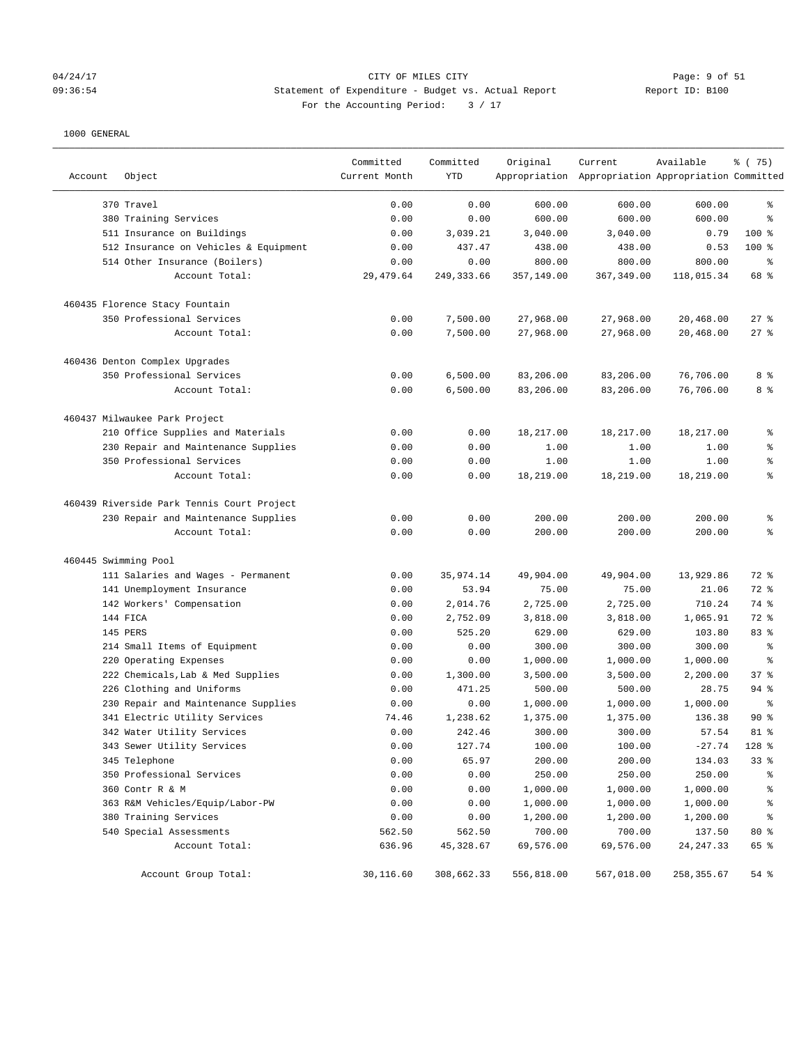04/24/17 CITY OF MILES CITY
09:36:54 Statement of Expenditure - Budget vs. Actual Report Report ID: B100
For the Accounting Period: 3 / 17

1000 GENERAL

| Account | Object | Committed Current Month | Committed YTD | Original Appropriation | Current Appropriation | Available Appropriation | % ( 75) Committed |
|---|---|---|---|---|---|---|---|
| | 370 Travel | 0.00 | 0.00 | 600.00 | 600.00 | 600.00 | % |
| | 380 Training Services | 0.00 | 0.00 | 600.00 | 600.00 | 600.00 | % |
| | 511 Insurance on Buildings | 0.00 | 3,039.21 | 3,040.00 | 3,040.00 | 0.79 | 100 % |
| | 512 Insurance on Vehicles & Equipment | 0.00 | 437.47 | 438.00 | 438.00 | 0.53 | 100 % |
| | 514 Other Insurance (Boilers) | 0.00 | 0.00 | 800.00 | 800.00 | 800.00 | % |
| | Account Total: | 29,479.64 | 249,333.66 | 357,149.00 | 367,349.00 | 118,015.34 | 68 % |
| 460435 Florence Stacy Fountain | | | | | | | |
| | 350 Professional Services | 0.00 | 7,500.00 | 27,968.00 | 27,968.00 | 20,468.00 | 27 % |
| | Account Total: | 0.00 | 7,500.00 | 27,968.00 | 27,968.00 | 20,468.00 | 27 % |
| 460436 Denton Complex Upgrades | | | | | | | |
| | 350 Professional Services | 0.00 | 6,500.00 | 83,206.00 | 83,206.00 | 76,706.00 | 8 % |
| | Account Total: | 0.00 | 6,500.00 | 83,206.00 | 83,206.00 | 76,706.00 | 8 % |
| 460437 Milwaukee Park Project | | | | | | | |
| | 210 Office Supplies and Materials | 0.00 | 0.00 | 18,217.00 | 18,217.00 | 18,217.00 | % |
| | 230 Repair and Maintenance Supplies | 0.00 | 0.00 | 1.00 | 1.00 | 1.00 | % |
| | 350 Professional Services | 0.00 | 0.00 | 1.00 | 1.00 | 1.00 | % |
| | Account Total: | 0.00 | 0.00 | 18,219.00 | 18,219.00 | 18,219.00 | % |
| 460439 Riverside Park Tennis Court Project | | | | | | | |
| | 230 Repair and Maintenance Supplies | 0.00 | 0.00 | 200.00 | 200.00 | 200.00 | % |
| | Account Total: | 0.00 | 0.00 | 200.00 | 200.00 | 200.00 | % |
| 460445 Swimming Pool | | | | | | | |
| | 111 Salaries and Wages - Permanent | 0.00 | 35,974.14 | 49,904.00 | 49,904.00 | 13,929.86 | 72 % |
| | 141 Unemployment Insurance | 0.00 | 53.94 | 75.00 | 75.00 | 21.06 | 72 % |
| | 142 Workers' Compensation | 0.00 | 2,014.76 | 2,725.00 | 2,725.00 | 710.24 | 74 % |
| | 144 FICA | 0.00 | 2,752.09 | 3,818.00 | 3,818.00 | 1,065.91 | 72 % |
| | 145 PERS | 0.00 | 525.20 | 629.00 | 629.00 | 103.80 | 83 % |
| | 214 Small Items of Equipment | 0.00 | 0.00 | 300.00 | 300.00 | 300.00 | % |
| | 220 Operating Expenses | 0.00 | 0.00 | 1,000.00 | 1,000.00 | 1,000.00 | % |
| | 222 Chemicals,Lab & Med Supplies | 0.00 | 1,300.00 | 3,500.00 | 3,500.00 | 2,200.00 | 37 % |
| | 226 Clothing and Uniforms | 0.00 | 471.25 | 500.00 | 500.00 | 28.75 | 94 % |
| | 230 Repair and Maintenance Supplies | 0.00 | 0.00 | 1,000.00 | 1,000.00 | 1,000.00 | % |
| | 341 Electric Utility Services | 74.46 | 1,238.62 | 1,375.00 | 1,375.00 | 136.38 | 90 % |
| | 342 Water Utility Services | 0.00 | 242.46 | 300.00 | 300.00 | 57.54 | 81 % |
| | 343 Sewer Utility Services | 0.00 | 127.74 | 100.00 | 100.00 | -27.74 | 128 % |
| | 345 Telephone | 0.00 | 65.97 | 200.00 | 200.00 | 134.03 | 33 % |
| | 350 Professional Services | 0.00 | 0.00 | 250.00 | 250.00 | 250.00 | % |
| | 360 Contr R & M | 0.00 | 0.00 | 1,000.00 | 1,000.00 | 1,000.00 | % |
| | 363 R&M Vehicles/Equip/Labor-PW | 0.00 | 0.00 | 1,000.00 | 1,000.00 | 1,000.00 | % |
| | 380 Training Services | 0.00 | 0.00 | 1,200.00 | 1,200.00 | 1,200.00 | % |
| | 540 Special Assessments | 562.50 | 562.50 | 700.00 | 700.00 | 137.50 | 80 % |
| | Account Total: | 636.96 | 45,328.67 | 69,576.00 | 69,576.00 | 24,247.33 | 65 % |
| | Account Group Total: | 30,116.60 | 308,662.33 | 556,818.00 | 567,018.00 | 258,355.67 | 54 % |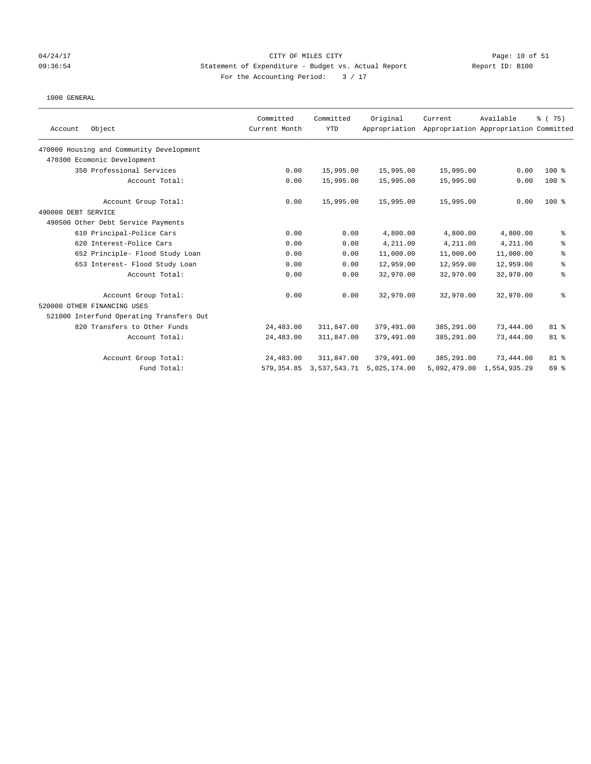CITY OF MILES CITY

Statement of Expenditure - Budget vs. Actual Report

Report ID: B100

For the Accounting Period: 3 / 17

04/24/17
09:36:54

1000 GENERAL

| Account Object | Committed Current Month | Committed YTD | Original Appropriation | Current Appropriation | Available Appropriation | % ( 75) Committed |
|---|---|---|---|---|---|---|
| 470000 Housing and Community Development | | | | | | |
| 470300 Ecomonic Development | | | | | | |
| 350 Professional Services | 0.00 | 15,995.00 | 15,995.00 | 15,995.00 | 0.00 | 100 % |
| Account Total: | 0.00 | 15,995.00 | 15,995.00 | 15,995.00 | 0.00 | 100 % |
| Account Group Total: | 0.00 | 15,995.00 | 15,995.00 | 15,995.00 | 0.00 | 100 % |
| 490000 DEBT SERVICE | | | | | | |
| 490500 Other Debt Service Payments | | | | | | |
| 610 Principal-Police Cars | 0.00 | 0.00 | 4,800.00 | 4,800.00 | 4,800.00 | % |
| 620 Interest-Police Cars | 0.00 | 0.00 | 4,211.00 | 4,211.00 | 4,211.00 | % |
| 652 Principle- Flood Study Loan | 0.00 | 0.00 | 11,000.00 | 11,000.00 | 11,000.00 | % |
| 653 Interest- Flood Study Loan | 0.00 | 0.00 | 12,959.00 | 12,959.00 | 12,959.00 | % |
| Account Total: | 0.00 | 0.00 | 32,970.00 | 32,970.00 | 32,970.00 | % |
| Account Group Total: | 0.00 | 0.00 | 32,970.00 | 32,970.00 | 32,970.00 | % |
| 520000 OTHER FINANCING USES | | | | | | |
| 521000 Interfund Operating Transfers Out | | | | | | |
| 820 Transfers to Other Funds | 24,483.00 | 311,847.00 | 379,491.00 | 385,291.00 | 73,444.00 | 81 % |
| Account Total: | 24,483.00 | 311,847.00 | 379,491.00 | 385,291.00 | 73,444.00 | 81 % |
| Account Group Total: | 24,483.00 | 311,847.00 | 379,491.00 | 385,291.00 | 73,444.00 | 81 % |
| Fund Total: | 579,354.85 | 3,537,543.71 | 5,025,174.00 | 5,092,479.00 | 1,554,935.29 | 69 % |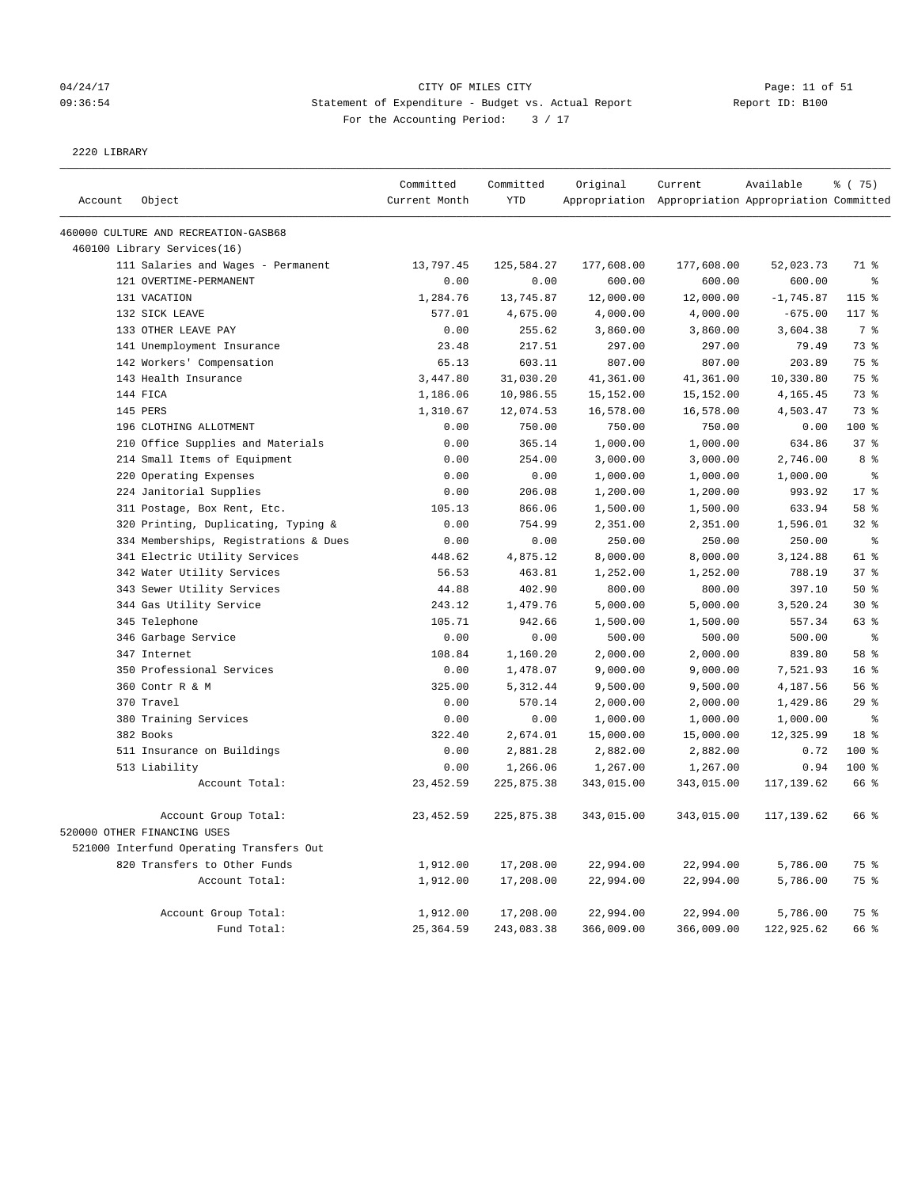CITY OF MILES CITY

Statement of Expenditure - Budget vs. Actual Report

Report ID: B100

For the Accounting Period: 3 / 17

04/24/17 09:36:54

2220 LIBRARY

| Account | Object | Committed Current Month | Committed YTD | Original Appropriation | Current Appropriation | Available Appropriation | % ( 75) Committed |
|---|---|---|---|---|---|---|---|
| 460000 CULTURE AND RECREATION-GASB68 | | | | | | | |
| 460100 Library Services(16) | | | | | | | |
| | 111 Salaries and Wages - Permanent | 13,797.45 | 125,584.27 | 177,608.00 | 177,608.00 | 52,023.73 | 71 % |
| | 121 OVERTIME-PERMANENT | 0.00 | 0.00 | 600.00 | 600.00 | 600.00 | % |
| | 131 VACATION | 1,284.76 | 13,745.87 | 12,000.00 | 12,000.00 | -1,745.87 | 115 % |
| | 132 SICK LEAVE | 577.01 | 4,675.00 | 4,000.00 | 4,000.00 | -675.00 | 117 % |
| | 133 OTHER LEAVE PAY | 0.00 | 255.62 | 3,860.00 | 3,860.00 | 3,604.38 | 7 % |
| | 141 Unemployment Insurance | 23.48 | 217.51 | 297.00 | 297.00 | 79.49 | 73 % |
| | 142 Workers' Compensation | 65.13 | 603.11 | 807.00 | 807.00 | 203.89 | 75 % |
| | 143 Health Insurance | 3,447.80 | 31,030.20 | 41,361.00 | 41,361.00 | 10,330.80 | 75 % |
| | 144 FICA | 1,186.06 | 10,986.55 | 15,152.00 | 15,152.00 | 4,165.45 | 73 % |
| | 145 PERS | 1,310.67 | 12,074.53 | 16,578.00 | 16,578.00 | 4,503.47 | 73 % |
| | 196 CLOTHING ALLOTMENT | 0.00 | 750.00 | 750.00 | 750.00 | 0.00 | 100 % |
| | 210 Office Supplies and Materials | 0.00 | 365.14 | 1,000.00 | 1,000.00 | 634.86 | 37 % |
| | 214 Small Items of Equipment | 0.00 | 254.00 | 3,000.00 | 3,000.00 | 2,746.00 | 8 % |
| | 220 Operating Expenses | 0.00 | 0.00 | 1,000.00 | 1,000.00 | 1,000.00 | % |
| | 224 Janitorial Supplies | 0.00 | 206.08 | 1,200.00 | 1,200.00 | 993.92 | 17 % |
| | 311 Postage, Box Rent, Etc. | 105.13 | 866.06 | 1,500.00 | 1,500.00 | 633.94 | 58 % |
| | 320 Printing, Duplicating, Typing & | 0.00 | 754.99 | 2,351.00 | 2,351.00 | 1,596.01 | 32 % |
| | 334 Memberships, Registrations & Dues | 0.00 | 0.00 | 250.00 | 250.00 | 250.00 | % |
| | 341 Electric Utility Services | 448.62 | 4,875.12 | 8,000.00 | 8,000.00 | 3,124.88 | 61 % |
| | 342 Water Utility Services | 56.53 | 463.81 | 1,252.00 | 1,252.00 | 788.19 | 37 % |
| | 343 Sewer Utility Services | 44.88 | 402.90 | 800.00 | 800.00 | 397.10 | 50 % |
| | 344 Gas Utility Service | 243.12 | 1,479.76 | 5,000.00 | 5,000.00 | 3,520.24 | 30 % |
| | 345 Telephone | 105.71 | 942.66 | 1,500.00 | 1,500.00 | 557.34 | 63 % |
| | 346 Garbage Service | 0.00 | 0.00 | 500.00 | 500.00 | 500.00 | % |
| | 347 Internet | 108.84 | 1,160.20 | 2,000.00 | 2,000.00 | 839.80 | 58 % |
| | 350 Professional Services | 0.00 | 1,478.07 | 9,000.00 | 9,000.00 | 7,521.93 | 16 % |
| | 360 Contr R & M | 325.00 | 5,312.44 | 9,500.00 | 9,500.00 | 4,187.56 | 56 % |
| | 370 Travel | 0.00 | 570.14 | 2,000.00 | 2,000.00 | 1,429.86 | 29 % |
| | 380 Training Services | 0.00 | 0.00 | 1,000.00 | 1,000.00 | 1,000.00 | % |
| | 382 Books | 322.40 | 2,674.01 | 15,000.00 | 15,000.00 | 12,325.99 | 18 % |
| | 511 Insurance on Buildings | 0.00 | 2,881.28 | 2,882.00 | 2,882.00 | 0.72 | 100 % |
| | 513 Liability | 0.00 | 1,266.06 | 1,267.00 | 1,267.00 | 0.94 | 100 % |
| | Account Total: | 23,452.59 | 225,875.38 | 343,015.00 | 343,015.00 | 117,139.62 | 66 % |
| | Account Group Total: | 23,452.59 | 225,875.38 | 343,015.00 | 343,015.00 | 117,139.62 | 66 % |
| 520000 OTHER FINANCING USES | | | | | | | |
| 521000 Interfund Operating Transfers Out | | | | | | | |
| | 820 Transfers to Other Funds | 1,912.00 | 17,208.00 | 22,994.00 | 22,994.00 | 5,786.00 | 75 % |
| | Account Total: | 1,912.00 | 17,208.00 | 22,994.00 | 22,994.00 | 5,786.00 | 75 % |
| | Account Group Total: | 1,912.00 | 17,208.00 | 22,994.00 | 22,994.00 | 5,786.00 | 75 % |
| | Fund Total: | 25,364.59 | 243,083.38 | 366,009.00 | 366,009.00 | 122,925.62 | 66 % |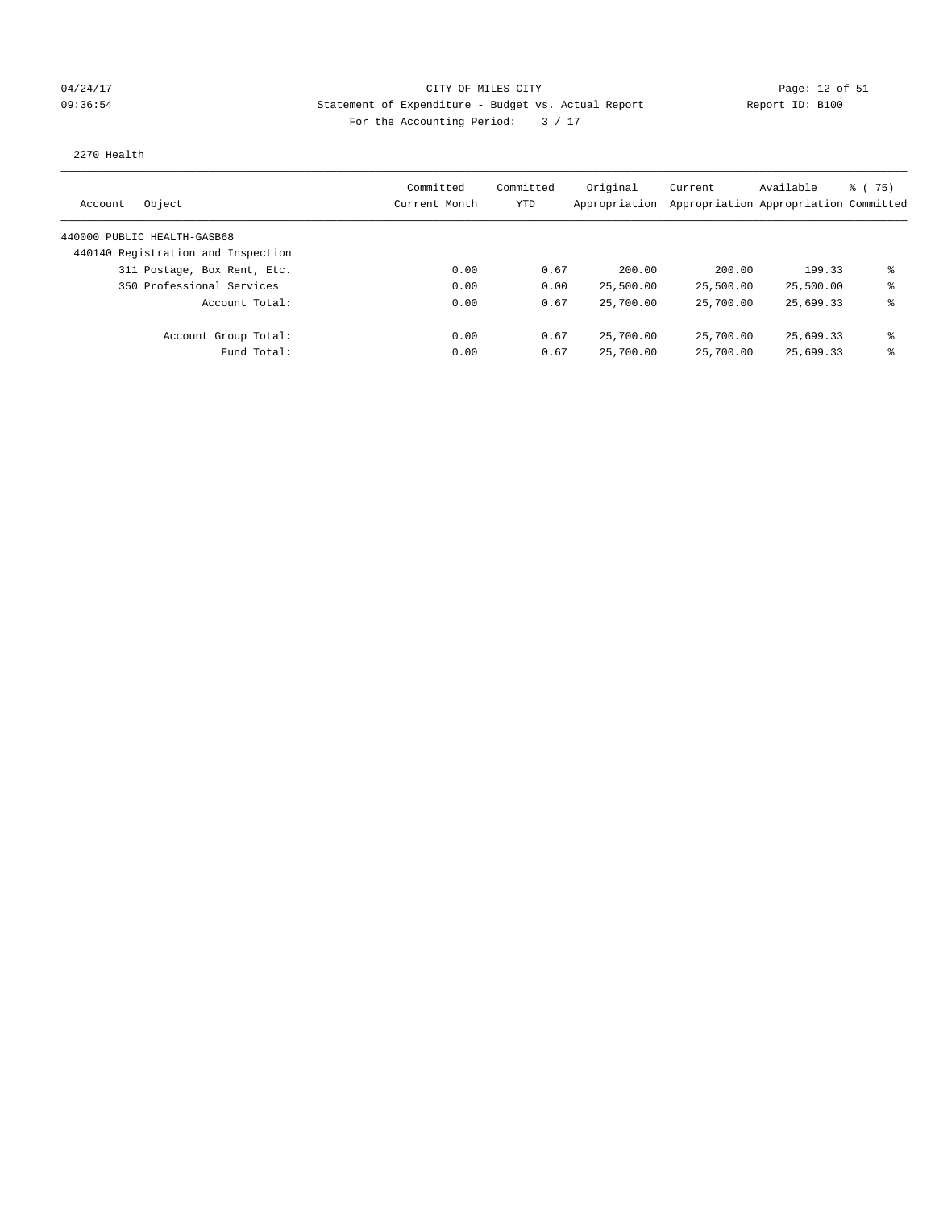CITY OF MILES CITY
Statement of Expenditure - Budget vs. Actual Report
For the Accounting Period: 3 / 17

04/24/17
09:36:54

Report ID: B100

2270 Health

| Account Object | Committed Current Month | Committed YTD | Original Appropriation | Current Appropriation | Available Appropriation | % ( 75) Committed |
|---|---|---|---|---|---|---|
| 440000 PUBLIC HEALTH-GASB68 | | | | | | |
| 440140 Registration and Inspection | | | | | | |
| 311 Postage, Box Rent, Etc. | 0.00 | 0.67 | 200.00 | 200.00 | 199.33 | % |
| 350 Professional Services | 0.00 | 0.00 | 25,500.00 | 25,500.00 | 25,500.00 | % |
| Account Total: | 0.00 | 0.67 | 25,700.00 | 25,700.00 | 25,699.33 | % |
| Account Group Total: | 0.00 | 0.67 | 25,700.00 | 25,700.00 | 25,699.33 | % |
| Fund Total: | 0.00 | 0.67 | 25,700.00 | 25,700.00 | 25,699.33 | % |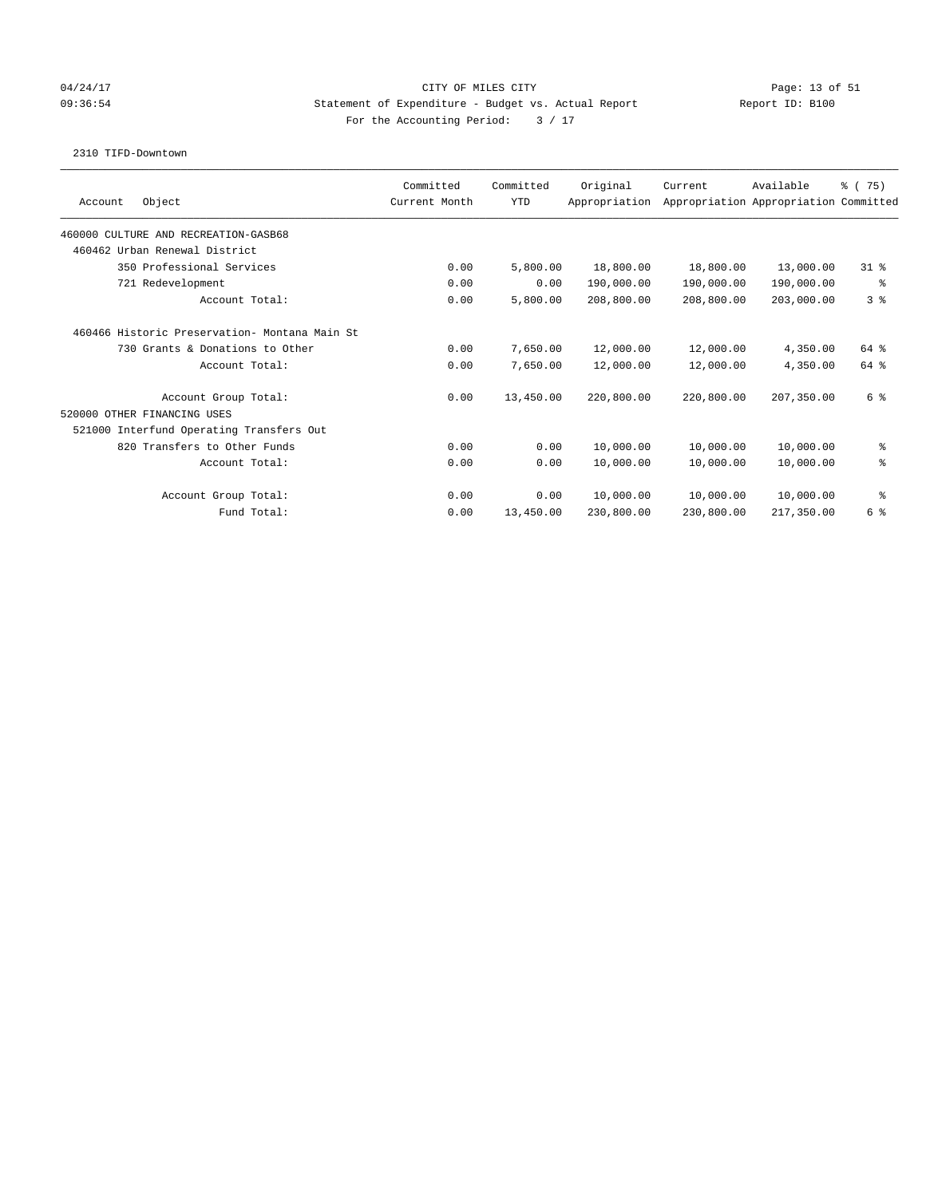CITY OF MILES CITY

Statement of Expenditure - Budget vs. Actual Report

Report ID: B100

04/24/17 09:36:54

For the Accounting Period: 3 / 17

2310 TIFD-Downtown

| Account Object | Committed Current Month | Committed YTD | Original Appropriation | Current Appropriation | Available Appropriation | % ( 75) Committed |
|---|---|---|---|---|---|---|
| 460000 CULTURE AND RECREATION-GASB68 | | | | | | |
| 460462 Urban Renewal District | | | | | | |
| 350 Professional Services | 0.00 | 5,800.00 | 18,800.00 | 18,800.00 | 13,000.00 | 31 % |
| 721 Redevelopment | 0.00 | 0.00 | 190,000.00 | 190,000.00 | 190,000.00 | % |
| Account Total: | 0.00 | 5,800.00 | 208,800.00 | 208,800.00 | 203,000.00 | 3 % |
| 460466 Historic Preservation- Montana Main St | | | | | | |
| 730 Grants & Donations to Other | 0.00 | 7,650.00 | 12,000.00 | 12,000.00 | 4,350.00 | 64 % |
| Account Total: | 0.00 | 7,650.00 | 12,000.00 | 12,000.00 | 4,350.00 | 64 % |
| Account Group Total: | 0.00 | 13,450.00 | 220,800.00 | 220,800.00 | 207,350.00 | 6 % |
| 520000 OTHER FINANCING USES | | | | | | |
| 521000 Interfund Operating Transfers Out | | | | | | |
| 820 Transfers to Other Funds | 0.00 | 0.00 | 10,000.00 | 10,000.00 | 10,000.00 | % |
| Account Total: | 0.00 | 0.00 | 10,000.00 | 10,000.00 | 10,000.00 | % |
| Account Group Total: | 0.00 | 0.00 | 10,000.00 | 10,000.00 | 10,000.00 | % |
| Fund Total: | 0.00 | 13,450.00 | 230,800.00 | 230,800.00 | 217,350.00 | 6 % |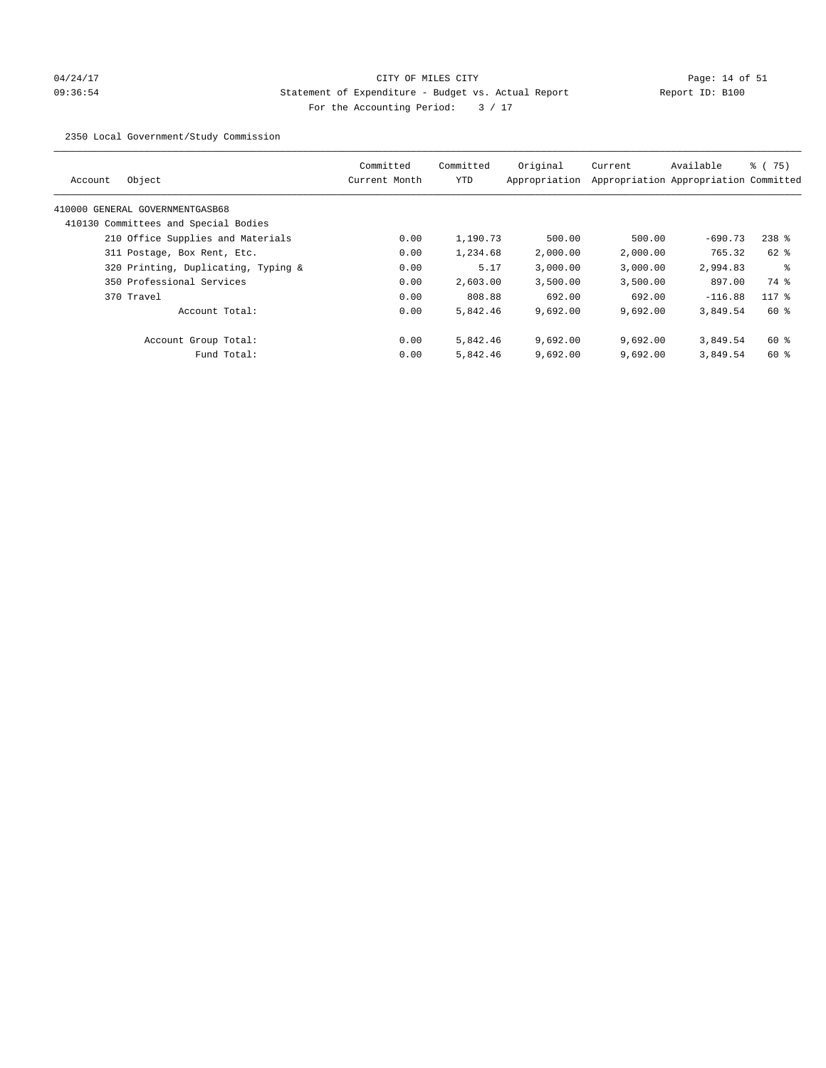CITY OF MILES CITY
Statement of Expenditure - Budget vs. Actual Report
For the Accounting Period: 3 / 17

04/24/17
09:36:54

Report ID: B100

2350 Local Government/Study Commission

| Account | Object | Committed Current Month | Committed YTD | Original Appropriation | Current Appropriation | Available Appropriation | % ( 75) Committed |
|---|---|---|---|---|---|---|---|
| 410000 GENERAL GOVERNMENTGASB68 | | | | | | | |
| 410130 Committees and Special Bodies | | | | | | | |
| | 210 Office Supplies and Materials | 0.00 | 1,190.73 | 500.00 | 500.00 | -690.73 | 238 % |
| | 311 Postage, Box Rent, Etc. | 0.00 | 1,234.68 | 2,000.00 | 2,000.00 | 765.32 | 62 % |
| | 320 Printing, Duplicating, Typing & | 0.00 | 5.17 | 3,000.00 | 3,000.00 | 2,994.83 | % |
| | 350 Professional Services | 0.00 | 2,603.00 | 3,500.00 | 3,500.00 | 897.00 | 74 % |
| | 370 Travel | 0.00 | 808.88 | 692.00 | 692.00 | -116.88 | 117 % |
| | Account Total: | 0.00 | 5,842.46 | 9,692.00 | 9,692.00 | 3,849.54 | 60 % |
| | Account Group Total: | 0.00 | 5,842.46 | 9,692.00 | 9,692.00 | 3,849.54 | 60 % |
| | Fund Total: | 0.00 | 5,842.46 | 9,692.00 | 9,692.00 | 3,849.54 | 60 % |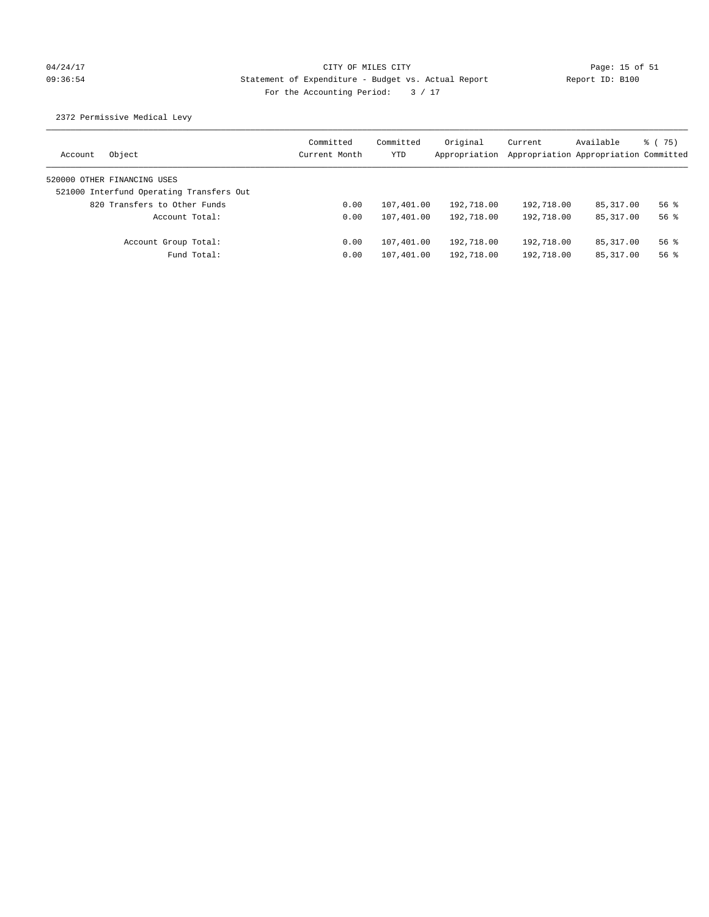CITY OF MILES CITY

Statement of Expenditure - Budget vs. Actual Report

Report ID: B100

For the Accounting Period: 3 / 17

04/24/17
09:36:54

2372 Permissive Medical Levy

| Account Object | Committed Current Month | Committed YTD | Original Appropriation | Current Appropriation | Available Appropriation | % ( 75) Committed |
|---|---|---|---|---|---|---|
| 520000 OTHER FINANCING USES | | | | | | |
| 521000 Interfund Operating Transfers Out | | | | | | |
| 820 Transfers to Other Funds | 0.00 | 107,401.00 | 192,718.00 | 192,718.00 | 85,317.00 | 56 % |
| Account Total: | 0.00 | 107,401.00 | 192,718.00 | 192,718.00 | 85,317.00 | 56 % |
| Account Group Total: | 0.00 | 107,401.00 | 192,718.00 | 192,718.00 | 85,317.00 | 56 % |
| Fund Total: | 0.00 | 107,401.00 | 192,718.00 | 192,718.00 | 85,317.00 | 56 % |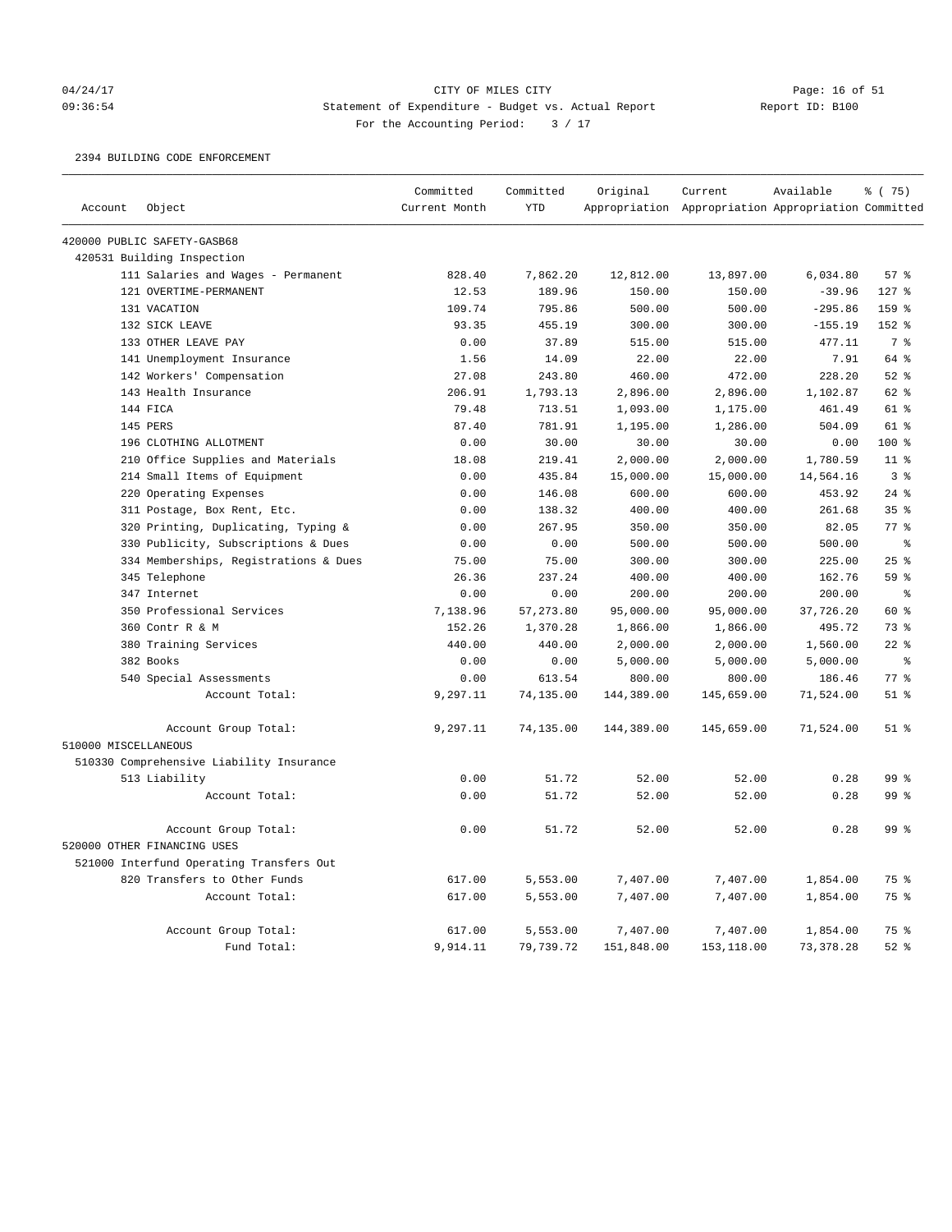CITY OF MILES CITY

Statement of Expenditure - Budget vs. Actual Report

For the Accounting Period: 3 / 17

04/24/17 09:36:54 — Report ID: B100

2394 BUILDING CODE ENFORCEMENT

| Account | Object | Committed Current Month | Committed YTD | Original Appropriation | Current Appropriation | Available Appropriation | % ( 75) Committed |
|---|---|---|---|---|---|---|---|
| 420000 PUBLIC SAFETY-GASB68 | | | | | | | |
| 420531 Building Inspection | | | | | | | |
| | 111 Salaries and Wages - Permanent | 828.40 | 7,862.20 | 12,812.00 | 13,897.00 | 6,034.80 | 57 % |
| | 121 OVERTIME-PERMANENT | 12.53 | 189.96 | 150.00 | 150.00 | -39.96 | 127 % |
| | 131 VACATION | 109.74 | 795.86 | 500.00 | 500.00 | -295.86 | 159 % |
| | 132 SICK LEAVE | 93.35 | 455.19 | 300.00 | 300.00 | -155.19 | 152 % |
| | 133 OTHER LEAVE PAY | 0.00 | 37.89 | 515.00 | 515.00 | 477.11 | 7 % |
| | 141 Unemployment Insurance | 1.56 | 14.09 | 22.00 | 22.00 | 7.91 | 64 % |
| | 142 Workers' Compensation | 27.08 | 243.80 | 460.00 | 472.00 | 228.20 | 52 % |
| | 143 Health Insurance | 206.91 | 1,793.13 | 2,896.00 | 2,896.00 | 1,102.87 | 62 % |
| | 144 FICA | 79.48 | 713.51 | 1,093.00 | 1,175.00 | 461.49 | 61 % |
| | 145 PERS | 87.40 | 781.91 | 1,195.00 | 1,286.00 | 504.09 | 61 % |
| | 196 CLOTHING ALLOTMENT | 0.00 | 30.00 | 30.00 | 30.00 | 0.00 | 100 % |
| | 210 Office Supplies and Materials | 18.08 | 219.41 | 2,000.00 | 2,000.00 | 1,780.59 | 11 % |
| | 214 Small Items of Equipment | 0.00 | 435.84 | 15,000.00 | 15,000.00 | 14,564.16 | 3 % |
| | 220 Operating Expenses | 0.00 | 146.08 | 600.00 | 600.00 | 453.92 | 24 % |
| | 311 Postage, Box Rent, Etc. | 0.00 | 138.32 | 400.00 | 400.00 | 261.68 | 35 % |
| | 320 Printing, Duplicating, Typing & | 0.00 | 267.95 | 350.00 | 350.00 | 82.05 | 77 % |
| | 330 Publicity, Subscriptions & Dues | 0.00 | 0.00 | 500.00 | 500.00 | 500.00 | % |
| | 334 Memberships, Registrations & Dues | 75.00 | 75.00 | 300.00 | 300.00 | 225.00 | 25 % |
| | 345 Telephone | 26.36 | 237.24 | 400.00 | 400.00 | 162.76 | 59 % |
| | 347 Internet | 0.00 | 0.00 | 200.00 | 200.00 | 200.00 | % |
| | 350 Professional Services | 7,138.96 | 57,273.80 | 95,000.00 | 95,000.00 | 37,726.20 | 60 % |
| | 360 Contr R & M | 152.26 | 1,370.28 | 1,866.00 | 1,866.00 | 495.72 | 73 % |
| | 380 Training Services | 440.00 | 440.00 | 2,000.00 | 2,000.00 | 1,560.00 | 22 % |
| | 382 Books | 0.00 | 0.00 | 5,000.00 | 5,000.00 | 5,000.00 | % |
| | 540 Special Assessments | 0.00 | 613.54 | 800.00 | 800.00 | 186.46 | 77 % |
| | Account Total: | 9,297.11 | 74,135.00 | 144,389.00 | 145,659.00 | 71,524.00 | 51 % |
| | Account Group Total: | 9,297.11 | 74,135.00 | 144,389.00 | 145,659.00 | 71,524.00 | 51 % |
| 510000 MISCELLANEOUS | | | | | | | |
| 510330 Comprehensive Liability Insurance | | | | | | | |
| | 513 Liability | 0.00 | 51.72 | 52.00 | 52.00 | 0.28 | 99 % |
| | Account Total: | 0.00 | 51.72 | 52.00 | 52.00 | 0.28 | 99 % |
| | Account Group Total: | 0.00 | 51.72 | 52.00 | 52.00 | 0.28 | 99 % |
| 520000 OTHER FINANCING USES | | | | | | | |
| 521000 Interfund Operating Transfers Out | | | | | | | |
| | 820 Transfers to Other Funds | 617.00 | 5,553.00 | 7,407.00 | 7,407.00 | 1,854.00 | 75 % |
| | Account Total: | 617.00 | 5,553.00 | 7,407.00 | 7,407.00 | 1,854.00 | 75 % |
| | Account Group Total: | 617.00 | 5,553.00 | 7,407.00 | 7,407.00 | 1,854.00 | 75 % |
| | Fund Total: | 9,914.11 | 79,739.72 | 151,848.00 | 153,118.00 | 73,378.28 | 52 % |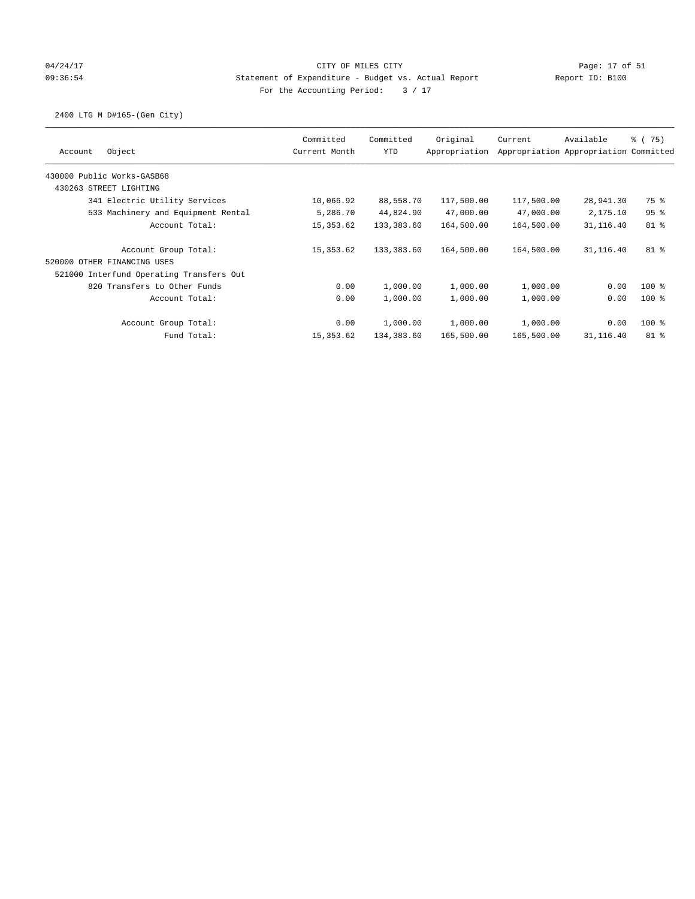CITY OF MILES CITY

Statement of Expenditure - Budget vs. Actual Report

Report ID: B100

For the Accounting Period: 3 / 17

04/24/17 09:36:54

2400 LTG M D#165-(Gen City)

| Account Object | Committed Current Month | Committed YTD | Original Appropriation | Current Appropriation | Available Appropriation | % ( 75) Committed |
|---|---|---|---|---|---|---|
| 430000 Public Works-GASB68 | | | | | | |
| 430263 STREET LIGHTING | | | | | | |
| 341 Electric Utility Services | 10,066.92 | 88,558.70 | 117,500.00 | 117,500.00 | 28,941.30 | 75 % |
| 533 Machinery and Equipment Rental | 5,286.70 | 44,824.90 | 47,000.00 | 47,000.00 | 2,175.10 | 95 % |
| Account Total: | 15,353.62 | 133,383.60 | 164,500.00 | 164,500.00 | 31,116.40 | 81 % |
| Account Group Total: | 15,353.62 | 133,383.60 | 164,500.00 | 164,500.00 | 31,116.40 | 81 % |
| 520000 OTHER FINANCING USES | | | | | | |
| 521000 Interfund Operating Transfers Out | | | | | | |
| 820 Transfers to Other Funds | 0.00 | 1,000.00 | 1,000.00 | 1,000.00 | 0.00 | 100 % |
| Account Total: | 0.00 | 1,000.00 | 1,000.00 | 1,000.00 | 0.00 | 100 % |
| Account Group Total: | 0.00 | 1,000.00 | 1,000.00 | 1,000.00 | 0.00 | 100 % |
| Fund Total: | 15,353.62 | 134,383.60 | 165,500.00 | 165,500.00 | 31,116.40 | 81 % |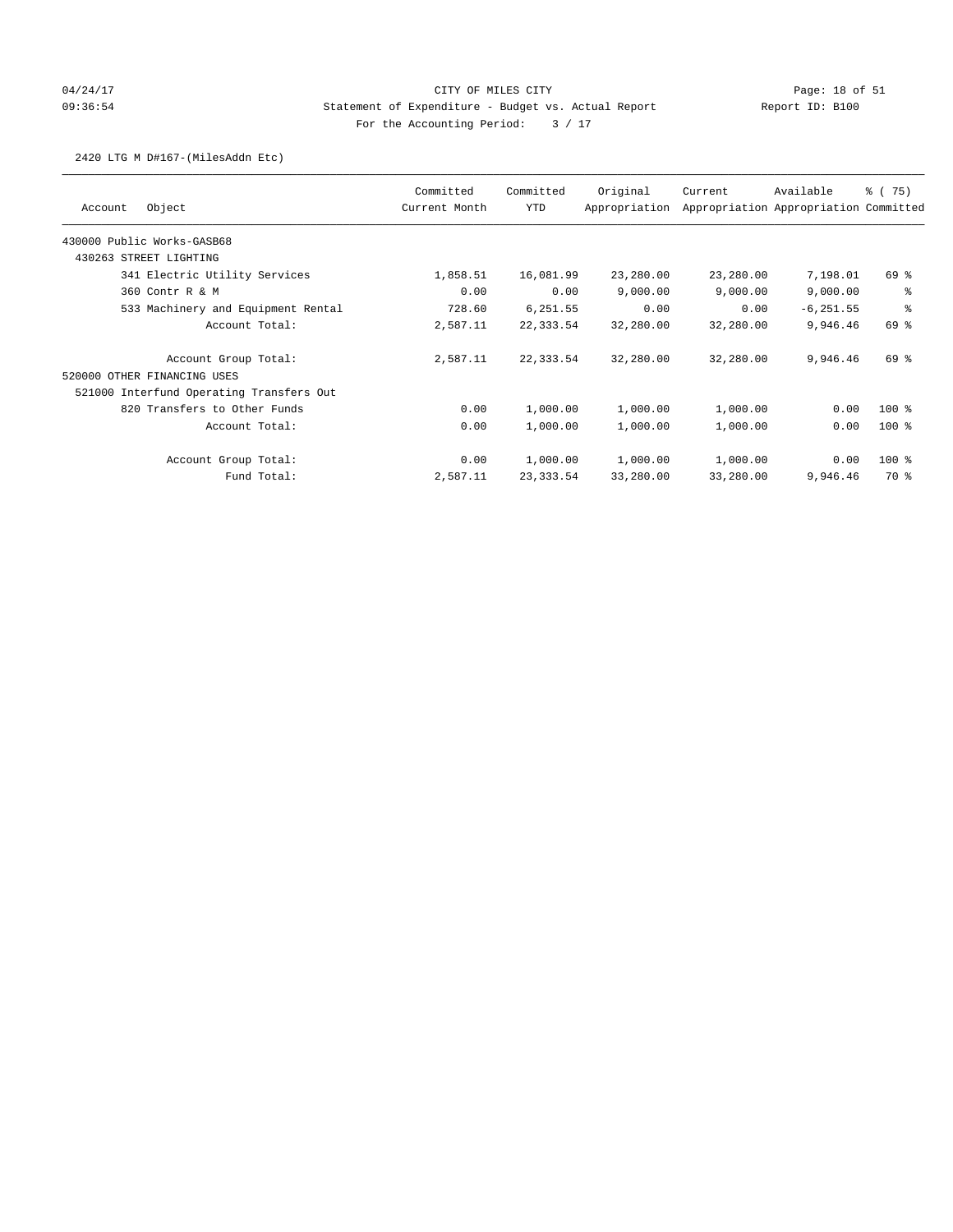04/24/17 CITY OF MILES CITY
09:36:54 Statement of Expenditure - Budget vs. Actual Report Report ID: B100
For the Accounting Period: 3 / 17

2420 LTG M D#167-(MilesAddn Etc)

| Account | Object | Committed Current Month | Committed YTD | Original Appropriation | Current Appropriation | Available Appropriation | % ( 75) Committed |
|---|---|---|---|---|---|---|---|
| 430000 Public Works-GASB68 | | | | | | | |
| 430263 STREET LIGHTING | | | | | | | |
| | 341 Electric Utility Services | 1,858.51 | 16,081.99 | 23,280.00 | 23,280.00 | 7,198.01 | 69 % |
| | 360 Contr R & M | 0.00 | 0.00 | 9,000.00 | 9,000.00 | 9,000.00 | % |
| | 533 Machinery and Equipment Rental | 728.60 | 6,251.55 | 0.00 | 0.00 | -6,251.55 | % |
| | Account Total: | 2,587.11 | 22,333.54 | 32,280.00 | 32,280.00 | 9,946.46 | 69 % |
| | Account Group Total: | 2,587.11 | 22,333.54 | 32,280.00 | 32,280.00 | 9,946.46 | 69 % |
| 520000 OTHER FINANCING USES | | | | | | | |
| 521000 Interfund Operating Transfers Out | | | | | | | |
| | 820 Transfers to Other Funds | 0.00 | 1,000.00 | 1,000.00 | 1,000.00 | 0.00 | 100 % |
| | Account Total: | 0.00 | 1,000.00 | 1,000.00 | 1,000.00 | 0.00 | 100 % |
| | Account Group Total: | 0.00 | 1,000.00 | 1,000.00 | 1,000.00 | 0.00 | 100 % |
| | Fund Total: | 2,587.11 | 23,333.54 | 33,280.00 | 33,280.00 | 9,946.46 | 70 % |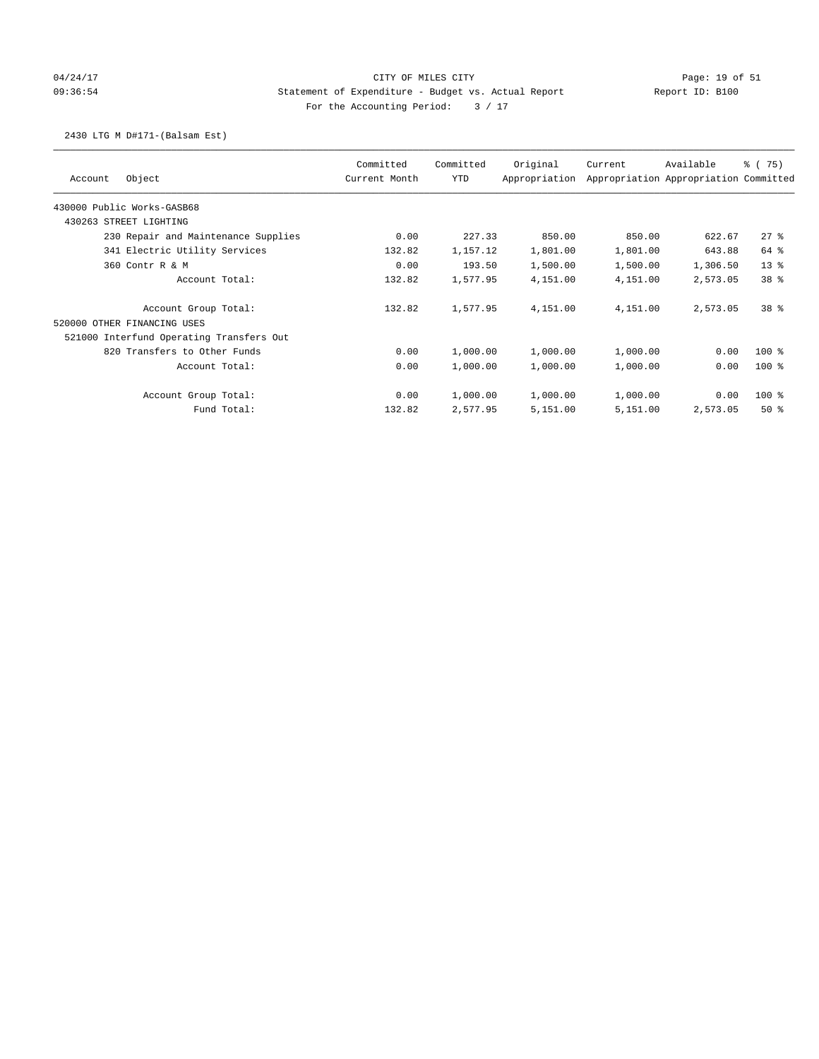04/24/17 CITY OF MILES CITY
09:36:54 Statement of Expenditure - Budget vs. Actual Report Report ID: B100
For the Accounting Period: 3 / 17

2430 LTG M D#171-(Balsam Est)

| Account Object | Committed Current Month | Committed YTD | Original Appropriation | Current Appropriation | Available Appropriation | % ( 75) Committed |
|---|---|---|---|---|---|---|
| 430000 Public Works-GASB68 | | | | | | |
| 430263 STREET LIGHTING | | | | | | |
| 230 Repair and Maintenance Supplies | 0.00 | 227.33 | 850.00 | 850.00 | 622.67 | 27 % |
| 341 Electric Utility Services | 132.82 | 1,157.12 | 1,801.00 | 1,801.00 | 643.88 | 64 % |
| 360 Contr R & M | 0.00 | 193.50 | 1,500.00 | 1,500.00 | 1,306.50 | 13 % |
| Account Total: | 132.82 | 1,577.95 | 4,151.00 | 4,151.00 | 2,573.05 | 38 % |
| Account Group Total: | 132.82 | 1,577.95 | 4,151.00 | 4,151.00 | 2,573.05 | 38 % |
| 520000 OTHER FINANCING USES | | | | | | |
| 521000 Interfund Operating Transfers Out | | | | | | |
| 820 Transfers to Other Funds | 0.00 | 1,000.00 | 1,000.00 | 1,000.00 | 0.00 | 100 % |
| Account Total: | 0.00 | 1,000.00 | 1,000.00 | 1,000.00 | 0.00 | 100 % |
| Account Group Total: | 0.00 | 1,000.00 | 1,000.00 | 1,000.00 | 0.00 | 100 % |
| Fund Total: | 132.82 | 2,577.95 | 5,151.00 | 5,151.00 | 2,573.05 | 50 % |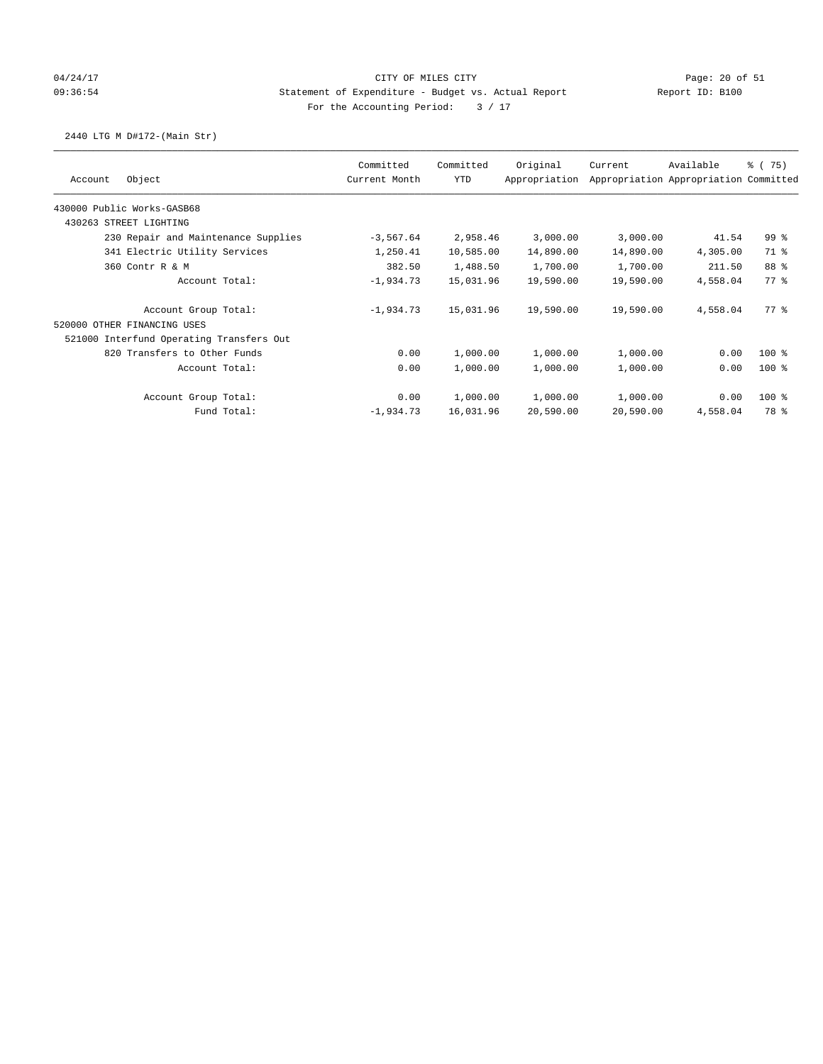CITY OF MILES CITY
Statement of Expenditure - Budget vs. Actual Report
For the Accounting Period: 3 / 17

2440 LTG M D#172-(Main Str)

| Account | Object | Committed Current Month | Committed YTD | Original Appropriation | Current Appropriation | Available Appropriation | % ( 75) Committed |
|---|---|---|---|---|---|---|---|
| 430000 Public Works-GASB68 | | | | | | | |
| 430263 STREET LIGHTING | | | | | | | |
| | 230 Repair and Maintenance Supplies | -3,567.64 | 2,958.46 | 3,000.00 | 3,000.00 | 41.54 | 99 % |
| | 341 Electric Utility Services | 1,250.41 | 10,585.00 | 14,890.00 | 14,890.00 | 4,305.00 | 71 % |
| | 360 Contr R & M | 382.50 | 1,488.50 | 1,700.00 | 1,700.00 | 211.50 | 88 % |
| | Account Total: | -1,934.73 | 15,031.96 | 19,590.00 | 19,590.00 | 4,558.04 | 77 % |
| | Account Group Total: | -1,934.73 | 15,031.96 | 19,590.00 | 19,590.00 | 4,558.04 | 77 % |
| 520000 OTHER FINANCING USES | | | | | | | |
| 521000 Interfund Operating Transfers Out | | | | | | | |
| | 820 Transfers to Other Funds | 0.00 | 1,000.00 | 1,000.00 | 1,000.00 | 0.00 | 100 % |
| | Account Total: | 0.00 | 1,000.00 | 1,000.00 | 1,000.00 | 0.00 | 100 % |
| | Account Group Total: | 0.00 | 1,000.00 | 1,000.00 | 1,000.00 | 0.00 | 100 % |
| | Fund Total: | -1,934.73 | 16,031.96 | 20,590.00 | 20,590.00 | 4,558.04 | 78 % |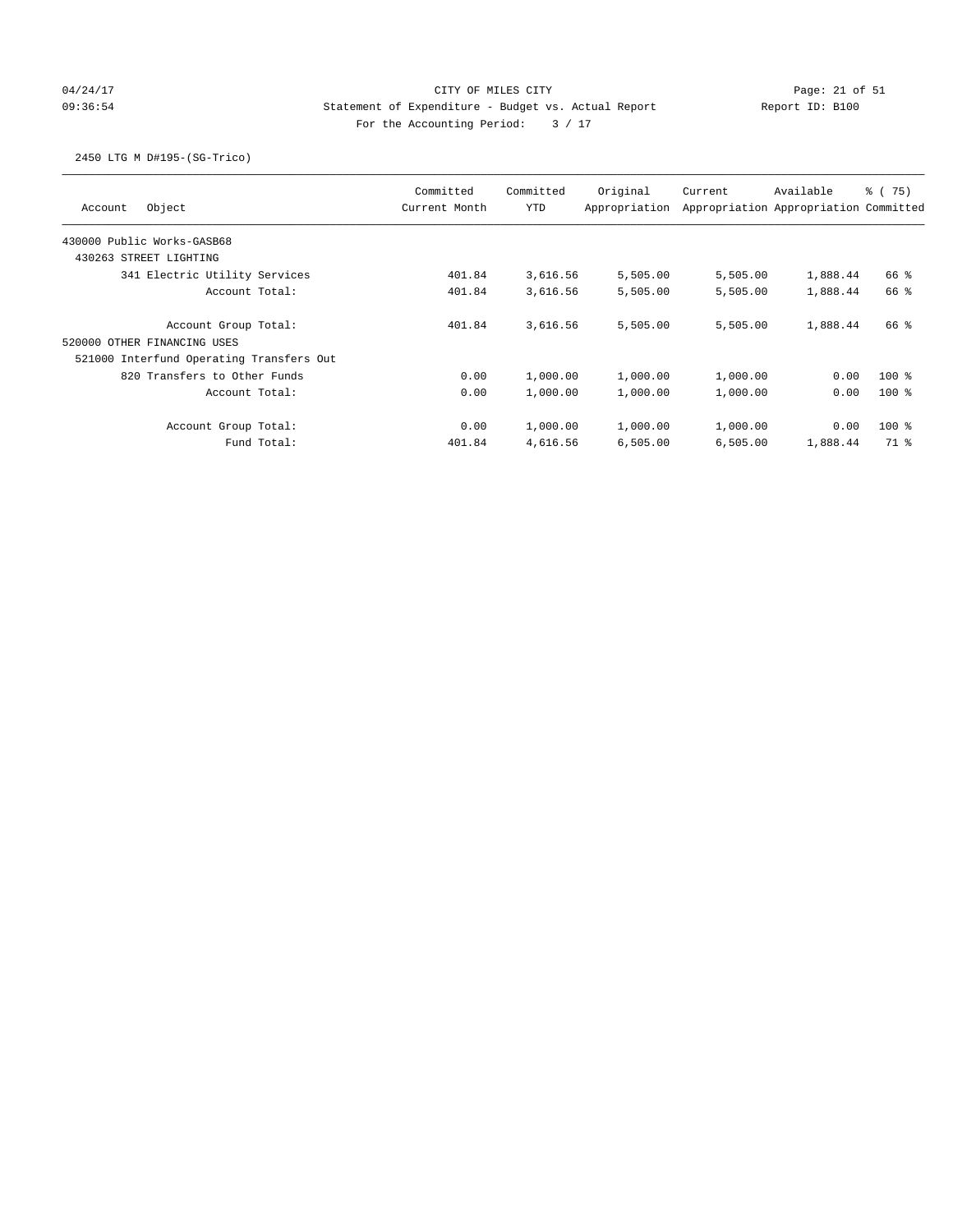CITY OF MILES CITY
Statement of Expenditure - Budget vs. Actual Report
For the Accounting Period: 3 / 17

04/24/17
09:36:54

Report ID: B100

2450 LTG M D#195-(SG-Trico)

| Account Object | Committed Current Month | Committed YTD | Original Appropriation | Current Appropriation | Available Appropriation | % ( 75) Committed |
|---|---|---|---|---|---|---|
| 430000 Public Works-GASB68 | | | | | | |
| 430263 STREET LIGHTING | | | | | | |
| 341 Electric Utility Services | 401.84 | 3,616.56 | 5,505.00 | 5,505.00 | 1,888.44 | 66 % |
| Account Total: | 401.84 | 3,616.56 | 5,505.00 | 5,505.00 | 1,888.44 | 66 % |
| Account Group Total: | 401.84 | 3,616.56 | 5,505.00 | 5,505.00 | 1,888.44 | 66 % |
| 520000 OTHER FINANCING USES | | | | | | |
| 521000 Interfund Operating Transfers Out | | | | | | |
| 820 Transfers to Other Funds | 0.00 | 1,000.00 | 1,000.00 | 1,000.00 | 0.00 | 100 % |
| Account Total: | 0.00 | 1,000.00 | 1,000.00 | 1,000.00 | 0.00 | 100 % |
| Account Group Total: | 0.00 | 1,000.00 | 1,000.00 | 1,000.00 | 0.00 | 100 % |
| Fund Total: | 401.84 | 4,616.56 | 6,505.00 | 6,505.00 | 1,888.44 | 71 % |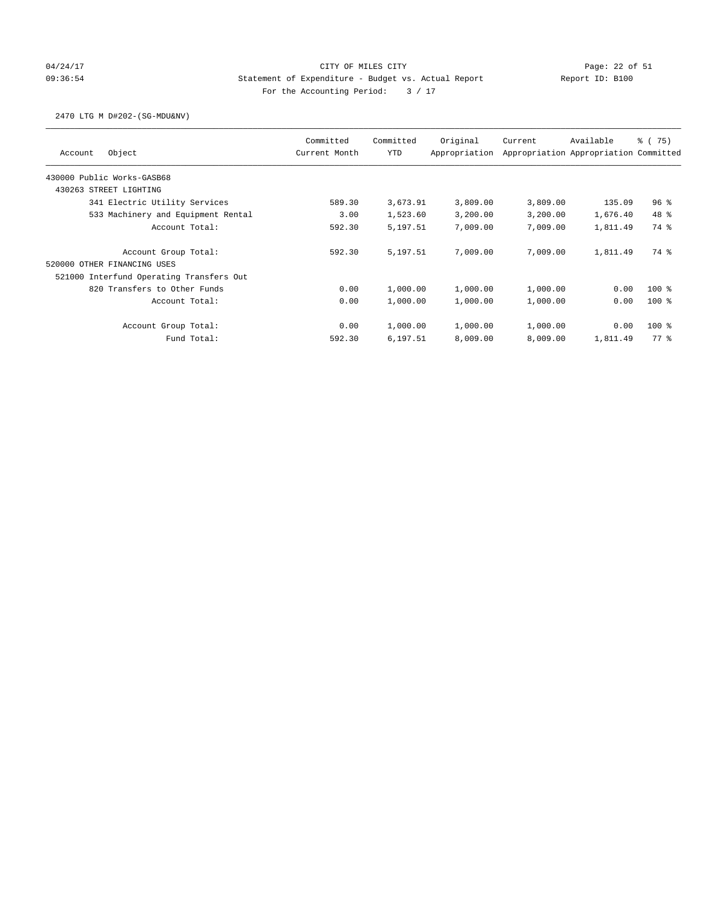CITY OF MILES CITY
Statement of Expenditure - Budget vs. Actual Report
For the Accounting Period: 3 / 17

04/24/17
09:36:54

Report ID: B100

2470 LTG M D#202-(SG-MDU&NV)

| Account Object | Committed Current Month | Committed YTD | Original Appropriation | Current Appropriation | Available Appropriation | % ( 75) Committed |
|---|---|---|---|---|---|---|
| 430000 Public Works-GASB68 | | | | | | |
| 430263 STREET LIGHTING | | | | | | |
| 341 Electric Utility Services | 589.30 | 3,673.91 | 3,809.00 | 3,809.00 | 135.09 | 96 % |
| 533 Machinery and Equipment Rental | 3.00 | 1,523.60 | 3,200.00 | 3,200.00 | 1,676.40 | 48 % |
| Account Total: | 592.30 | 5,197.51 | 7,009.00 | 7,009.00 | 1,811.49 | 74 % |
| Account Group Total: | 592.30 | 5,197.51 | 7,009.00 | 7,009.00 | 1,811.49 | 74 % |
| 520000 OTHER FINANCING USES | | | | | | |
| 521000 Interfund Operating Transfers Out | | | | | | |
| 820 Transfers to Other Funds | 0.00 | 1,000.00 | 1,000.00 | 1,000.00 | 0.00 | 100 % |
| Account Total: | 0.00 | 1,000.00 | 1,000.00 | 1,000.00 | 0.00 | 100 % |
| Account Group Total: | 0.00 | 1,000.00 | 1,000.00 | 1,000.00 | 0.00 | 100 % |
| Fund Total: | 592.30 | 6,197.51 | 8,009.00 | 8,009.00 | 1,811.49 | 77 % |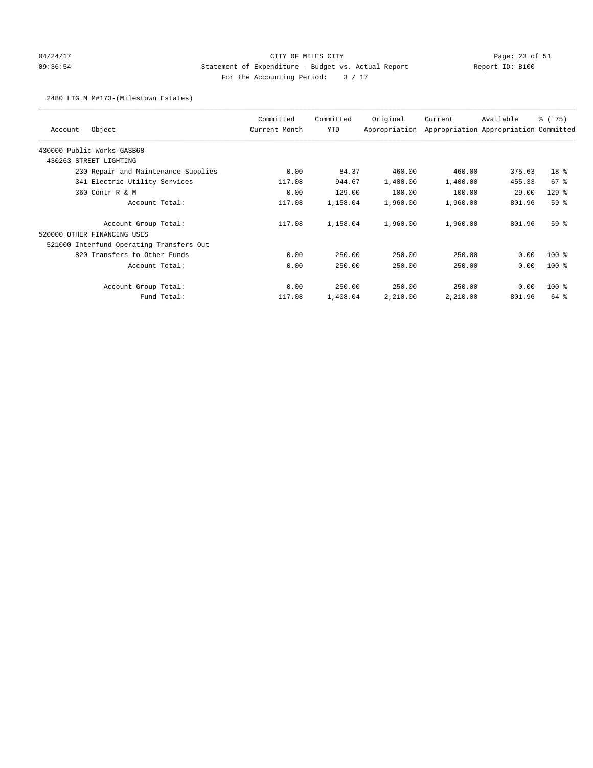CITY OF MILES CITY

Statement of Expenditure - Budget vs. Actual Report

Report ID: B100

For the Accounting Period: 3 / 17

04/24/17 09:36:54

2480 LTG M M#173-(Milestown Estates)

| Account | Object | Committed Current Month | Committed YTD | Original Appropriation | Current Appropriation | Available Appropriation | % ( 75) Committed |
|---|---|---|---|---|---|---|---|
| 430000 Public Works-GASB68 | | | | | | | |
| 430263 STREET LIGHTING | | | | | | | |
| | 230 Repair and Maintenance Supplies | 0.00 | 84.37 | 460.00 | 460.00 | 375.63 | 18 % |
| | 341 Electric Utility Services | 117.08 | 944.67 | 1,400.00 | 1,400.00 | 455.33 | 67 % |
| | 360 Contr R & M | 0.00 | 129.00 | 100.00 | 100.00 | -29.00 | 129 % |
| | Account Total: | 117.08 | 1,158.04 | 1,960.00 | 1,960.00 | 801.96 | 59 % |
| | Account Group Total: | 117.08 | 1,158.04 | 1,960.00 | 1,960.00 | 801.96 | 59 % |
| 520000 OTHER FINANCING USES | | | | | | | |
| 521000 Interfund Operating Transfers Out | | | | | | | |
| | 820 Transfers to Other Funds | 0.00 | 250.00 | 250.00 | 250.00 | 0.00 | 100 % |
| | Account Total: | 0.00 | 250.00 | 250.00 | 250.00 | 0.00 | 100 % |
| | Account Group Total: | 0.00 | 250.00 | 250.00 | 250.00 | 0.00 | 100 % |
| | Fund Total: | 117.08 | 1,408.04 | 2,210.00 | 2,210.00 | 801.96 | 64 % |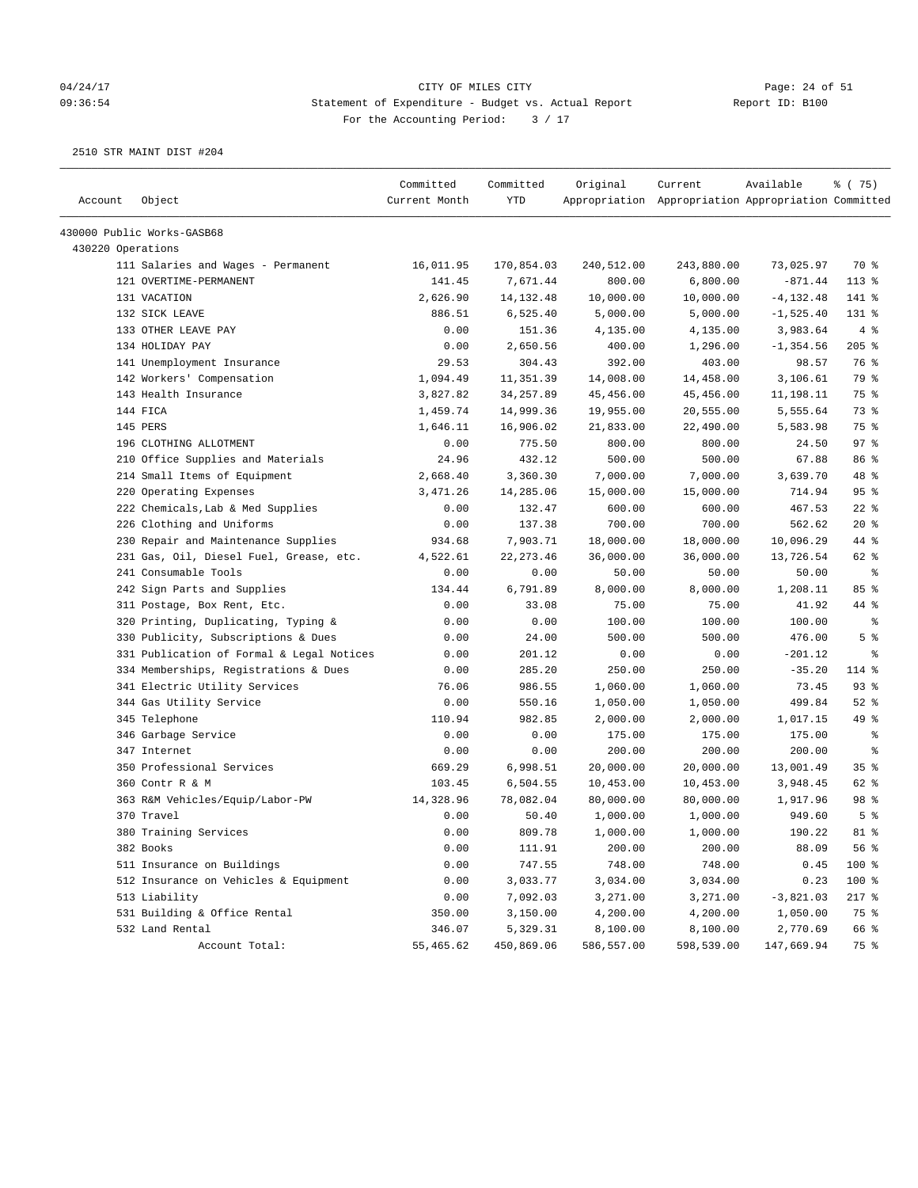CITY OF MILES CITY
Statement of Expenditure - Budget vs. Actual Report
For the Accounting Period: 3 / 17

04/24/17
09:36:54

Report ID: B100

2510 STR MAINT DIST #204

| Account | Object | Committed Current Month | Committed YTD | Original Appropriation | Current Appropriation | Available Appropriation | % ( 75) Committed |
|---|---|---|---|---|---|---|---|
| 430000 Public Works-GASB68 | | | | | | | |
| 430220 Operations | | | | | | | |
| | 111 Salaries and Wages - Permanent | 16,011.95 | 170,854.03 | 240,512.00 | 243,880.00 | 73,025.97 | 70 % |
| | 121 OVERTIME-PERMANENT | 141.45 | 7,671.44 | 800.00 | 6,800.00 | -871.44 | 113 % |
| | 131 VACATION | 2,626.90 | 14,132.48 | 10,000.00 | 10,000.00 | -4,132.48 | 141 % |
| | 132 SICK LEAVE | 886.51 | 6,525.40 | 5,000.00 | 5,000.00 | -1,525.40 | 131 % |
| | 133 OTHER LEAVE PAY | 0.00 | 151.36 | 4,135.00 | 4,135.00 | 3,983.64 | 4 % |
| | 134 HOLIDAY PAY | 0.00 | 2,650.56 | 400.00 | 1,296.00 | -1,354.56 | 205 % |
| | 141 Unemployment Insurance | 29.53 | 304.43 | 392.00 | 403.00 | 98.57 | 76 % |
| | 142 Workers' Compensation | 1,094.49 | 11,351.39 | 14,008.00 | 14,458.00 | 3,106.61 | 79 % |
| | 143 Health Insurance | 3,827.82 | 34,257.89 | 45,456.00 | 45,456.00 | 11,198.11 | 75 % |
| | 144 FICA | 1,459.74 | 14,999.36 | 19,955.00 | 20,555.00 | 5,555.64 | 73 % |
| | 145 PERS | 1,646.11 | 16,906.02 | 21,833.00 | 22,490.00 | 5,583.98 | 75 % |
| | 196 CLOTHING ALLOTMENT | 0.00 | 775.50 | 800.00 | 800.00 | 24.50 | 97 % |
| | 210 Office Supplies and Materials | 24.96 | 432.12 | 500.00 | 500.00 | 67.88 | 86 % |
| | 214 Small Items of Equipment | 2,668.40 | 3,360.30 | 7,000.00 | 7,000.00 | 3,639.70 | 48 % |
| | 220 Operating Expenses | 3,471.26 | 14,285.06 | 15,000.00 | 15,000.00 | 714.94 | 95 % |
| | 222 Chemicals,Lab & Med Supplies | 0.00 | 132.47 | 600.00 | 600.00 | 467.53 | 22 % |
| | 226 Clothing and Uniforms | 0.00 | 137.38 | 700.00 | 700.00 | 562.62 | 20 % |
| | 230 Repair and Maintenance Supplies | 934.68 | 7,903.71 | 18,000.00 | 18,000.00 | 10,096.29 | 44 % |
| | 231 Gas, Oil, Diesel Fuel, Grease, etc. | 4,522.61 | 22,273.46 | 36,000.00 | 36,000.00 | 13,726.54 | 62 % |
| | 241 Consumable Tools | 0.00 | 0.00 | 50.00 | 50.00 | 50.00 | % |
| | 242 Sign Parts and Supplies | 134.44 | 6,791.89 | 8,000.00 | 8,000.00 | 1,208.11 | 85 % |
| | 311 Postage, Box Rent, Etc. | 0.00 | 33.08 | 75.00 | 75.00 | 41.92 | 44 % |
| | 320 Printing, Duplicating, Typing & | 0.00 | 0.00 | 100.00 | 100.00 | 100.00 | % |
| | 330 Publicity, Subscriptions & Dues | 0.00 | 24.00 | 500.00 | 500.00 | 476.00 | 5 % |
| | 331 Publication of Formal & Legal Notices | 0.00 | 201.12 | 0.00 | 0.00 | -201.12 | % |
| | 334 Memberships, Registrations & Dues | 0.00 | 285.20 | 250.00 | 250.00 | -35.20 | 114 % |
| | 341 Electric Utility Services | 76.06 | 986.55 | 1,060.00 | 1,060.00 | 73.45 | 93 % |
| | 344 Gas Utility Service | 0.00 | 550.16 | 1,050.00 | 1,050.00 | 499.84 | 52 % |
| | 345 Telephone | 110.94 | 982.85 | 2,000.00 | 2,000.00 | 1,017.15 | 49 % |
| | 346 Garbage Service | 0.00 | 0.00 | 175.00 | 175.00 | 175.00 | % |
| | 347 Internet | 0.00 | 0.00 | 200.00 | 200.00 | 200.00 | % |
| | 350 Professional Services | 669.29 | 6,998.51 | 20,000.00 | 20,000.00 | 13,001.49 | 35 % |
| | 360 Contr R & M | 103.45 | 6,504.55 | 10,453.00 | 10,453.00 | 3,948.45 | 62 % |
| | 363 R&M Vehicles/Equip/Labor-PW | 14,328.96 | 78,082.04 | 80,000.00 | 80,000.00 | 1,917.96 | 98 % |
| | 370 Travel | 0.00 | 50.40 | 1,000.00 | 1,000.00 | 949.60 | 5 % |
| | 380 Training Services | 0.00 | 809.78 | 1,000.00 | 1,000.00 | 190.22 | 81 % |
| | 382 Books | 0.00 | 111.91 | 200.00 | 200.00 | 88.09 | 56 % |
| | 511 Insurance on Buildings | 0.00 | 747.55 | 748.00 | 748.00 | 0.45 | 100 % |
| | 512 Insurance on Vehicles & Equipment | 0.00 | 3,033.77 | 3,034.00 | 3,034.00 | 0.23 | 100 % |
| | 513 Liability | 0.00 | 7,092.03 | 3,271.00 | 3,271.00 | -3,821.03 | 217 % |
| | 531 Building & Office Rental | 350.00 | 3,150.00 | 4,200.00 | 4,200.00 | 1,050.00 | 75 % |
| | 532 Land Rental | 346.07 | 5,329.31 | 8,100.00 | 8,100.00 | 2,770.69 | 66 % |
| | Account Total: | 55,465.62 | 450,869.06 | 586,557.00 | 598,539.00 | 147,669.94 | 75 % |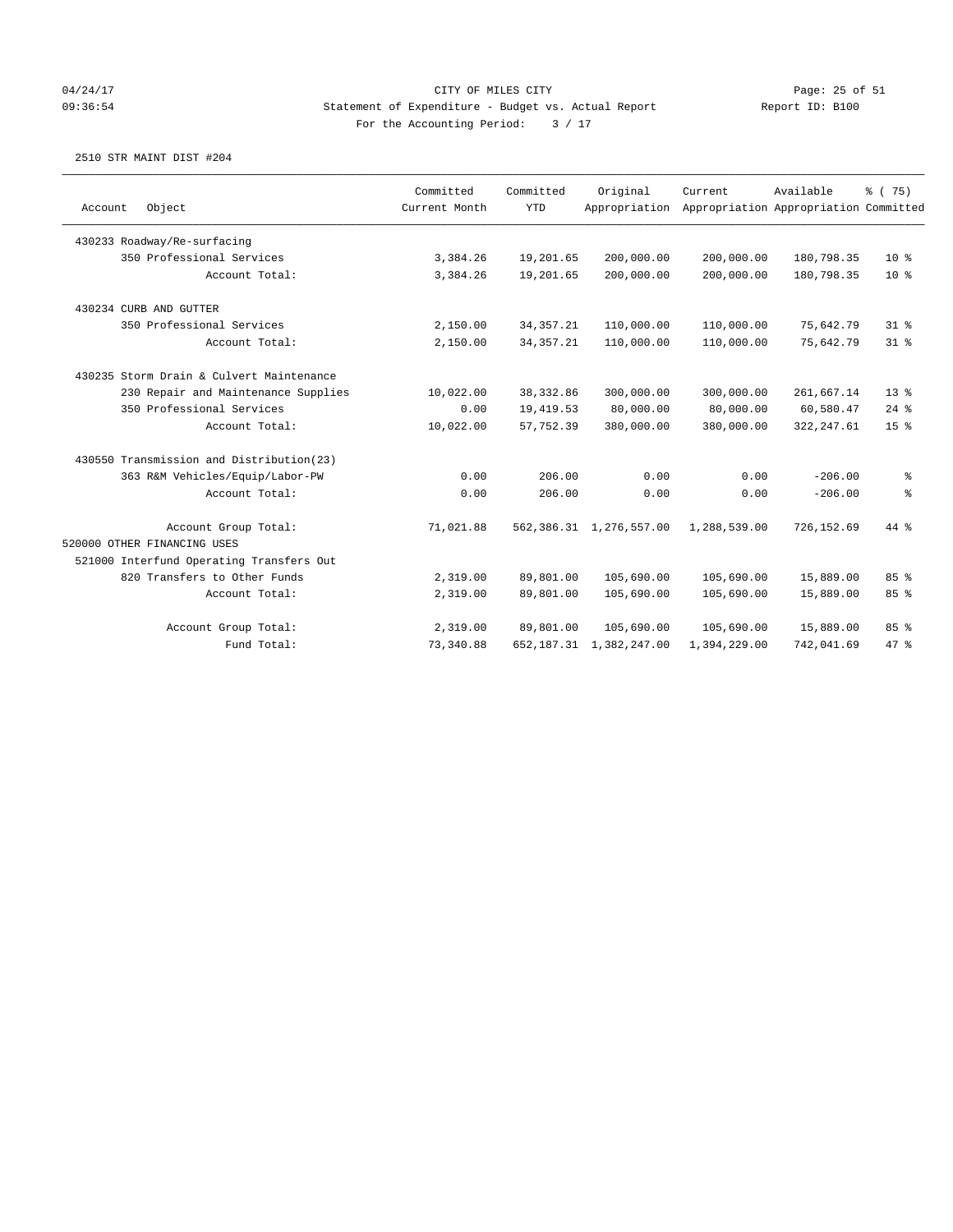CITY OF MILES CITY

Statement of Expenditure - Budget vs. Actual Report

Report ID: B100

For the Accounting Period: 3 / 17

04/24/17 09:36:54

2510 STR MAINT DIST #204

| Account | Object | Committed Current Month | Committed YTD | Original Appropriation | Current Appropriation | Available Appropriation | % ( 75) Committed |
|---|---|---|---|---|---|---|---|
| 430233 Roadway/Re-surfacing | | | | | | | |
| | 350 Professional Services | 3,384.26 | 19,201.65 | 200,000.00 | 200,000.00 | 180,798.35 | 10 % |
| | Account Total: | 3,384.26 | 19,201.65 | 200,000.00 | 200,000.00 | 180,798.35 | 10 % |
| 430234 CURB AND GUTTER | | | | | | | |
| | 350 Professional Services | 2,150.00 | 34,357.21 | 110,000.00 | 110,000.00 | 75,642.79 | 31 % |
| | Account Total: | 2,150.00 | 34,357.21 | 110,000.00 | 110,000.00 | 75,642.79 | 31 % |
| 430235 Storm Drain & Culvert Maintenance | | | | | | | |
| | 230 Repair and Maintenance Supplies | 10,022.00 | 38,332.86 | 300,000.00 | 300,000.00 | 261,667.14 | 13 % |
| | 350 Professional Services | 0.00 | 19,419.53 | 80,000.00 | 80,000.00 | 60,580.47 | 24 % |
| | Account Total: | 10,022.00 | 57,752.39 | 380,000.00 | 380,000.00 | 322,247.61 | 15 % |
| 430550 Transmission and Distribution(23) | | | | | | | |
| | 363 R&M Vehicles/Equip/Labor-PW | 0.00 | 206.00 | 0.00 | 0.00 | -206.00 | % |
| | Account Total: | 0.00 | 206.00 | 0.00 | 0.00 | -206.00 | % |
| | Account Group Total: | 71,021.88 | 562,386.31 | 1,276,557.00 | 1,288,539.00 | 726,152.69 | 44 % |
| 520000 OTHER FINANCING USES | | | | | | | |
| 521000 Interfund Operating Transfers Out | | | | | | | |
| | 820 Transfers to Other Funds | 2,319.00 | 89,801.00 | 105,690.00 | 105,690.00 | 15,889.00 | 85 % |
| | Account Total: | 2,319.00 | 89,801.00 | 105,690.00 | 105,690.00 | 15,889.00 | 85 % |
| | Account Group Total: | 2,319.00 | 89,801.00 | 105,690.00 | 105,690.00 | 15,889.00 | 85 % |
| | Fund Total: | 73,340.88 | 652,187.31 | 1,382,247.00 | 1,394,229.00 | 742,041.69 | 47 % |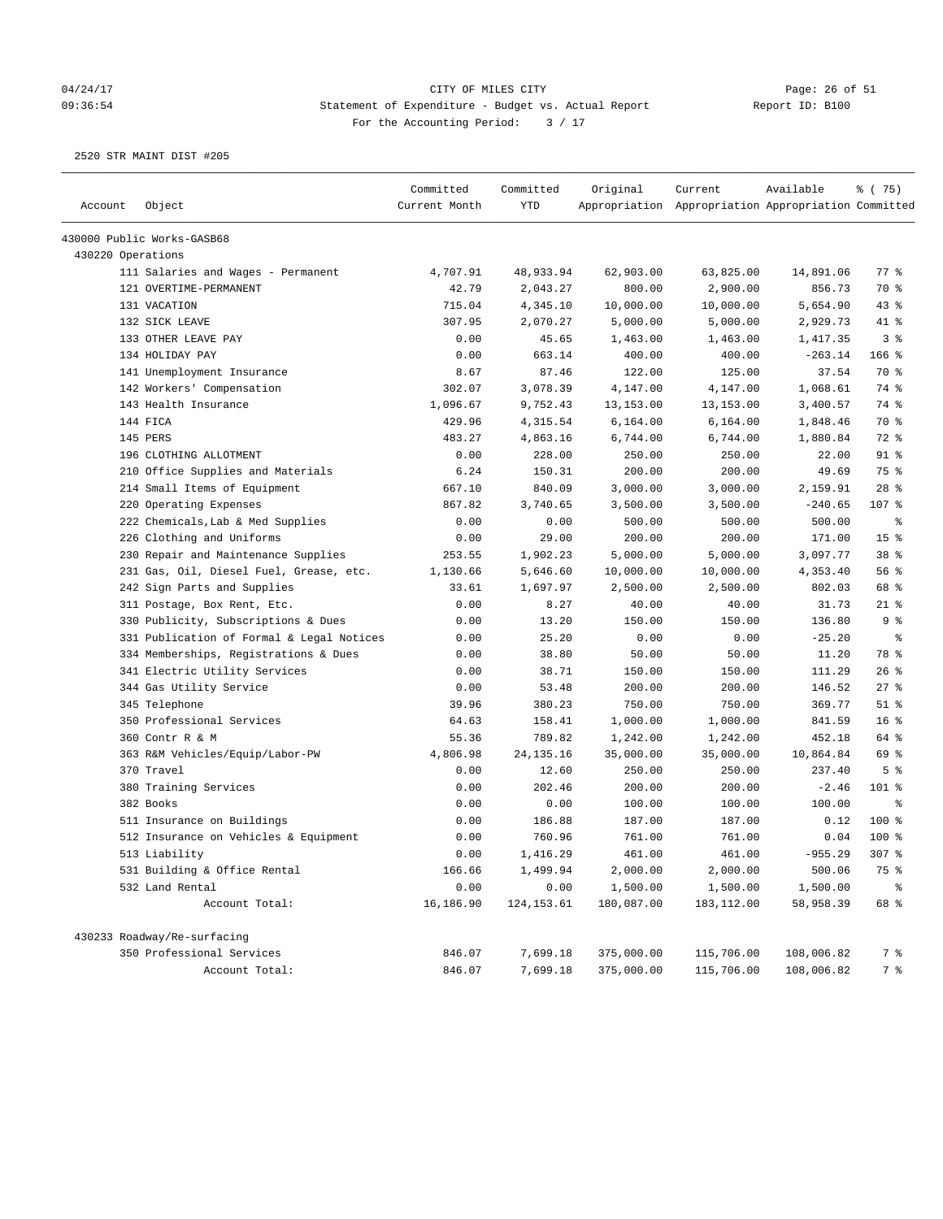CITY OF MILES CITY

Statement of Expenditure - Budget vs. Actual Report

For the Accounting Period: 3 / 17

04/24/17 09:36:54 — Report ID: B100

2520 STR MAINT DIST #205

| Account | Object | Committed Current Month | Committed YTD | Original Appropriation | Current Appropriation | Available Appropriation | % ( 75) Committed |
|---|---|---|---|---|---|---|---|
| 430000 Public Works-GASB68 | | | | | | | |
| 430220 Operations | | | | | | | |
| | 111 Salaries and Wages - Permanent | 4,707.91 | 48,933.94 | 62,903.00 | 63,825.00 | 14,891.06 | 77 % |
| | 121 OVERTIME-PERMANENT | 42.79 | 2,043.27 | 800.00 | 2,900.00 | 856.73 | 70 % |
| | 131 VACATION | 715.04 | 4,345.10 | 10,000.00 | 10,000.00 | 5,654.90 | 43 % |
| | 132 SICK LEAVE | 307.95 | 2,070.27 | 5,000.00 | 5,000.00 | 2,929.73 | 41 % |
| | 133 OTHER LEAVE PAY | 0.00 | 45.65 | 1,463.00 | 1,463.00 | 1,417.35 | 3 % |
| | 134 HOLIDAY PAY | 0.00 | 663.14 | 400.00 | 400.00 | -263.14 | 166 % |
| | 141 Unemployment Insurance | 8.67 | 87.46 | 122.00 | 125.00 | 37.54 | 70 % |
| | 142 Workers' Compensation | 302.07 | 3,078.39 | 4,147.00 | 4,147.00 | 1,068.61 | 74 % |
| | 143 Health Insurance | 1,096.67 | 9,752.43 | 13,153.00 | 13,153.00 | 3,400.57 | 74 % |
| | 144 FICA | 429.96 | 4,315.54 | 6,164.00 | 6,164.00 | 1,848.46 | 70 % |
| | 145 PERS | 483.27 | 4,863.16 | 6,744.00 | 6,744.00 | 1,880.84 | 72 % |
| | 196 CLOTHING ALLOTMENT | 0.00 | 228.00 | 250.00 | 250.00 | 22.00 | 91 % |
| | 210 Office Supplies and Materials | 6.24 | 150.31 | 200.00 | 200.00 | 49.69 | 75 % |
| | 214 Small Items of Equipment | 667.10 | 840.09 | 3,000.00 | 3,000.00 | 2,159.91 | 28 % |
| | 220 Operating Expenses | 867.82 | 3,740.65 | 3,500.00 | 3,500.00 | -240.65 | 107 % |
| | 222 Chemicals,Lab & Med Supplies | 0.00 | 0.00 | 500.00 | 500.00 | 500.00 | % |
| | 226 Clothing and Uniforms | 0.00 | 29.00 | 200.00 | 200.00 | 171.00 | 15 % |
| | 230 Repair and Maintenance Supplies | 253.55 | 1,902.23 | 5,000.00 | 5,000.00 | 3,097.77 | 38 % |
| | 231 Gas, Oil, Diesel Fuel, Grease, etc. | 1,130.66 | 5,646.60 | 10,000.00 | 10,000.00 | 4,353.40 | 56 % |
| | 242 Sign Parts and Supplies | 33.61 | 1,697.97 | 2,500.00 | 2,500.00 | 802.03 | 68 % |
| | 311 Postage, Box Rent, Etc. | 0.00 | 8.27 | 40.00 | 40.00 | 31.73 | 21 % |
| | 330 Publicity, Subscriptions & Dues | 0.00 | 13.20 | 150.00 | 150.00 | 136.80 | 9 % |
| | 331 Publication of Formal & Legal Notices | 0.00 | 25.20 | 0.00 | 0.00 | -25.20 | % |
| | 334 Memberships, Registrations & Dues | 0.00 | 38.80 | 50.00 | 50.00 | 11.20 | 78 % |
| | 341 Electric Utility Services | 0.00 | 38.71 | 150.00 | 150.00 | 111.29 | 26 % |
| | 344 Gas Utility Service | 0.00 | 53.48 | 200.00 | 200.00 | 146.52 | 27 % |
| | 345 Telephone | 39.96 | 380.23 | 750.00 | 750.00 | 369.77 | 51 % |
| | 350 Professional Services | 64.63 | 158.41 | 1,000.00 | 1,000.00 | 841.59 | 16 % |
| | 360 Contr R & M | 55.36 | 789.82 | 1,242.00 | 1,242.00 | 452.18 | 64 % |
| | 363 R&M Vehicles/Equip/Labor-PW | 4,806.98 | 24,135.16 | 35,000.00 | 35,000.00 | 10,864.84 | 69 % |
| | 370 Travel | 0.00 | 12.60 | 250.00 | 250.00 | 237.40 | 5 % |
| | 380 Training Services | 0.00 | 202.46 | 200.00 | 200.00 | -2.46 | 101 % |
| | 382 Books | 0.00 | 0.00 | 100.00 | 100.00 | 100.00 | % |
| | 511 Insurance on Buildings | 0.00 | 186.88 | 187.00 | 187.00 | 0.12 | 100 % |
| | 512 Insurance on Vehicles & Equipment | 0.00 | 760.96 | 761.00 | 761.00 | 0.04 | 100 % |
| | 513 Liability | 0.00 | 1,416.29 | 461.00 | 461.00 | -955.29 | 307 % |
| | 531 Building & Office Rental | 166.66 | 1,499.94 | 2,000.00 | 2,000.00 | 500.06 | 75 % |
| | 532 Land Rental | 0.00 | 0.00 | 1,500.00 | 1,500.00 | 1,500.00 | % |
| | Account Total: | 16,186.90 | 124,153.61 | 180,087.00 | 183,112.00 | 58,958.39 | 68 % |
| 430233 Roadway/Re-surfacing | | | | | | | |
| | 350 Professional Services | 846.07 | 7,699.18 | 375,000.00 | 115,706.00 | 108,006.82 | 7 % |
| | Account Total: | 846.07 | 7,699.18 | 375,000.00 | 115,706.00 | 108,006.82 | 7 % |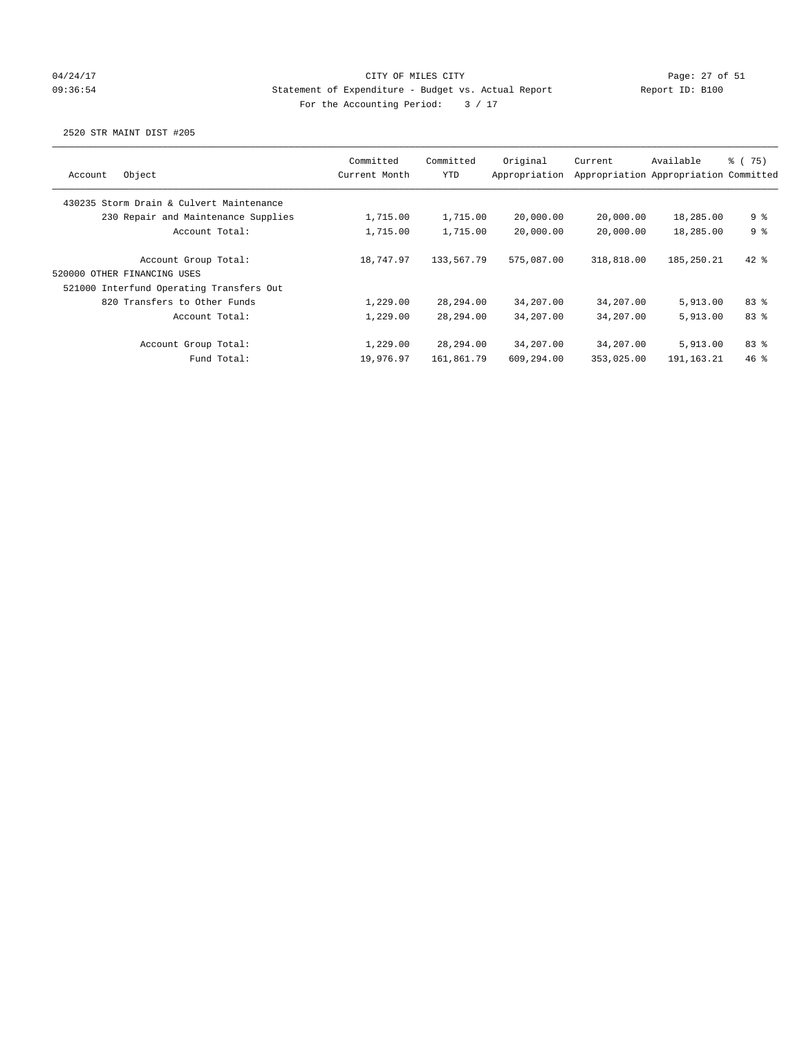CITY OF MILES CITY
Statement of Expenditure - Budget vs. Actual Report
For the Accounting Period: 3 / 17

04/24/17 09:36:54 Report ID: B100

2520 STR MAINT DIST #205

| Account Object | Committed Current Month | Committed YTD | Original Appropriation | Current Appropriation | Available Appropriation | % ( 75) Committed |
|---|---|---|---|---|---|---|
| 430235 Storm Drain & Culvert Maintenance | | | | | | |
| 230 Repair and Maintenance Supplies | 1,715.00 | 1,715.00 | 20,000.00 | 20,000.00 | 18,285.00 | 9 % |
| Account Total: | 1,715.00 | 1,715.00 | 20,000.00 | 20,000.00 | 18,285.00 | 9 % |
| Account Group Total: | 18,747.97 | 133,567.79 | 575,087.00 | 318,818.00 | 185,250.21 | 42 % |
| 520000 OTHER FINANCING USES | | | | | | |
| 521000 Interfund Operating Transfers Out | | | | | | |
| 820 Transfers to Other Funds | 1,229.00 | 28,294.00 | 34,207.00 | 34,207.00 | 5,913.00 | 83 % |
| Account Total: | 1,229.00 | 28,294.00 | 34,207.00 | 34,207.00 | 5,913.00 | 83 % |
| Account Group Total: | 1,229.00 | 28,294.00 | 34,207.00 | 34,207.00 | 5,913.00 | 83 % |
| Fund Total: | 19,976.97 | 161,861.79 | 609,294.00 | 353,025.00 | 191,163.21 | 46 % |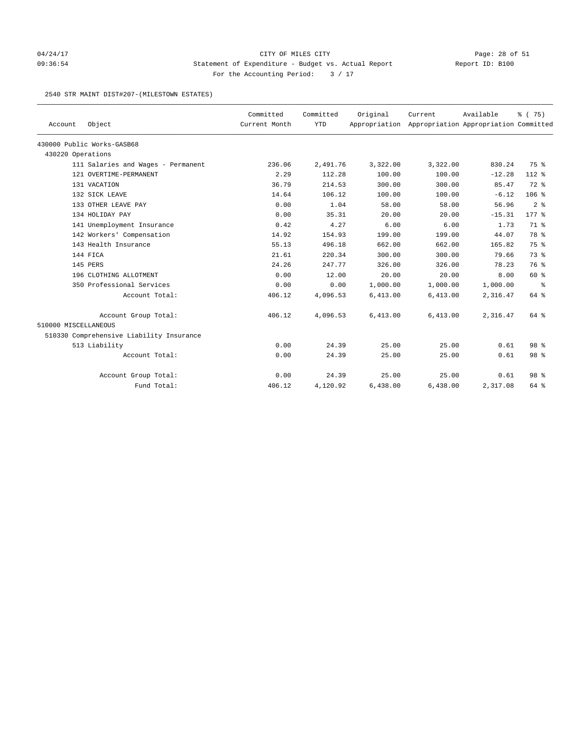CITY OF MILES CITY

Statement of Expenditure - Budget vs. Actual Report

Report ID: B100

For the Accounting Period: 3 / 17

04/24/17
09:36:54

2540 STR MAINT DIST#207-(MILESTOWN ESTATES)

| Account | Object | Committed Current Month | Committed YTD | Original Appropriation | Current Appropriation | Available Appropriation | % ( 75) Committed |
|---|---|---|---|---|---|---|---|
| 430000 Public Works-GASB68 | | | | | | | |
| 430220 Operations | | | | | | | |
| | 111 Salaries and Wages - Permanent | 236.06 | 2,491.76 | 3,322.00 | 3,322.00 | 830.24 | 75 % |
| | 121 OVERTIME-PERMANENT | 2.29 | 112.28 | 100.00 | 100.00 | -12.28 | 112 % |
| | 131 VACATION | 36.79 | 214.53 | 300.00 | 300.00 | 85.47 | 72 % |
| | 132 SICK LEAVE | 14.64 | 106.12 | 100.00 | 100.00 | -6.12 | 106 % |
| | 133 OTHER LEAVE PAY | 0.00 | 1.04 | 58.00 | 58.00 | 56.96 | 2 % |
| | 134 HOLIDAY PAY | 0.00 | 35.31 | 20.00 | 20.00 | -15.31 | 177 % |
| | 141 Unemployment Insurance | 0.42 | 4.27 | 6.00 | 6.00 | 1.73 | 71 % |
| | 142 Workers' Compensation | 14.92 | 154.93 | 199.00 | 199.00 | 44.07 | 78 % |
| | 143 Health Insurance | 55.13 | 496.18 | 662.00 | 662.00 | 165.82 | 75 % |
| | 144 FICA | 21.61 | 220.34 | 300.00 | 300.00 | 79.66 | 73 % |
| | 145 PERS | 24.26 | 247.77 | 326.00 | 326.00 | 78.23 | 76 % |
| | 196 CLOTHING ALLOTMENT | 0.00 | 12.00 | 20.00 | 20.00 | 8.00 | 60 % |
| | 350 Professional Services | 0.00 | 0.00 | 1,000.00 | 1,000.00 | 1,000.00 | % |
| | Account Total: | 406.12 | 4,096.53 | 6,413.00 | 6,413.00 | 2,316.47 | 64 % |
| | Account Group Total: | 406.12 | 4,096.53 | 6,413.00 | 6,413.00 | 2,316.47 | 64 % |
| 510000 MISCELLANEOUS | | | | | | | |
| 510330 Comprehensive Liability Insurance | | | | | | | |
| | 513 Liability | 0.00 | 24.39 | 25.00 | 25.00 | 0.61 | 98 % |
| | Account Total: | 0.00 | 24.39 | 25.00 | 25.00 | 0.61 | 98 % |
| | Account Group Total: | 0.00 | 24.39 | 25.00 | 25.00 | 0.61 | 98 % |
| | Fund Total: | 406.12 | 4,120.92 | 6,438.00 | 6,438.00 | 2,317.08 | 64 % |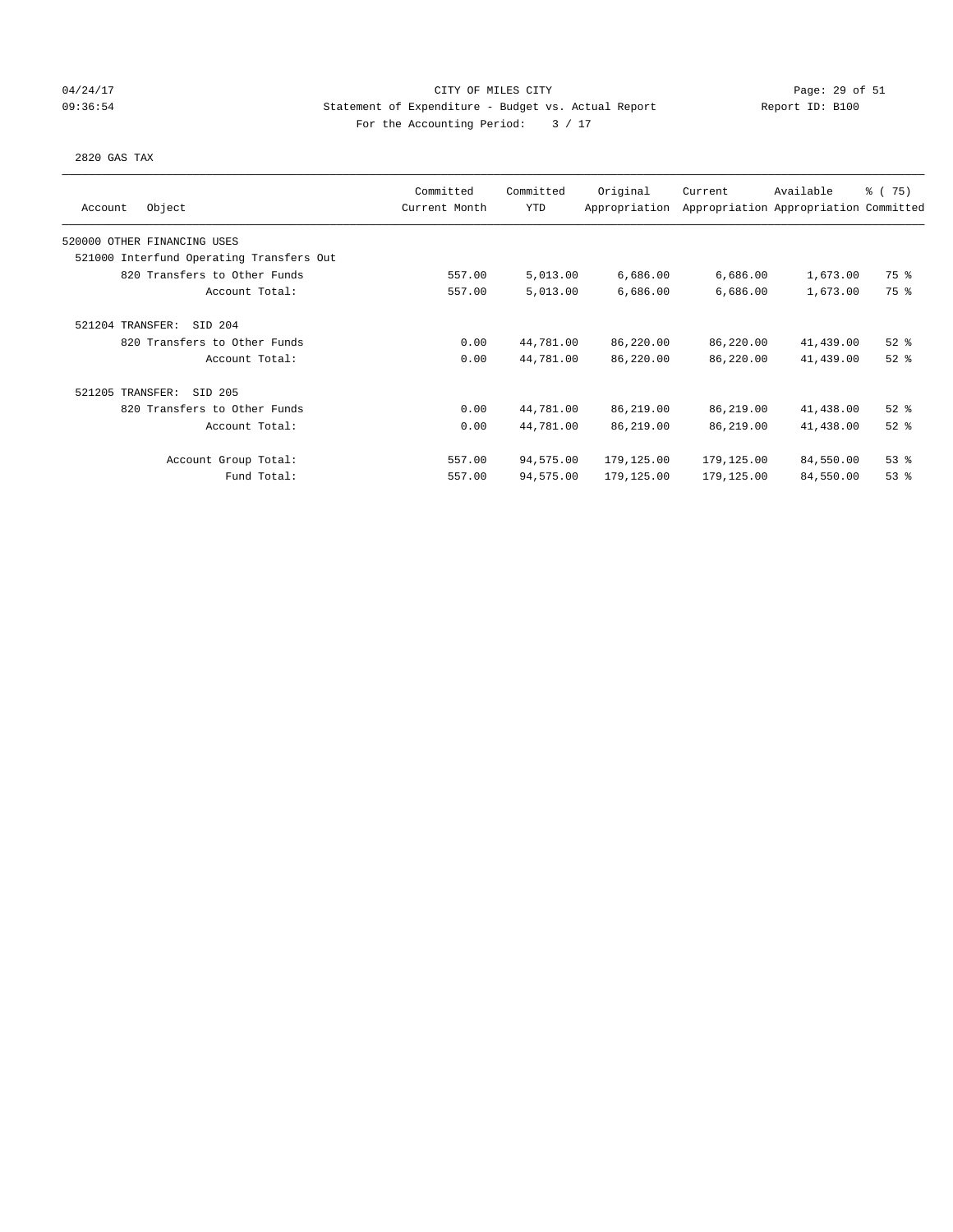CITY OF MILES CITY

Statement of Expenditure - Budget vs. Actual Report

For the Accounting Period: 3 / 17

04/24/17 09:36:54 Report ID: B100

2820 GAS TAX

| Account Object | Committed Current Month | Committed YTD | Original Appropriation | Current Appropriation | Available Appropriation | % ( 75) Committed |
|---|---|---|---|---|---|---|
| 520000 OTHER FINANCING USES | | | | | | |
| 521000 Interfund Operating Transfers Out | | | | | | |
| 820 Transfers to Other Funds | 557.00 | 5,013.00 | 6,686.00 | 6,686.00 | 1,673.00 | 75 % |
| Account Total: | 557.00 | 5,013.00 | 6,686.00 | 6,686.00 | 1,673.00 | 75 % |
| 521204 TRANSFER: SID 204 | | | | | | |
| 820 Transfers to Other Funds | 0.00 | 44,781.00 | 86,220.00 | 86,220.00 | 41,439.00 | 52 % |
| Account Total: | 0.00 | 44,781.00 | 86,220.00 | 86,220.00 | 41,439.00 | 52 % |
| 521205 TRANSFER: SID 205 | | | | | | |
| 820 Transfers to Other Funds | 0.00 | 44,781.00 | 86,219.00 | 86,219.00 | 41,438.00 | 52 % |
| Account Total: | 0.00 | 44,781.00 | 86,219.00 | 86,219.00 | 41,438.00 | 52 % |
| Account Group Total: | 557.00 | 94,575.00 | 179,125.00 | 179,125.00 | 84,550.00 | 53 % |
| Fund Total: | 557.00 | 94,575.00 | 179,125.00 | 179,125.00 | 84,550.00 | 53 % |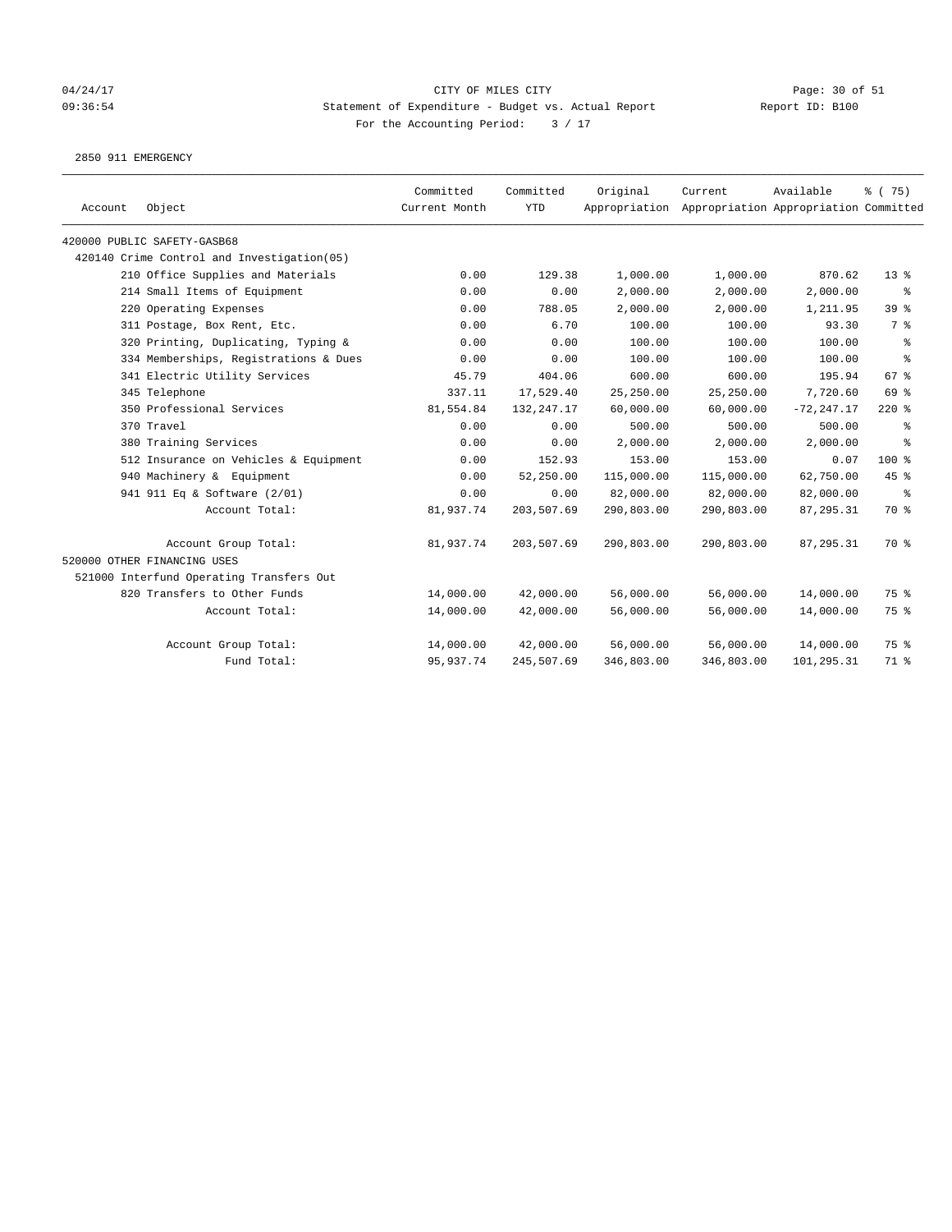CITY OF MILES CITY

Statement of Expenditure - Budget vs. Actual Report

For the Accounting Period: 3 / 17

04/24/17 09:36:54 Report ID: B100

2850 911 EMERGENCY

| Account | Object | Committed Current Month | Committed YTD | Original Appropriation | Current Appropriation | Available Appropriation | % ( 75) Committed |
|---|---|---|---|---|---|---|---|
| 420000 PUBLIC SAFETY-GASB68 | | | | | | | |
| 420140 Crime Control and Investigation(05) | | | | | | | |
| | 210 Office Supplies and Materials | 0.00 | 129.38 | 1,000.00 | 1,000.00 | 870.62 | 13 % |
| | 214 Small Items of Equipment | 0.00 | 0.00 | 2,000.00 | 2,000.00 | 2,000.00 | % |
| | 220 Operating Expenses | 0.00 | 788.05 | 2,000.00 | 2,000.00 | 1,211.95 | 39 % |
| | 311 Postage, Box Rent, Etc. | 0.00 | 6.70 | 100.00 | 100.00 | 93.30 | 7 % |
| | 320 Printing, Duplicating, Typing & | 0.00 | 0.00 | 100.00 | 100.00 | 100.00 | % |
| | 334 Memberships, Registrations & Dues | 0.00 | 0.00 | 100.00 | 100.00 | 100.00 | % |
| | 341 Electric Utility Services | 45.79 | 404.06 | 600.00 | 600.00 | 195.94 | 67 % |
| | 345 Telephone | 337.11 | 17,529.40 | 25,250.00 | 25,250.00 | 7,720.60 | 69 % |
| | 350 Professional Services | 81,554.84 | 132,247.17 | 60,000.00 | 60,000.00 | -72,247.17 | 220 % |
| | 370 Travel | 0.00 | 0.00 | 500.00 | 500.00 | 500.00 | % |
| | 380 Training Services | 0.00 | 0.00 | 2,000.00 | 2,000.00 | 2,000.00 | % |
| | 512 Insurance on Vehicles & Equipment | 0.00 | 152.93 | 153.00 | 153.00 | 0.07 | 100 % |
| | 940 Machinery & Equipment | 0.00 | 52,250.00 | 115,000.00 | 115,000.00 | 62,750.00 | 45 % |
| | 941 911 Eq & Software (2/01) | 0.00 | 0.00 | 82,000.00 | 82,000.00 | 82,000.00 | % |
| | Account Total: | 81,937.74 | 203,507.69 | 290,803.00 | 290,803.00 | 87,295.31 | 70 % |
| | Account Group Total: | 81,937.74 | 203,507.69 | 290,803.00 | 290,803.00 | 87,295.31 | 70 % |
| 520000 OTHER FINANCING USES | | | | | | | |
| 521000 Interfund Operating Transfers Out | | | | | | | |
| | 820 Transfers to Other Funds | 14,000.00 | 42,000.00 | 56,000.00 | 56,000.00 | 14,000.00 | 75 % |
| | Account Total: | 14,000.00 | 42,000.00 | 56,000.00 | 56,000.00 | 14,000.00 | 75 % |
| | Account Group Total: | 14,000.00 | 42,000.00 | 56,000.00 | 56,000.00 | 14,000.00 | 75 % |
| | Fund Total: | 95,937.74 | 245,507.69 | 346,803.00 | 346,803.00 | 101,295.31 | 71 % |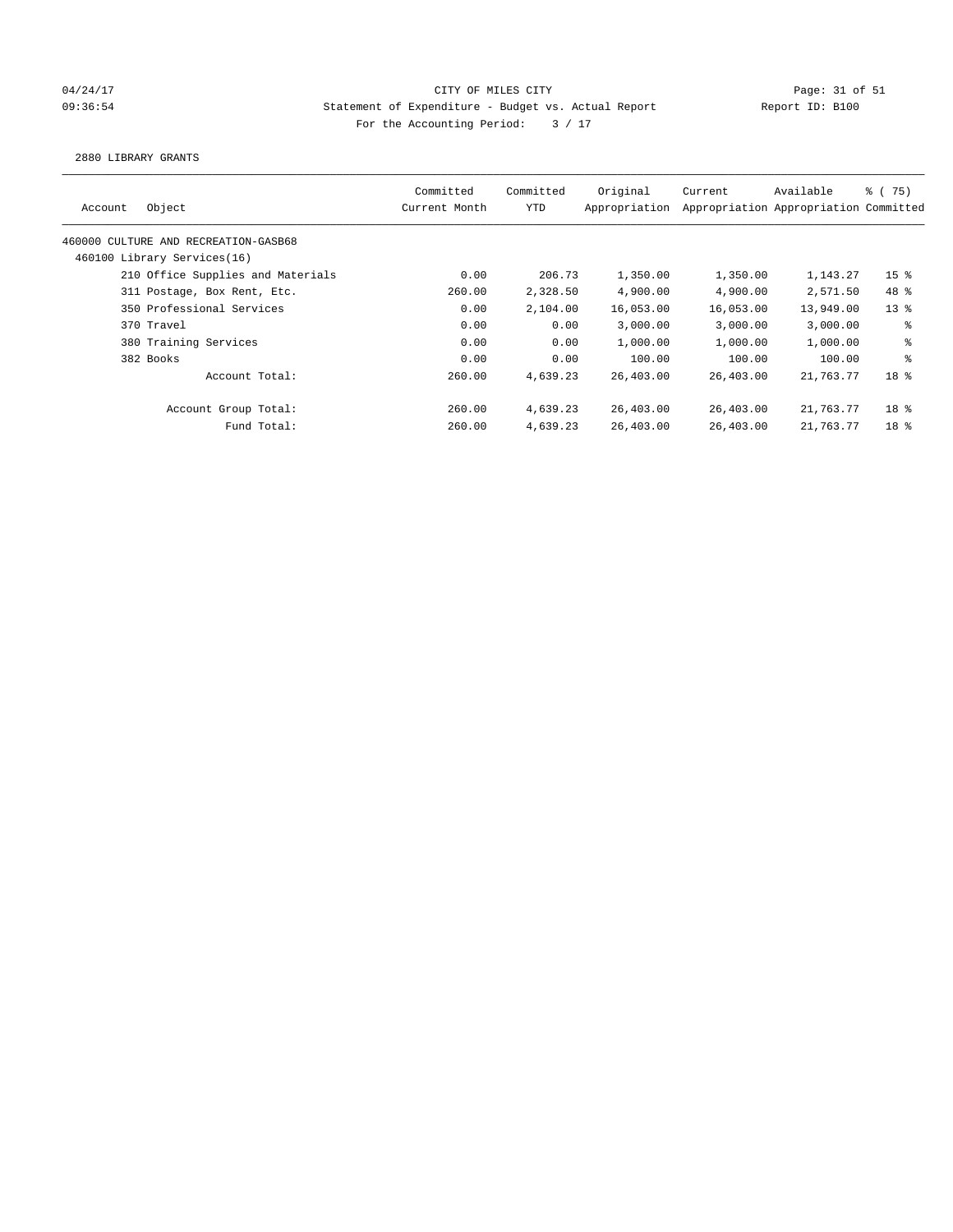CITY OF MILES CITY

Statement of Expenditure - Budget vs. Actual Report

Report ID: B100

For the Accounting Period: 3 / 17

04/24/17
09:36:54

2880 LIBRARY GRANTS

| Account | Object | Committed Current Month | Committed YTD | Original Appropriation | Current Appropriation | Available Appropriation | % ( 75) Committed |
|---|---|---|---|---|---|---|---|
| 460000 CULTURE AND RECREATION-GASB68 | | | | | | | |
| 460100 Library Services(16) | | | | | | | |
| | 210 Office Supplies and Materials | 0.00 | 206.73 | 1,350.00 | 1,350.00 | 1,143.27 | 15 % |
| | 311 Postage, Box Rent, Etc. | 260.00 | 2,328.50 | 4,900.00 | 4,900.00 | 2,571.50 | 48 % |
| | 350 Professional Services | 0.00 | 2,104.00 | 16,053.00 | 16,053.00 | 13,949.00 | 13 % |
| | 370 Travel | 0.00 | 0.00 | 3,000.00 | 3,000.00 | 3,000.00 | % |
| | 380 Training Services | 0.00 | 0.00 | 1,000.00 | 1,000.00 | 1,000.00 | % |
| | 382 Books | 0.00 | 0.00 | 100.00 | 100.00 | 100.00 | % |
| | Account Total: | 260.00 | 4,639.23 | 26,403.00 | 26,403.00 | 21,763.77 | 18 % |
| | Account Group Total: | 260.00 | 4,639.23 | 26,403.00 | 26,403.00 | 21,763.77 | 18 % |
| | Fund Total: | 260.00 | 4,639.23 | 26,403.00 | 26,403.00 | 21,763.77 | 18 % |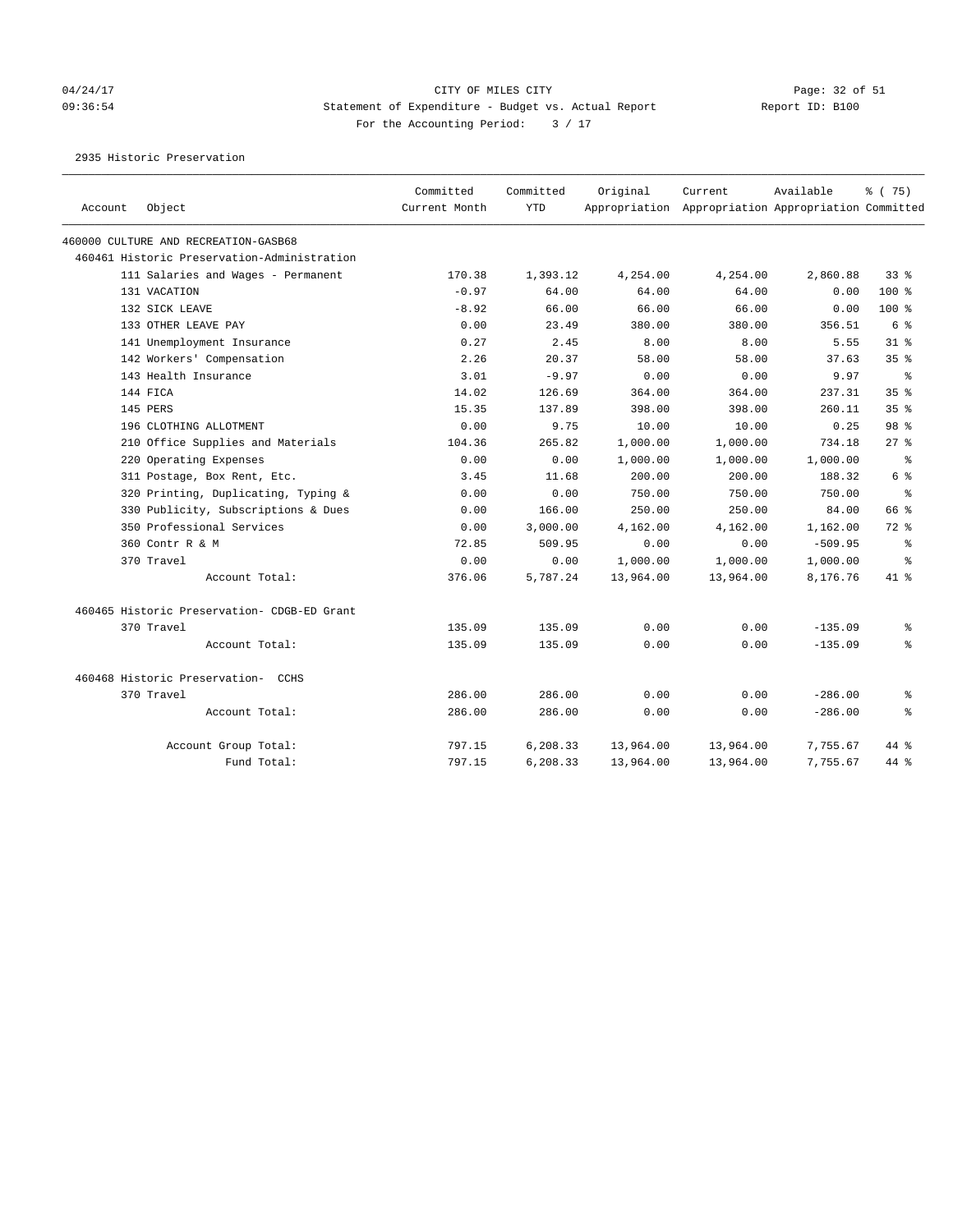CITY OF MILES CITY

Statement of Expenditure - Budget vs. Actual Report

Report ID: B100

For the Accounting Period: 3 / 17

2935 Historic Preservation

| Account | Object | Committed Current Month | Committed YTD | Original Appropriation | Current Appropriation | Available Appropriation | % ( 75) Committed |
|---|---|---|---|---|---|---|---|
| 460000 CULTURE AND RECREATION-GASB68 | | | | | | | |
| 460461 Historic Preservation-Administration | | | | | | | |
| | 111 Salaries and Wages - Permanent | 170.38 | 1,393.12 | 4,254.00 | 4,254.00 | 2,860.88 | 33 % |
| | 131 VACATION | -0.97 | 64.00 | 64.00 | 64.00 | 0.00 | 100 % |
| | 132 SICK LEAVE | -8.92 | 66.00 | 66.00 | 66.00 | 0.00 | 100 % |
| | 133 OTHER LEAVE PAY | 0.00 | 23.49 | 380.00 | 380.00 | 356.51 | 6 % |
| | 141 Unemployment Insurance | 0.27 | 2.45 | 8.00 | 8.00 | 5.55 | 31 % |
| | 142 Workers' Compensation | 2.26 | 20.37 | 58.00 | 58.00 | 37.63 | 35 % |
| | 143 Health Insurance | 3.01 | -9.97 | 0.00 | 0.00 | 9.97 | % |
| | 144 FICA | 14.02 | 126.69 | 364.00 | 364.00 | 237.31 | 35 % |
| | 145 PERS | 15.35 | 137.89 | 398.00 | 398.00 | 260.11 | 35 % |
| | 196 CLOTHING ALLOTMENT | 0.00 | 9.75 | 10.00 | 10.00 | 0.25 | 98 % |
| | 210 Office Supplies and Materials | 104.36 | 265.82 | 1,000.00 | 1,000.00 | 734.18 | 27 % |
| | 220 Operating Expenses | 0.00 | 0.00 | 1,000.00 | 1,000.00 | 1,000.00 | % |
| | 311 Postage, Box Rent, Etc. | 3.45 | 11.68 | 200.00 | 200.00 | 188.32 | 6 % |
| | 320 Printing, Duplicating, Typing & | 0.00 | 0.00 | 750.00 | 750.00 | 750.00 | % |
| | 330 Publicity, Subscriptions & Dues | 0.00 | 166.00 | 250.00 | 250.00 | 84.00 | 66 % |
| | 350 Professional Services | 0.00 | 3,000.00 | 4,162.00 | 4,162.00 | 1,162.00 | 72 % |
| | 360 Contr R & M | 72.85 | 509.95 | 0.00 | 0.00 | -509.95 | % |
| | 370 Travel | 0.00 | 0.00 | 1,000.00 | 1,000.00 | 1,000.00 | % |
| | Account Total: | 376.06 | 5,787.24 | 13,964.00 | 13,964.00 | 8,176.76 | 41 % |
| 460465 Historic Preservation- CDGB-ED Grant | | | | | | | |
| | 370 Travel | 135.09 | 135.09 | 0.00 | 0.00 | -135.09 | % |
| | Account Total: | 135.09 | 135.09 | 0.00 | 0.00 | -135.09 | % |
| 460468 Historic Preservation- CCHS | | | | | | | |
| | 370 Travel | 286.00 | 286.00 | 0.00 | 0.00 | -286.00 | % |
| | Account Total: | 286.00 | 286.00 | 0.00 | 0.00 | -286.00 | % |
| | Account Group Total: | 797.15 | 6,208.33 | 13,964.00 | 13,964.00 | 7,755.67 | 44 % |
| | Fund Total: | 797.15 | 6,208.33 | 13,964.00 | 13,964.00 | 7,755.67 | 44 % |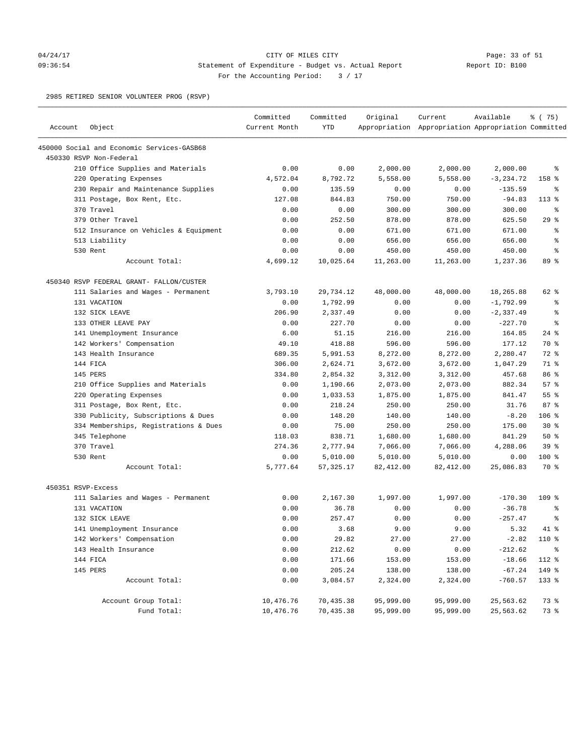CITY OF MILES CITY
Statement of Expenditure - Budget vs. Actual Report
For the Accounting Period: 3 / 17

04/24/17
09:36:54

Report ID: B100

2985 RETIRED SENIOR VOLUNTEER PROG (RSVP)

| Account | Object | Committed Current Month | Committed YTD | Original Appropriation | Current Appropriation | Available Appropriation | % ( 75) Committed |
|---|---|---|---|---|---|---|---|
| 450000 Social and Economic Services-GASB68 | | | | | | | |
| 450330 RSVP Non-Federal | | | | | | | |
| | 210 Office Supplies and Materials | 0.00 | 0.00 | 2,000.00 | 2,000.00 | 2,000.00 | % |
| | 220 Operating Expenses | 4,572.04 | 8,792.72 | 5,558.00 | 5,558.00 | -3,234.72 | 158 % |
| | 230 Repair and Maintenance Supplies | 0.00 | 135.59 | 0.00 | 0.00 | -135.59 | % |
| | 311 Postage, Box Rent, Etc. | 127.08 | 844.83 | 750.00 | 750.00 | -94.83 | 113 % |
| | 370 Travel | 0.00 | 0.00 | 300.00 | 300.00 | 300.00 | % |
| | 379 Other Travel | 0.00 | 252.50 | 878.00 | 878.00 | 625.50 | 29 % |
| | 512 Insurance on Vehicles & Equipment | 0.00 | 0.00 | 671.00 | 671.00 | 671.00 | % |
| | 513 Liability | 0.00 | 0.00 | 656.00 | 656.00 | 656.00 | % |
| | 530 Rent | 0.00 | 0.00 | 450.00 | 450.00 | 450.00 | % |
| | Account Total: | 4,699.12 | 10,025.64 | 11,263.00 | 11,263.00 | 1,237.36 | 89 % |
| 450340 RSVP FEDERAL GRANT- FALLON/CUSTER | | | | | | | |
| | 111 Salaries and Wages - Permanent | 3,793.10 | 29,734.12 | 48,000.00 | 48,000.00 | 18,265.88 | 62 % |
| | 131 VACATION | 0.00 | 1,792.99 | 0.00 | 0.00 | -1,792.99 | % |
| | 132 SICK LEAVE | 206.90 | 2,337.49 | 0.00 | 0.00 | -2,337.49 | % |
| | 133 OTHER LEAVE PAY | 0.00 | 227.70 | 0.00 | 0.00 | -227.70 | % |
| | 141 Unemployment Insurance | 6.00 | 51.15 | 216.00 | 216.00 | 164.85 | 24 % |
| | 142 Workers' Compensation | 49.10 | 418.88 | 596.00 | 596.00 | 177.12 | 70 % |
| | 143 Health Insurance | 689.35 | 5,991.53 | 8,272.00 | 8,272.00 | 2,280.47 | 72 % |
| | 144 FICA | 306.00 | 2,624.71 | 3,672.00 | 3,672.00 | 1,047.29 | 71 % |
| | 145 PERS | 334.80 | 2,854.32 | 3,312.00 | 3,312.00 | 457.68 | 86 % |
| | 210 Office Supplies and Materials | 0.00 | 1,190.66 | 2,073.00 | 2,073.00 | 882.34 | 57 % |
| | 220 Operating Expenses | 0.00 | 1,033.53 | 1,875.00 | 1,875.00 | 841.47 | 55 % |
| | 311 Postage, Box Rent, Etc. | 0.00 | 218.24 | 250.00 | 250.00 | 31.76 | 87 % |
| | 330 Publicity, Subscriptions & Dues | 0.00 | 148.20 | 140.00 | 140.00 | -8.20 | 106 % |
| | 334 Memberships, Registrations & Dues | 0.00 | 75.00 | 250.00 | 250.00 | 175.00 | 30 % |
| | 345 Telephone | 118.03 | 838.71 | 1,680.00 | 1,680.00 | 841.29 | 50 % |
| | 370 Travel | 274.36 | 2,777.94 | 7,066.00 | 7,066.00 | 4,288.06 | 39 % |
| | 530 Rent | 0.00 | 5,010.00 | 5,010.00 | 5,010.00 | 0.00 | 100 % |
| | Account Total: | 5,777.64 | 57,325.17 | 82,412.00 | 82,412.00 | 25,086.83 | 70 % |
| 450351 RSVP-Excess | | | | | | | |
| | 111 Salaries and Wages - Permanent | 0.00 | 2,167.30 | 1,997.00 | 1,997.00 | -170.30 | 109 % |
| | 131 VACATION | 0.00 | 36.78 | 0.00 | 0.00 | -36.78 | % |
| | 132 SICK LEAVE | 0.00 | 257.47 | 0.00 | 0.00 | -257.47 | % |
| | 141 Unemployment Insurance | 0.00 | 3.68 | 9.00 | 9.00 | 5.32 | 41 % |
| | 142 Workers' Compensation | 0.00 | 29.82 | 27.00 | 27.00 | -2.82 | 110 % |
| | 143 Health Insurance | 0.00 | 212.62 | 0.00 | 0.00 | -212.62 | % |
| | 144 FICA | 0.00 | 171.66 | 153.00 | 153.00 | -18.66 | 112 % |
| | 145 PERS | 0.00 | 205.24 | 138.00 | 138.00 | -67.24 | 149 % |
| | Account Total: | 0.00 | 3,084.57 | 2,324.00 | 2,324.00 | -760.57 | 133 % |
| | Account Group Total: | 10,476.76 | 70,435.38 | 95,999.00 | 95,999.00 | 25,563.62 | 73 % |
| | Fund Total: | 10,476.76 | 70,435.38 | 95,999.00 | 95,999.00 | 25,563.62 | 73 % |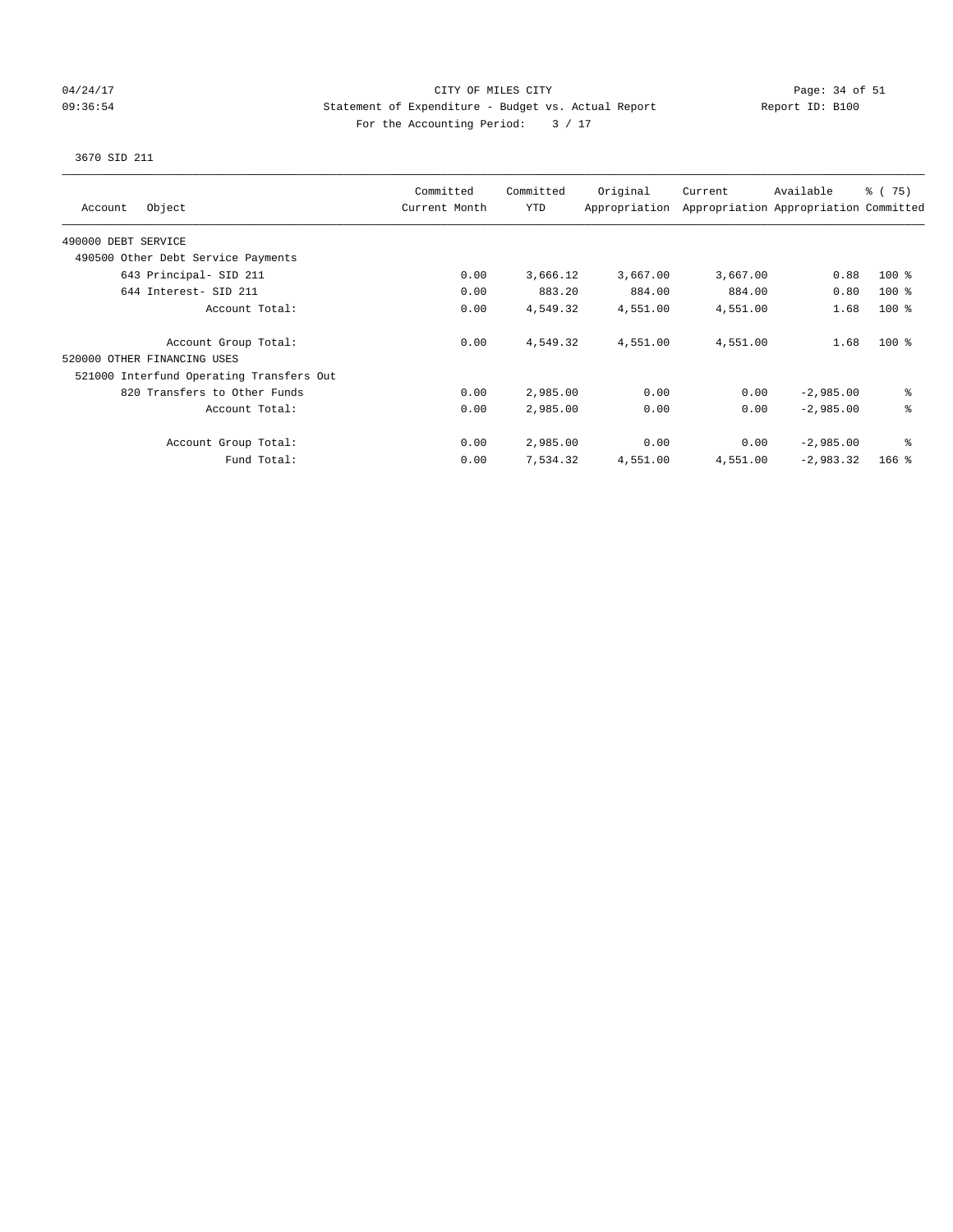CITY OF MILES CITY
Statement of Expenditure - Budget vs. Actual Report
For the Accounting Period: 3 / 17

04/24/17 09:36:54 Report ID: B100

3670 SID 211

| Account Object | Committed Current Month | Committed YTD | Original Appropriation | Current Appropriation | Available Appropriation | % ( 75) Committed |
|---|---|---|---|---|---|---|
| 490000 DEBT SERVICE | | | | | | |
| 490500 Other Debt Service Payments | | | | | | |
| 643 Principal- SID 211 | 0.00 | 3,666.12 | 3,667.00 | 3,667.00 | 0.88 | 100 % |
| 644 Interest- SID 211 | 0.00 | 883.20 | 884.00 | 884.00 | 0.80 | 100 % |
| Account Total: | 0.00 | 4,549.32 | 4,551.00 | 4,551.00 | 1.68 | 100 % |
| Account Group Total: | 0.00 | 4,549.32 | 4,551.00 | 4,551.00 | 1.68 | 100 % |
| 520000 OTHER FINANCING USES | | | | | | |
| 521000 Interfund Operating Transfers Out | | | | | | |
| 820 Transfers to Other Funds | 0.00 | 2,985.00 | 0.00 | 0.00 | -2,985.00 | % |
| Account Total: | 0.00 | 2,985.00 | 0.00 | 0.00 | -2,985.00 | % |
| Account Group Total: | 0.00 | 2,985.00 | 0.00 | 0.00 | -2,985.00 | % |
| Fund Total: | 0.00 | 7,534.32 | 4,551.00 | 4,551.00 | -2,983.32 | 166 % |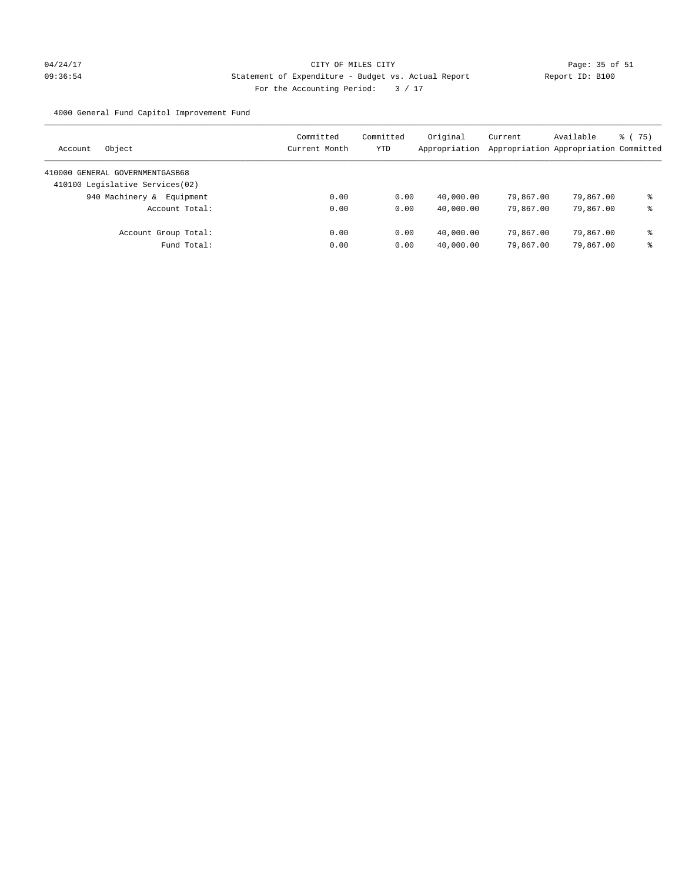CITY OF MILES CITY
Statement of Expenditure - Budget vs. Actual Report
For the Accounting Period: 3 / 17

04/24/17
09:36:54

Report ID: B100

4000 General Fund Capitol Improvement Fund

| Account | Object | Committed Current Month | Committed YTD | Original Appropriation | Current Appropriation | Available Appropriation | % ( 75) Committed |
|---|---|---|---|---|---|---|---|
| 410000 GENERAL GOVERNMENTGASB68 | | | | | | | |
| 410100 Legislative Services(02) | | | | | | | |
| | 940 Machinery & Equipment | 0.00 | 0.00 | 40,000.00 | 79,867.00 | 79,867.00 | % |
| | Account Total: | 0.00 | 0.00 | 40,000.00 | 79,867.00 | 79,867.00 | % |
| | Account Group Total: | 0.00 | 0.00 | 40,000.00 | 79,867.00 | 79,867.00 | % |
| | Fund Total: | 0.00 | 0.00 | 40,000.00 | 79,867.00 | 79,867.00 | % |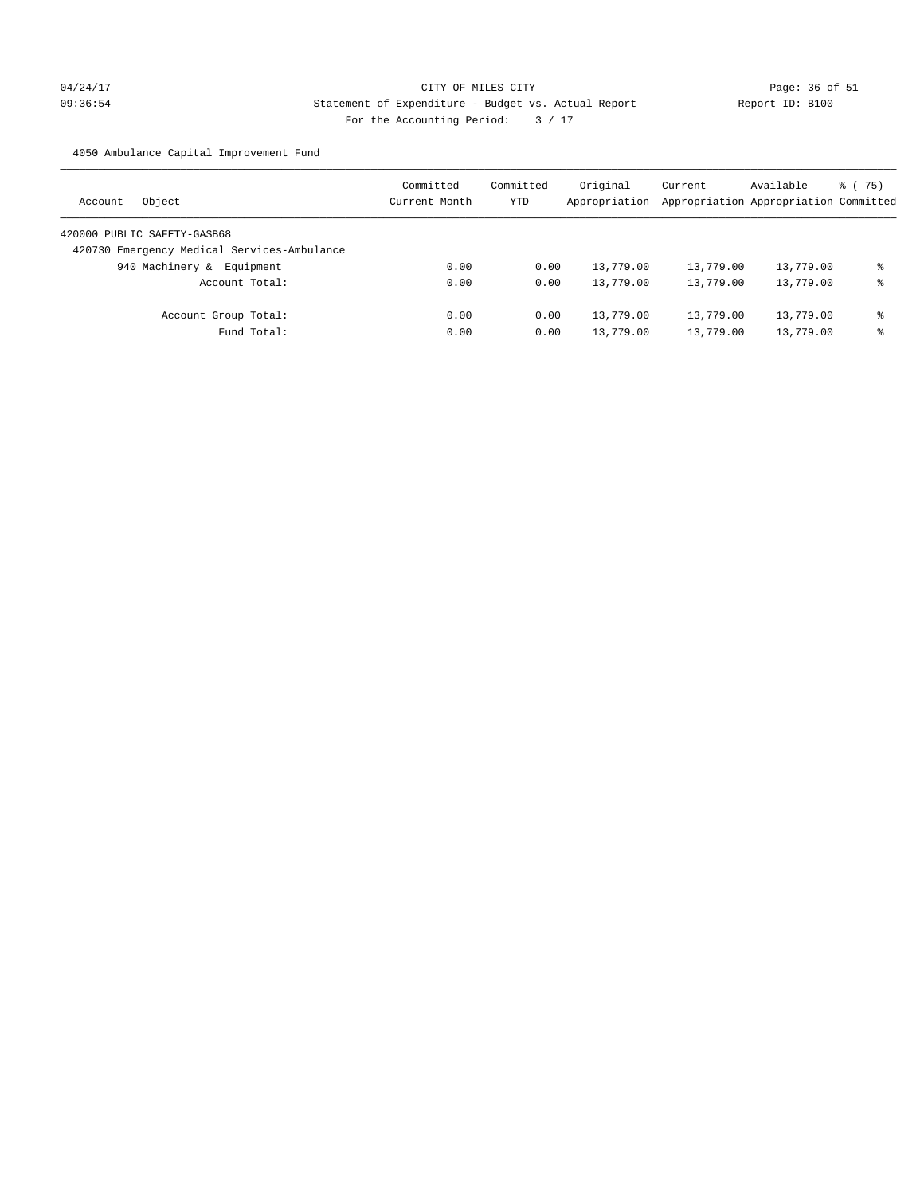CITY OF MILES CITY

Statement of Expenditure - Budget vs. Actual Report

Report ID: B100

04/24/17
09:36:54

For the Accounting Period: 3 / 17

4050 Ambulance Capital Improvement Fund

| Account Object | Committed Current Month | Committed YTD | Original Appropriation | Current Appropriation | Available Appropriation | % ( 75) Committed |
|---|---|---|---|---|---|---|
| 420000 PUBLIC SAFETY-GASB68 | | | | | | |
| 420730 Emergency Medical Services-Ambulance | | | | | | |
| 940 Machinery & Equipment | 0.00 | 0.00 | 13,779.00 | 13,779.00 | 13,779.00 | % |
| Account Total: | 0.00 | 0.00 | 13,779.00 | 13,779.00 | 13,779.00 | % |
| Account Group Total: | 0.00 | 0.00 | 13,779.00 | 13,779.00 | 13,779.00 | % |
| Fund Total: | 0.00 | 0.00 | 13,779.00 | 13,779.00 | 13,779.00 | % |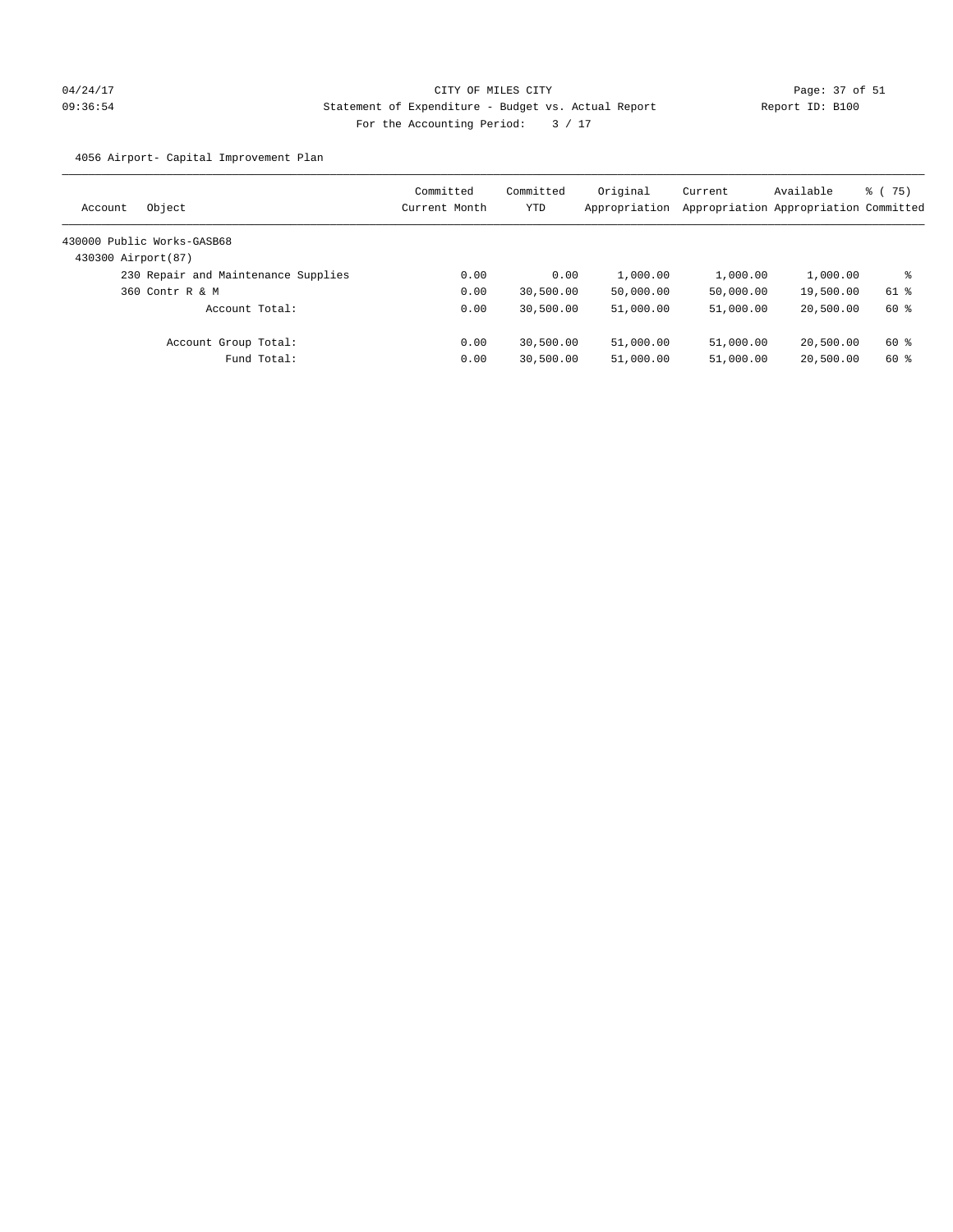04/24/17 CITY OF MILES CITY

09:36:54 Statement of Expenditure - Budget vs. Actual Report Report ID: B100

For the Accounting Period: 3 / 17

4056 Airport- Capital Improvement Plan

| Account Object | Committed Current Month | Committed YTD | Original Appropriation | Current Appropriation | Available Appropriation | % ( 75) Committed |
|---|---|---|---|---|---|---|
| 430000 Public Works-GASB68 | | | | | | |
| 430300 Airport(87) | | | | | | |
| 230 Repair and Maintenance Supplies | 0.00 | 0.00 | 1,000.00 | 1,000.00 | 1,000.00 | % |
| 360 Contr R & M | 0.00 | 30,500.00 | 50,000.00 | 50,000.00 | 19,500.00 | 61 % |
| Account Total: | 0.00 | 30,500.00 | 51,000.00 | 51,000.00 | 20,500.00 | 60 % |
| Account Group Total: | 0.00 | 30,500.00 | 51,000.00 | 51,000.00 | 20,500.00 | 60 % |
| Fund Total: | 0.00 | 30,500.00 | 51,000.00 | 51,000.00 | 20,500.00 | 60 % |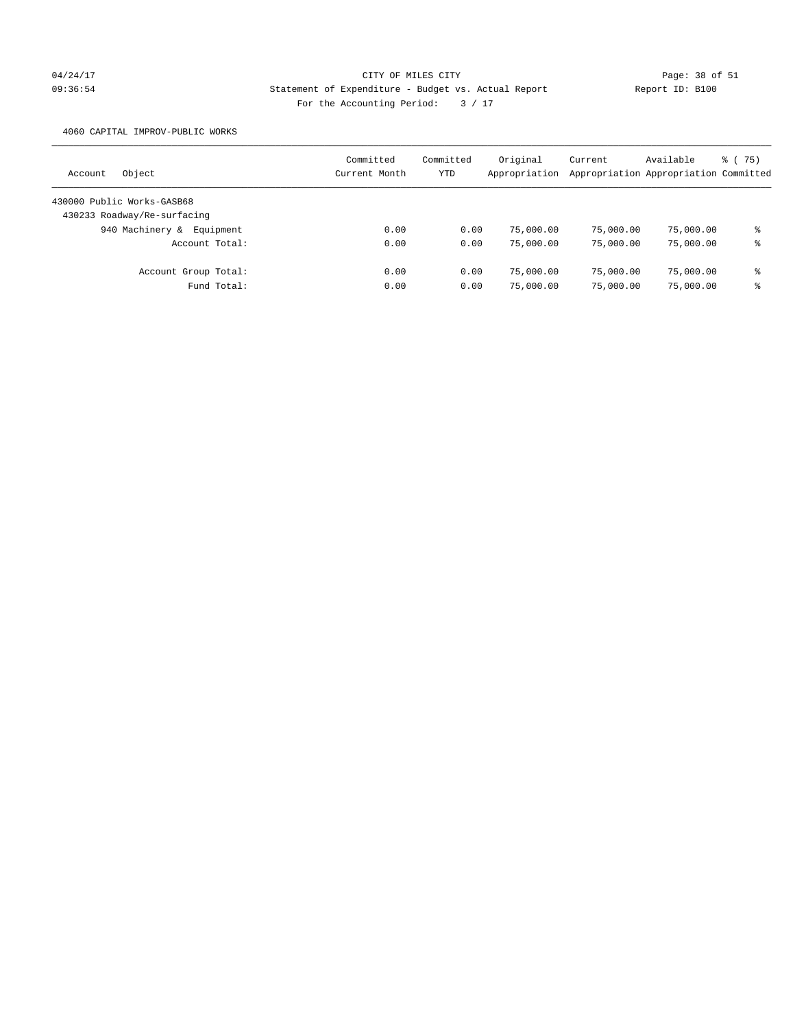CITY OF MILES CITY
Statement of Expenditure - Budget vs. Actual Report
For the Accounting Period: 3 / 17

04/24/17
09:36:54

Report ID: B100

4060 CAPITAL IMPROV-PUBLIC WORKS

| Account Object | Committed Current Month | Committed YTD | Original Appropriation | Current Appropriation | Available Appropriation | % ( 75) Committed |
|---|---|---|---|---|---|---|
| 430000 Public Works-GASB68 | | | | | | |
| 430233 Roadway/Re-surfacing | | | | | | |
| 940 Machinery & Equipment | 0.00 | 0.00 | 75,000.00 | 75,000.00 | 75,000.00 | % |
| Account Total: | 0.00 | 0.00 | 75,000.00 | 75,000.00 | 75,000.00 | % |
| Account Group Total: | 0.00 | 0.00 | 75,000.00 | 75,000.00 | 75,000.00 | % |
| Fund Total: | 0.00 | 0.00 | 75,000.00 | 75,000.00 | 75,000.00 | % |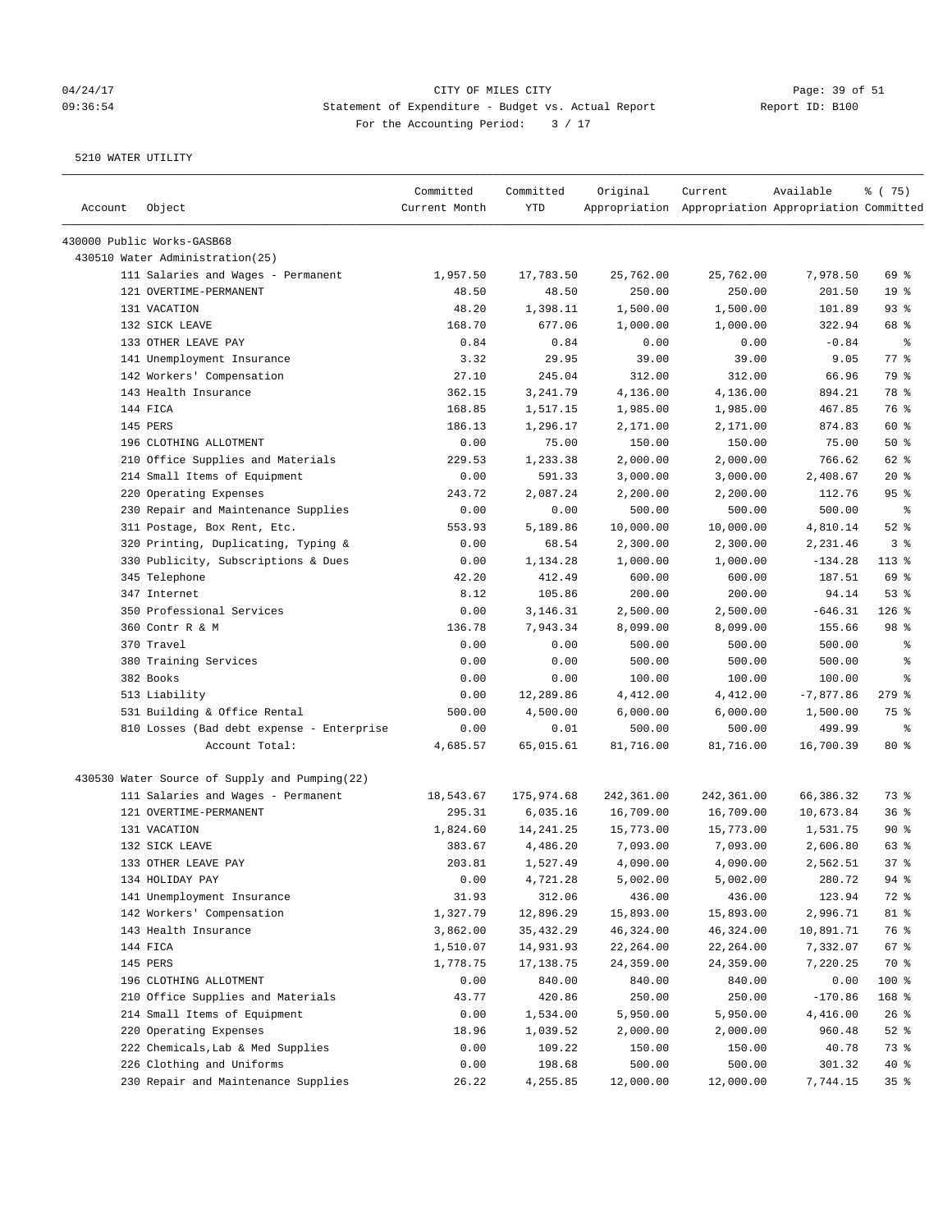CITY OF MILES CITY
Statement of Expenditure - Budget vs. Actual Report
For the Accounting Period: 3 / 17

5210 WATER UTILITY

| Account | Object | Committed Current Month | Committed YTD | Original Appropriation | Current Appropriation | Available Appropriation | % ( 75) Committed |
|---|---|---|---|---|---|---|---|
| 430000 Public Works-GASB68 | | | | | | | |
| 430510 Water Administration(25) | | | | | | | |
| | 111 Salaries and Wages - Permanent | 1,957.50 | 17,783.50 | 25,762.00 | 25,762.00 | 7,978.50 | 69 % |
| | 121 OVERTIME-PERMANENT | 48.50 | 48.50 | 250.00 | 250.00 | 201.50 | 19 % |
| | 131 VACATION | 48.20 | 1,398.11 | 1,500.00 | 1,500.00 | 101.89 | 93 % |
| | 132 SICK LEAVE | 168.70 | 677.06 | 1,000.00 | 1,000.00 | 322.94 | 68 % |
| | 133 OTHER LEAVE PAY | 0.84 | 0.84 | 0.00 | 0.00 | -0.84 | % |
| | 141 Unemployment Insurance | 3.32 | 29.95 | 39.00 | 39.00 | 9.05 | 77 % |
| | 142 Workers' Compensation | 27.10 | 245.04 | 312.00 | 312.00 | 66.96 | 79 % |
| | 143 Health Insurance | 362.15 | 3,241.79 | 4,136.00 | 4,136.00 | 894.21 | 78 % |
| | 144 FICA | 168.85 | 1,517.15 | 1,985.00 | 1,985.00 | 467.85 | 76 % |
| | 145 PERS | 186.13 | 1,296.17 | 2,171.00 | 2,171.00 | 874.83 | 60 % |
| | 196 CLOTHING ALLOTMENT | 0.00 | 75.00 | 150.00 | 150.00 | 75.00 | 50 % |
| | 210 Office Supplies and Materials | 229.53 | 1,233.38 | 2,000.00 | 2,000.00 | 766.62 | 62 % |
| | 214 Small Items of Equipment | 0.00 | 591.33 | 3,000.00 | 3,000.00 | 2,408.67 | 20 % |
| | 220 Operating Expenses | 243.72 | 2,087.24 | 2,200.00 | 2,200.00 | 112.76 | 95 % |
| | 230 Repair and Maintenance Supplies | 0.00 | 0.00 | 500.00 | 500.00 | 500.00 | % |
| | 311 Postage, Box Rent, Etc. | 553.93 | 5,189.86 | 10,000.00 | 10,000.00 | 4,810.14 | 52 % |
| | 320 Printing, Duplicating, Typing & | 0.00 | 68.54 | 2,300.00 | 2,300.00 | 2,231.46 | 3 % |
| | 330 Publicity, Subscriptions & Dues | 0.00 | 1,134.28 | 1,000.00 | 1,000.00 | -134.28 | 113 % |
| | 345 Telephone | 42.20 | 412.49 | 600.00 | 600.00 | 187.51 | 69 % |
| | 347 Internet | 8.12 | 105.86 | 200.00 | 200.00 | 94.14 | 53 % |
| | 350 Professional Services | 0.00 | 3,146.31 | 2,500.00 | 2,500.00 | -646.31 | 126 % |
| | 360 Contr R & M | 136.78 | 7,943.34 | 8,099.00 | 8,099.00 | 155.66 | 98 % |
| | 370 Travel | 0.00 | 0.00 | 500.00 | 500.00 | 500.00 | % |
| | 380 Training Services | 0.00 | 0.00 | 500.00 | 500.00 | 500.00 | % |
| | 382 Books | 0.00 | 0.00 | 100.00 | 100.00 | 100.00 | % |
| | 513 Liability | 0.00 | 12,289.86 | 4,412.00 | 4,412.00 | -7,877.86 | 279 % |
| | 531 Building & Office Rental | 500.00 | 4,500.00 | 6,000.00 | 6,000.00 | 1,500.00 | 75 % |
| | 810 Losses (Bad debt expense - Enterprise | 0.00 | 0.01 | 500.00 | 500.00 | 499.99 | % |
| | Account Total: | 4,685.57 | 65,015.61 | 81,716.00 | 81,716.00 | 16,700.39 | 80 % |
| 430530 Water Source of Supply and Pumping(22) | | | | | | | |
| | 111 Salaries and Wages - Permanent | 18,543.67 | 175,974.68 | 242,361.00 | 242,361.00 | 66,386.32 | 73 % |
| | 121 OVERTIME-PERMANENT | 295.31 | 6,035.16 | 16,709.00 | 16,709.00 | 10,673.84 | 36 % |
| | 131 VACATION | 1,824.60 | 14,241.25 | 15,773.00 | 15,773.00 | 1,531.75 | 90 % |
| | 132 SICK LEAVE | 383.67 | 4,486.20 | 7,093.00 | 7,093.00 | 2,606.80 | 63 % |
| | 133 OTHER LEAVE PAY | 203.81 | 1,527.49 | 4,090.00 | 4,090.00 | 2,562.51 | 37 % |
| | 134 HOLIDAY PAY | 0.00 | 4,721.28 | 5,002.00 | 5,002.00 | 280.72 | 94 % |
| | 141 Unemployment Insurance | 31.93 | 312.06 | 436.00 | 436.00 | 123.94 | 72 % |
| | 142 Workers' Compensation | 1,327.79 | 12,896.29 | 15,893.00 | 15,893.00 | 2,996.71 | 81 % |
| | 143 Health Insurance | 3,862.00 | 35,432.29 | 46,324.00 | 46,324.00 | 10,891.71 | 76 % |
| | 144 FICA | 1,510.07 | 14,931.93 | 22,264.00 | 22,264.00 | 7,332.07 | 67 % |
| | 145 PERS | 1,778.75 | 17,138.75 | 24,359.00 | 24,359.00 | 7,220.25 | 70 % |
| | 196 CLOTHING ALLOTMENT | 0.00 | 840.00 | 840.00 | 840.00 | 0.00 | 100 % |
| | 210 Office Supplies and Materials | 43.77 | 420.86 | 250.00 | 250.00 | -170.86 | 168 % |
| | 214 Small Items of Equipment | 0.00 | 1,534.00 | 5,950.00 | 5,950.00 | 4,416.00 | 26 % |
| | 220 Operating Expenses | 18.96 | 1,039.52 | 2,000.00 | 2,000.00 | 960.48 | 52 % |
| | 222 Chemicals,Lab & Med Supplies | 0.00 | 109.22 | 150.00 | 150.00 | 40.78 | 73 % |
| | 226 Clothing and Uniforms | 0.00 | 198.68 | 500.00 | 500.00 | 301.32 | 40 % |
| | 230 Repair and Maintenance Supplies | 26.22 | 4,255.85 | 12,000.00 | 12,000.00 | 7,744.15 | 35 % |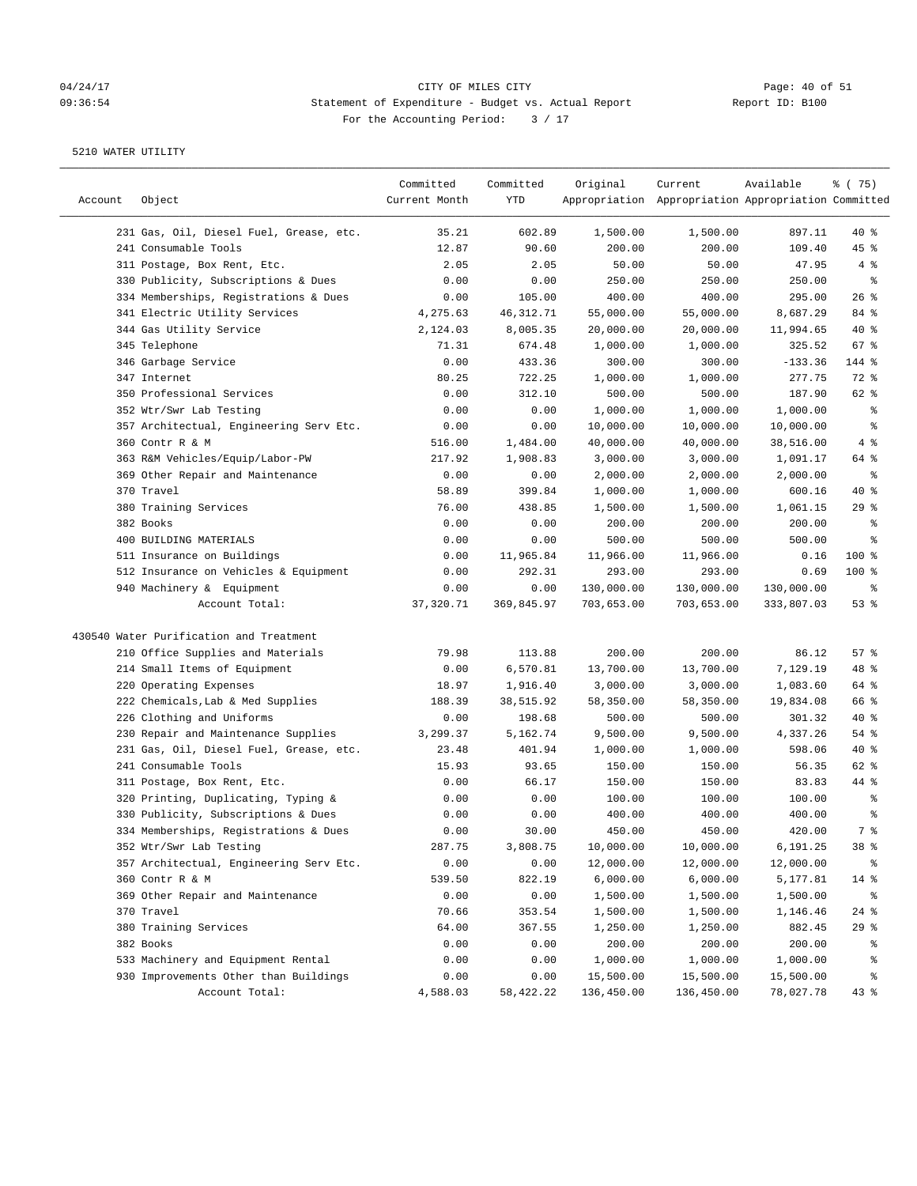CITY OF MILES CITY

Statement of Expenditure - Budget vs. Actual Report

Report ID: B100

04/24/17 09:36:54

For the Accounting Period: 3 / 17

5210 WATER UTILITY

| Account | Object | Committed Current Month | Committed YTD | Original Appropriation | Current Appropriation | Available Appropriation | % ( 75) Committed |
|---|---|---|---|---|---|---|---|
| | 231 Gas, Oil, Diesel Fuel, Grease, etc. | 35.21 | 602.89 | 1,500.00 | 1,500.00 | 897.11 | 40 % |
| | 241 Consumable Tools | 12.87 | 90.60 | 200.00 | 200.00 | 109.40 | 45 % |
| | 311 Postage, Box Rent, Etc. | 2.05 | 2.05 | 50.00 | 50.00 | 47.95 | 4 % |
| | 330 Publicity, Subscriptions & Dues | 0.00 | 0.00 | 250.00 | 250.00 | 250.00 | % |
| | 334 Memberships, Registrations & Dues | 0.00 | 105.00 | 400.00 | 400.00 | 295.00 | 26 % |
| | 341 Electric Utility Services | 4,275.63 | 46,312.71 | 55,000.00 | 55,000.00 | 8,687.29 | 84 % |
| | 344 Gas Utility Service | 2,124.03 | 8,005.35 | 20,000.00 | 20,000.00 | 11,994.65 | 40 % |
| | 345 Telephone | 71.31 | 674.48 | 1,000.00 | 1,000.00 | 325.52 | 67 % |
| | 346 Garbage Service | 0.00 | 433.36 | 300.00 | 300.00 | -133.36 | 144 % |
| | 347 Internet | 80.25 | 722.25 | 1,000.00 | 1,000.00 | 277.75 | 72 % |
| | 350 Professional Services | 0.00 | 312.10 | 500.00 | 500.00 | 187.90 | 62 % |
| | 352 Wtr/Swr Lab Testing | 0.00 | 0.00 | 1,000.00 | 1,000.00 | 1,000.00 | % |
| | 357 Architectual, Engineering Serv Etc. | 0.00 | 0.00 | 10,000.00 | 10,000.00 | 10,000.00 | % |
| | 360 Contr R & M | 516.00 | 1,484.00 | 40,000.00 | 40,000.00 | 38,516.00 | 4 % |
| | 363 R&M Vehicles/Equip/Labor-PW | 217.92 | 1,908.83 | 3,000.00 | 3,000.00 | 1,091.17 | 64 % |
| | 369 Other Repair and Maintenance | 0.00 | 0.00 | 2,000.00 | 2,000.00 | 2,000.00 | % |
| | 370 Travel | 58.89 | 399.84 | 1,000.00 | 1,000.00 | 600.16 | 40 % |
| | 380 Training Services | 76.00 | 438.85 | 1,500.00 | 1,500.00 | 1,061.15 | 29 % |
| | 382 Books | 0.00 | 0.00 | 200.00 | 200.00 | 200.00 | % |
| | 400 BUILDING MATERIALS | 0.00 | 0.00 | 500.00 | 500.00 | 500.00 | % |
| | 511 Insurance on Buildings | 0.00 | 11,965.84 | 11,966.00 | 11,966.00 | 0.16 | 100 % |
| | 512 Insurance on Vehicles & Equipment | 0.00 | 292.31 | 293.00 | 293.00 | 0.69 | 100 % |
| | 940 Machinery & Equipment | 0.00 | 0.00 | 130,000.00 | 130,000.00 | 130,000.00 | % |
| | Account Total: | 37,320.71 | 369,845.97 | 703,653.00 | 703,653.00 | 333,807.03 | 53 % |
| 430540 | Water Purification and Treatment | | | | | | |
| | 210 Office Supplies and Materials | 79.98 | 113.88 | 200.00 | 200.00 | 86.12 | 57 % |
| | 214 Small Items of Equipment | 0.00 | 6,570.81 | 13,700.00 | 13,700.00 | 7,129.19 | 48 % |
| | 220 Operating Expenses | 18.97 | 1,916.40 | 3,000.00 | 3,000.00 | 1,083.60 | 64 % |
| | 222 Chemicals,Lab & Med Supplies | 188.39 | 38,515.92 | 58,350.00 | 58,350.00 | 19,834.08 | 66 % |
| | 226 Clothing and Uniforms | 0.00 | 198.68 | 500.00 | 500.00 | 301.32 | 40 % |
| | 230 Repair and Maintenance Supplies | 3,299.37 | 5,162.74 | 9,500.00 | 9,500.00 | 4,337.26 | 54 % |
| | 231 Gas, Oil, Diesel Fuel, Grease, etc. | 23.48 | 401.94 | 1,000.00 | 1,000.00 | 598.06 | 40 % |
| | 241 Consumable Tools | 15.93 | 93.65 | 150.00 | 150.00 | 56.35 | 62 % |
| | 311 Postage, Box Rent, Etc. | 0.00 | 66.17 | 150.00 | 150.00 | 83.83 | 44 % |
| | 320 Printing, Duplicating, Typing & | 0.00 | 0.00 | 100.00 | 100.00 | 100.00 | % |
| | 330 Publicity, Subscriptions & Dues | 0.00 | 0.00 | 400.00 | 400.00 | 400.00 | % |
| | 334 Memberships, Registrations & Dues | 0.00 | 30.00 | 450.00 | 450.00 | 420.00 | 7 % |
| | 352 Wtr/Swr Lab Testing | 287.75 | 3,808.75 | 10,000.00 | 10,000.00 | 6,191.25 | 38 % |
| | 357 Architectual, Engineering Serv Etc. | 0.00 | 0.00 | 12,000.00 | 12,000.00 | 12,000.00 | % |
| | 360 Contr R & M | 539.50 | 822.19 | 6,000.00 | 6,000.00 | 5,177.81 | 14 % |
| | 369 Other Repair and Maintenance | 0.00 | 0.00 | 1,500.00 | 1,500.00 | 1,500.00 | % |
| | 370 Travel | 70.66 | 353.54 | 1,500.00 | 1,500.00 | 1,146.46 | 24 % |
| | 380 Training Services | 64.00 | 367.55 | 1,250.00 | 1,250.00 | 882.45 | 29 % |
| | 382 Books | 0.00 | 0.00 | 200.00 | 200.00 | 200.00 | % |
| | 533 Machinery and Equipment Rental | 0.00 | 0.00 | 1,000.00 | 1,000.00 | 1,000.00 | % |
| | 930 Improvements Other than Buildings | 0.00 | 0.00 | 15,500.00 | 15,500.00 | 15,500.00 | % |
| | Account Total: | 4,588.03 | 58,422.22 | 136,450.00 | 136,450.00 | 78,027.78 | 43 % |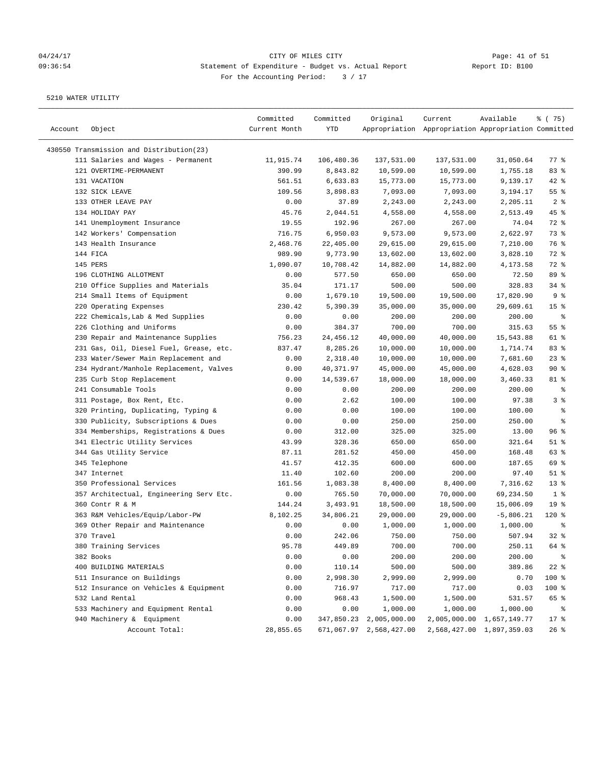CITY OF MILES CITY

Statement of Expenditure - Budget vs. Actual Report

Report ID: B100

For the Accounting Period: 3 / 17

5210 WATER UTILITY

| Account | Object | Committed Current Month | Committed YTD | Original Appropriation | Current Appropriation | Available Appropriation | % ( 75) Committed |
|---|---|---|---|---|---|---|---|
| 430550 Transmission and Distribution(23) | | | | | | | |
| | 111 Salaries and Wages - Permanent | 11,915.74 | 106,480.36 | 137,531.00 | 137,531.00 | 31,050.64 | 77 % |
| | 121 OVERTIME-PERMANENT | 390.99 | 8,843.82 | 10,599.00 | 10,599.00 | 1,755.18 | 83 % |
| | 131 VACATION | 561.51 | 6,633.83 | 15,773.00 | 15,773.00 | 9,139.17 | 42 % |
| | 132 SICK LEAVE | 109.56 | 3,898.83 | 7,093.00 | 7,093.00 | 3,194.17 | 55 % |
| | 133 OTHER LEAVE PAY | 0.00 | 37.89 | 2,243.00 | 2,243.00 | 2,205.11 | 2 % |
| | 134 HOLIDAY PAY | 45.76 | 2,044.51 | 4,558.00 | 4,558.00 | 2,513.49 | 45 % |
| | 141 Unemployment Insurance | 19.55 | 192.96 | 267.00 | 267.00 | 74.04 | 72 % |
| | 142 Workers' Compensation | 716.75 | 6,950.03 | 9,573.00 | 9,573.00 | 2,622.97 | 73 % |
| | 143 Health Insurance | 2,468.76 | 22,405.00 | 29,615.00 | 29,615.00 | 7,210.00 | 76 % |
| | 144 FICA | 989.90 | 9,773.90 | 13,602.00 | 13,602.00 | 3,828.10 | 72 % |
| | 145 PERS | 1,090.07 | 10,708.42 | 14,882.00 | 14,882.00 | 4,173.58 | 72 % |
| | 196 CLOTHING ALLOTMENT | 0.00 | 577.50 | 650.00 | 650.00 | 72.50 | 89 % |
| | 210 Office Supplies and Materials | 35.04 | 171.17 | 500.00 | 500.00 | 328.83 | 34 % |
| | 214 Small Items of Equipment | 0.00 | 1,679.10 | 19,500.00 | 19,500.00 | 17,820.90 | 9 % |
| | 220 Operating Expenses | 230.42 | 5,390.39 | 35,000.00 | 35,000.00 | 29,609.61 | 15 % |
| | 222 Chemicals,Lab & Med Supplies | 0.00 | 0.00 | 200.00 | 200.00 | 200.00 | % |
| | 226 Clothing and Uniforms | 0.00 | 384.37 | 700.00 | 700.00 | 315.63 | 55 % |
| | 230 Repair and Maintenance Supplies | 756.23 | 24,456.12 | 40,000.00 | 40,000.00 | 15,543.88 | 61 % |
| | 231 Gas, Oil, Diesel Fuel, Grease, etc. | 837.47 | 8,285.26 | 10,000.00 | 10,000.00 | 1,714.74 | 83 % |
| | 233 Water/Sewer Main Replacement and | 0.00 | 2,318.40 | 10,000.00 | 10,000.00 | 7,681.60 | 23 % |
| | 234 Hydrant/Manhole Replacement, Valves | 0.00 | 40,371.97 | 45,000.00 | 45,000.00 | 4,628.03 | 90 % |
| | 235 Curb Stop Replacement | 0.00 | 14,539.67 | 18,000.00 | 18,000.00 | 3,460.33 | 81 % |
| | 241 Consumable Tools | 0.00 | 0.00 | 200.00 | 200.00 | 200.00 | % |
| | 311 Postage, Box Rent, Etc. | 0.00 | 2.62 | 100.00 | 100.00 | 97.38 | 3 % |
| | 320 Printing, Duplicating, Typing & | 0.00 | 0.00 | 100.00 | 100.00 | 100.00 | % |
| | 330 Publicity, Subscriptions & Dues | 0.00 | 0.00 | 250.00 | 250.00 | 250.00 | % |
| | 334 Memberships, Registrations & Dues | 0.00 | 312.00 | 325.00 | 325.00 | 13.00 | 96 % |
| | 341 Electric Utility Services | 43.99 | 328.36 | 650.00 | 650.00 | 321.64 | 51 % |
| | 344 Gas Utility Service | 87.11 | 281.52 | 450.00 | 450.00 | 168.48 | 63 % |
| | 345 Telephone | 41.57 | 412.35 | 600.00 | 600.00 | 187.65 | 69 % |
| | 347 Internet | 11.40 | 102.60 | 200.00 | 200.00 | 97.40 | 51 % |
| | 350 Professional Services | 161.56 | 1,083.38 | 8,400.00 | 8,400.00 | 7,316.62 | 13 % |
| | 357 Architectual, Engineering Serv Etc. | 0.00 | 765.50 | 70,000.00 | 70,000.00 | 69,234.50 | 1 % |
| | 360 Contr R & M | 144.24 | 3,493.91 | 18,500.00 | 18,500.00 | 15,006.09 | 19 % |
| | 363 R&M Vehicles/Equip/Labor-PW | 8,102.25 | 34,806.21 | 29,000.00 | 29,000.00 | -5,806.21 | 120 % |
| | 369 Other Repair and Maintenance | 0.00 | 0.00 | 1,000.00 | 1,000.00 | 1,000.00 | % |
| | 370 Travel | 0.00 | 242.06 | 750.00 | 750.00 | 507.94 | 32 % |
| | 380 Training Services | 95.78 | 449.89 | 700.00 | 700.00 | 250.11 | 64 % |
| | 382 Books | 0.00 | 0.00 | 200.00 | 200.00 | 200.00 | % |
| | 400 BUILDING MATERIALS | 0.00 | 110.14 | 500.00 | 500.00 | 389.86 | 22 % |
| | 511 Insurance on Buildings | 0.00 | 2,998.30 | 2,999.00 | 2,999.00 | 0.70 | 100 % |
| | 512 Insurance on Vehicles & Equipment | 0.00 | 716.97 | 717.00 | 717.00 | 0.03 | 100 % |
| | 532 Land Rental | 0.00 | 968.43 | 1,500.00 | 1,500.00 | 531.57 | 65 % |
| | 533 Machinery and Equipment Rental | 0.00 | 0.00 | 1,000.00 | 1,000.00 | 1,000.00 | % |
| | 940 Machinery & Equipment | 0.00 | 347,850.23 | 2,005,000.00 | 2,005,000.00 | 1,657,149.77 | 17 % |
| | Account Total: | 28,855.65 | 671,067.97 | 2,568,427.00 | 2,568,427.00 | 1,897,359.03 | 26 % |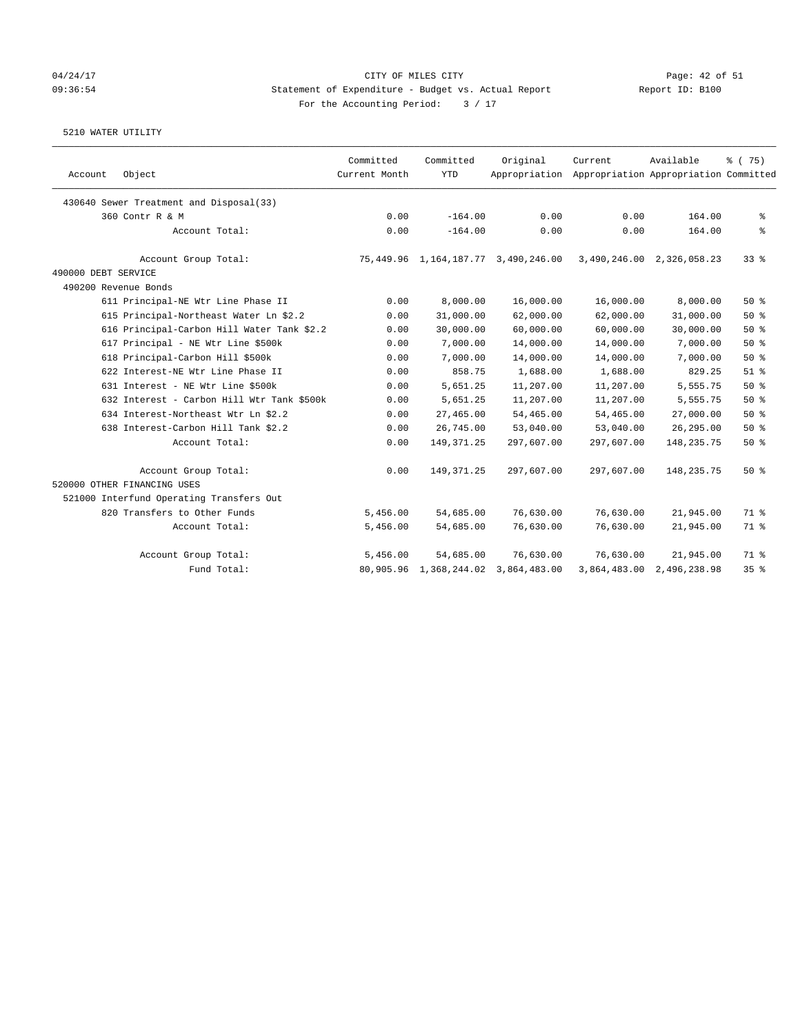CITY OF MILES CITY
Statement of Expenditure - Budget vs. Actual Report
For the Accounting Period: 3 / 17

5210 WATER UTILITY

| Account Object | Committed Current Month | Committed YTD | Original Appropriation | Current Appropriation | Available Appropriation | % ( 75) Committed |
|---|---|---|---|---|---|---|
| 430640 Sewer Treatment and Disposal(33) | | | | | | |
| 360 Contr R & M | 0.00 | -164.00 | 0.00 | 0.00 | 164.00 | % |
| Account Total: | 0.00 | -164.00 | 0.00 | 0.00 | 164.00 | % |
| Account Group Total: | 75,449.96 | 1,164,187.77 | 3,490,246.00 | 3,490,246.00 | 2,326,058.23 | 33 % |
| 490000 DEBT SERVICE | | | | | | |
| 490200 Revenue Bonds | | | | | | |
| 611 Principal-NE Wtr Line Phase II | 0.00 | 8,000.00 | 16,000.00 | 16,000.00 | 8,000.00 | 50 % |
| 615 Principal-Northeast Water Ln $2.2 | 0.00 | 31,000.00 | 62,000.00 | 62,000.00 | 31,000.00 | 50 % |
| 616 Principal-Carbon Hill Water Tank $2.2 | 0.00 | 30,000.00 | 60,000.00 | 60,000.00 | 30,000.00 | 50 % |
| 617 Principal - NE Wtr Line $500k | 0.00 | 7,000.00 | 14,000.00 | 14,000.00 | 7,000.00 | 50 % |
| 618 Principal-Carbon Hill $500k | 0.00 | 7,000.00 | 14,000.00 | 14,000.00 | 7,000.00 | 50 % |
| 622 Interest-NE Wtr Line Phase II | 0.00 | 858.75 | 1,688.00 | 1,688.00 | 829.25 | 51 % |
| 631 Interest - NE Wtr Line $500k | 0.00 | 5,651.25 | 11,207.00 | 11,207.00 | 5,555.75 | 50 % |
| 632 Interest - Carbon Hill Wtr Tank $500k | 0.00 | 5,651.25 | 11,207.00 | 11,207.00 | 5,555.75 | 50 % |
| 634 Interest-Northeast Wtr Ln $2.2 | 0.00 | 27,465.00 | 54,465.00 | 54,465.00 | 27,000.00 | 50 % |
| 638 Interest-Carbon Hill Tank $2.2 | 0.00 | 26,745.00 | 53,040.00 | 53,040.00 | 26,295.00 | 50 % |
| Account Total: | 0.00 | 149,371.25 | 297,607.00 | 297,607.00 | 148,235.75 | 50 % |
| Account Group Total: | 0.00 | 149,371.25 | 297,607.00 | 297,607.00 | 148,235.75 | 50 % |
| 520000 OTHER FINANCING USES | | | | | | |
| 521000 Interfund Operating Transfers Out | | | | | | |
| 820 Transfers to Other Funds | 5,456.00 | 54,685.00 | 76,630.00 | 76,630.00 | 21,945.00 | 71 % |
| Account Total: | 5,456.00 | 54,685.00 | 76,630.00 | 76,630.00 | 21,945.00 | 71 % |
| Account Group Total: | 5,456.00 | 54,685.00 | 76,630.00 | 76,630.00 | 21,945.00 | 71 % |
| Fund Total: | 80,905.96 | 1,368,244.02 | 3,864,483.00 | 3,864,483.00 | 2,496,238.98 | 35 % |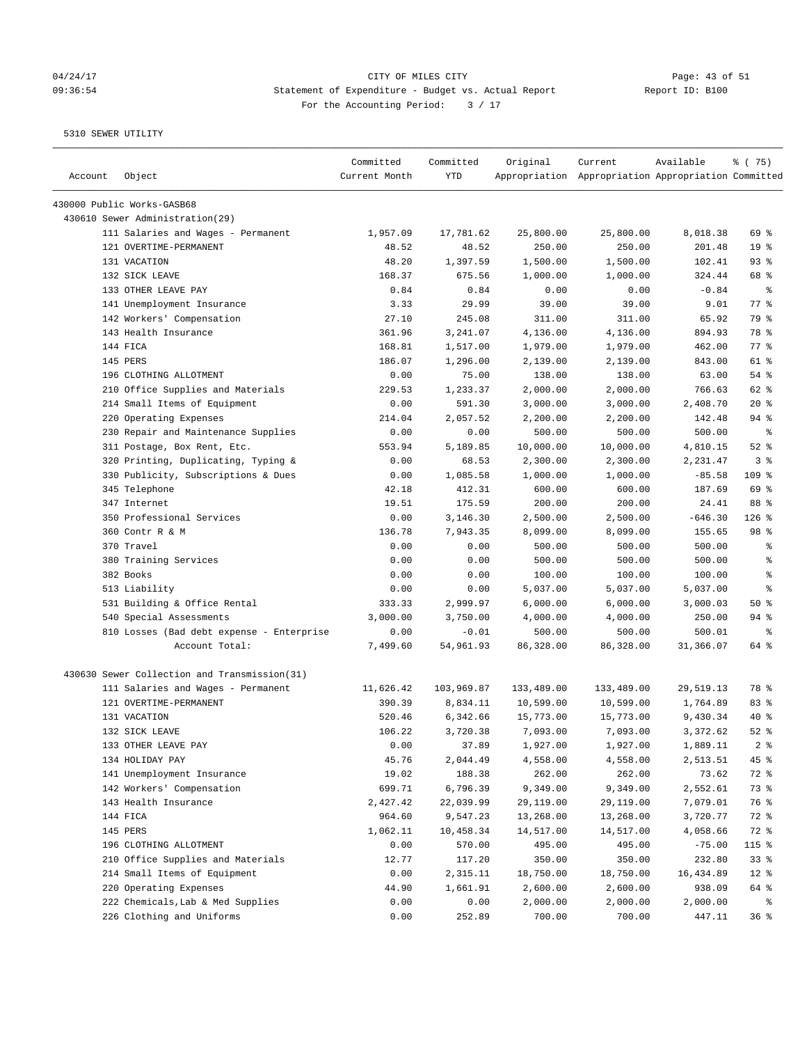CITY OF MILES CITY
Statement of Expenditure - Budget vs. Actual Report
For the Accounting Period: 3 / 17

04/24/17
09:36:54

Report ID: B100

5310 SEWER UTILITY

| Account | Object | Committed Current Month | Committed YTD | Original Appropriation | Current Appropriation | Available Appropriation | % ( 75) Committed |
|---|---|---|---|---|---|---|---|
| 430000 Public Works-GASB68 | | | | | | | |
| 430610 Sewer Administration(29) | | | | | | | |
| | 111 Salaries and Wages - Permanent | 1,957.09 | 17,781.62 | 25,800.00 | 25,800.00 | 8,018.38 | 69 % |
| | 121 OVERTIME-PERMANENT | 48.52 | 48.52 | 250.00 | 250.00 | 201.48 | 19 % |
| | 131 VACATION | 48.20 | 1,397.59 | 1,500.00 | 1,500.00 | 102.41 | 93 % |
| | 132 SICK LEAVE | 168.37 | 675.56 | 1,000.00 | 1,000.00 | 324.44 | 68 % |
| | 133 OTHER LEAVE PAY | 0.84 | 0.84 | 0.00 | 0.00 | -0.84 | % |
| | 141 Unemployment Insurance | 3.33 | 29.99 | 39.00 | 39.00 | 9.01 | 77 % |
| | 142 Workers' Compensation | 27.10 | 245.08 | 311.00 | 311.00 | 65.92 | 79 % |
| | 143 Health Insurance | 361.96 | 3,241.07 | 4,136.00 | 4,136.00 | 894.93 | 78 % |
| | 144 FICA | 168.81 | 1,517.00 | 1,979.00 | 1,979.00 | 462.00 | 77 % |
| | 145 PERS | 186.07 | 1,296.00 | 2,139.00 | 2,139.00 | 843.00 | 61 % |
| | 196 CLOTHING ALLOTMENT | 0.00 | 75.00 | 138.00 | 138.00 | 63.00 | 54 % |
| | 210 Office Supplies and Materials | 229.53 | 1,233.37 | 2,000.00 | 2,000.00 | 766.63 | 62 % |
| | 214 Small Items of Equipment | 0.00 | 591.30 | 3,000.00 | 3,000.00 | 2,408.70 | 20 % |
| | 220 Operating Expenses | 214.04 | 2,057.52 | 2,200.00 | 2,200.00 | 142.48 | 94 % |
| | 230 Repair and Maintenance Supplies | 0.00 | 0.00 | 500.00 | 500.00 | 500.00 | % |
| | 311 Postage, Box Rent, Etc. | 553.94 | 5,189.85 | 10,000.00 | 10,000.00 | 4,810.15 | 52 % |
| | 320 Printing, Duplicating, Typing & | 0.00 | 68.53 | 2,300.00 | 2,300.00 | 2,231.47 | 3 % |
| | 330 Publicity, Subscriptions & Dues | 0.00 | 1,085.58 | 1,000.00 | 1,000.00 | -85.58 | 109 % |
| | 345 Telephone | 42.18 | 412.31 | 600.00 | 600.00 | 187.69 | 69 % |
| | 347 Internet | 19.51 | 175.59 | 200.00 | 200.00 | 24.41 | 88 % |
| | 350 Professional Services | 0.00 | 3,146.30 | 2,500.00 | 2,500.00 | -646.30 | 126 % |
| | 360 Contr R & M | 136.78 | 7,943.35 | 8,099.00 | 8,099.00 | 155.65 | 98 % |
| | 370 Travel | 0.00 | 0.00 | 500.00 | 500.00 | 500.00 | % |
| | 380 Training Services | 0.00 | 0.00 | 500.00 | 500.00 | 500.00 | % |
| | 382 Books | 0.00 | 0.00 | 100.00 | 100.00 | 100.00 | % |
| | 513 Liability | 0.00 | 0.00 | 5,037.00 | 5,037.00 | 5,037.00 | % |
| | 531 Building & Office Rental | 333.33 | 2,999.97 | 6,000.00 | 6,000.00 | 3,000.03 | 50 % |
| | 540 Special Assessments | 3,000.00 | 3,750.00 | 4,000.00 | 4,000.00 | 250.00 | 94 % |
| | 810 Losses (Bad debt expense - Enterprise | 0.00 | -0.01 | 500.00 | 500.00 | 500.01 | % |
| | Account Total: | 7,499.60 | 54,961.93 | 86,328.00 | 86,328.00 | 31,366.07 | 64 % |
| 430630 Sewer Collection and Transmission(31) | | | | | | | |
| | 111 Salaries and Wages - Permanent | 11,626.42 | 103,969.87 | 133,489.00 | 133,489.00 | 29,519.13 | 78 % |
| | 121 OVERTIME-PERMANENT | 390.39 | 8,834.11 | 10,599.00 | 10,599.00 | 1,764.89 | 83 % |
| | 131 VACATION | 520.46 | 6,342.66 | 15,773.00 | 15,773.00 | 9,430.34 | 40 % |
| | 132 SICK LEAVE | 106.22 | 3,720.38 | 7,093.00 | 7,093.00 | 3,372.62 | 52 % |
| | 133 OTHER LEAVE PAY | 0.00 | 37.89 | 1,927.00 | 1,927.00 | 1,889.11 | 2 % |
| | 134 HOLIDAY PAY | 45.76 | 2,044.49 | 4,558.00 | 4,558.00 | 2,513.51 | 45 % |
| | 141 Unemployment Insurance | 19.02 | 188.38 | 262.00 | 262.00 | 73.62 | 72 % |
| | 142 Workers' Compensation | 699.71 | 6,796.39 | 9,349.00 | 9,349.00 | 2,552.61 | 73 % |
| | 143 Health Insurance | 2,427.42 | 22,039.99 | 29,119.00 | 29,119.00 | 7,079.01 | 76 % |
| | 144 FICA | 964.60 | 9,547.23 | 13,268.00 | 13,268.00 | 3,720.77 | 72 % |
| | 145 PERS | 1,062.11 | 10,458.34 | 14,517.00 | 14,517.00 | 4,058.66 | 72 % |
| | 196 CLOTHING ALLOTMENT | 0.00 | 570.00 | 495.00 | 495.00 | -75.00 | 115 % |
| | 210 Office Supplies and Materials | 12.77 | 117.20 | 350.00 | 350.00 | 232.80 | 33 % |
| | 214 Small Items of Equipment | 0.00 | 2,315.11 | 18,750.00 | 18,750.00 | 16,434.89 | 12 % |
| | 220 Operating Expenses | 44.90 | 1,661.91 | 2,600.00 | 2,600.00 | 938.09 | 64 % |
| | 222 Chemicals,Lab & Med Supplies | 0.00 | 0.00 | 2,000.00 | 2,000.00 | 2,000.00 | % |
| | 226 Clothing and Uniforms | 0.00 | 252.89 | 700.00 | 700.00 | 447.11 | 36 % |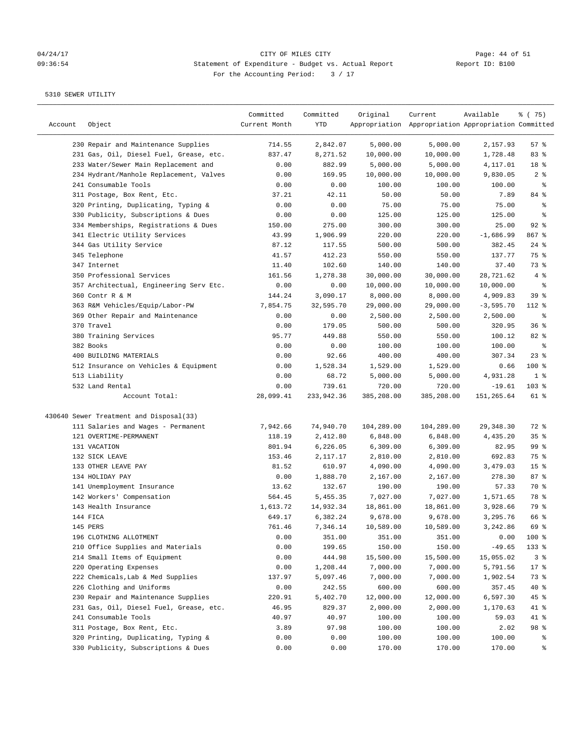CITY OF MILES CITY

Statement of Expenditure - Budget vs. Actual Report

For the Accounting Period: 3 / 17

04/24/17 09:36:54 Report ID: B100

5310 SEWER UTILITY

| Account | Object | Committed Current Month | Committed YTD | Original Appropriation | Current Appropriation | Available Appropriation | % ( 75) Committed |
|---|---|---|---|---|---|---|---|
| | 230 Repair and Maintenance Supplies | 714.55 | 2,842.07 | 5,000.00 | 5,000.00 | 2,157.93 | 57 % |
| | 231 Gas, Oil, Diesel Fuel, Grease, etc. | 837.47 | 8,271.52 | 10,000.00 | 10,000.00 | 1,728.48 | 83 % |
| | 233 Water/Sewer Main Replacement and | 0.00 | 882.99 | 5,000.00 | 5,000.00 | 4,117.01 | 18 % |
| | 234 Hydrant/Manhole Replacement, Valves | 0.00 | 169.95 | 10,000.00 | 10,000.00 | 9,830.05 | 2 % |
| | 241 Consumable Tools | 0.00 | 0.00 | 100.00 | 100.00 | 100.00 | % |
| | 311 Postage, Box Rent, Etc. | 37.21 | 42.11 | 50.00 | 50.00 | 7.89 | 84 % |
| | 320 Printing, Duplicating, Typing & | 0.00 | 0.00 | 75.00 | 75.00 | 75.00 | % |
| | 330 Publicity, Subscriptions & Dues | 0.00 | 0.00 | 125.00 | 125.00 | 125.00 | % |
| | 334 Memberships, Registrations & Dues | 150.00 | 275.00 | 300.00 | 300.00 | 25.00 | 92 % |
| | 341 Electric Utility Services | 43.99 | 1,906.99 | 220.00 | 220.00 | -1,686.99 | 867 % |
| | 344 Gas Utility Service | 87.12 | 117.55 | 500.00 | 500.00 | 382.45 | 24 % |
| | 345 Telephone | 41.57 | 412.23 | 550.00 | 550.00 | 137.77 | 75 % |
| | 347 Internet | 11.40 | 102.60 | 140.00 | 140.00 | 37.40 | 73 % |
| | 350 Professional Services | 161.56 | 1,278.38 | 30,000.00 | 30,000.00 | 28,721.62 | 4 % |
| | 357 Architectual, Engineering Serv Etc. | 0.00 | 0.00 | 10,000.00 | 10,000.00 | 10,000.00 | % |
| | 360 Contr R & M | 144.24 | 3,090.17 | 8,000.00 | 8,000.00 | 4,909.83 | 39 % |
| | 363 R&M Vehicles/Equip/Labor-PW | 7,854.75 | 32,595.70 | 29,000.00 | 29,000.00 | -3,595.70 | 112 % |
| | 369 Other Repair and Maintenance | 0.00 | 0.00 | 2,500.00 | 2,500.00 | 2,500.00 | % |
| | 370 Travel | 0.00 | 179.05 | 500.00 | 500.00 | 320.95 | 36 % |
| | 380 Training Services | 95.77 | 449.88 | 550.00 | 550.00 | 100.12 | 82 % |
| | 382 Books | 0.00 | 0.00 | 100.00 | 100.00 | 100.00 | % |
| | 400 BUILDING MATERIALS | 0.00 | 92.66 | 400.00 | 400.00 | 307.34 | 23 % |
| | 512 Insurance on Vehicles & Equipment | 0.00 | 1,528.34 | 1,529.00 | 1,529.00 | 0.66 | 100 % |
| | 513 Liability | 0.00 | 68.72 | 5,000.00 | 5,000.00 | 4,931.28 | 1 % |
| | 532 Land Rental | 0.00 | 739.61 | 720.00 | 720.00 | -19.61 | 103 % |
| | Account Total: | 28,099.41 | 233,942.36 | 385,208.00 | 385,208.00 | 151,265.64 | 61 % |
| 430640 Sewer Treatment and Disposal(33) | | | | | | | |
| | 111 Salaries and Wages - Permanent | 7,942.66 | 74,940.70 | 104,289.00 | 104,289.00 | 29,348.30 | 72 % |
| | 121 OVERTIME-PERMANENT | 118.19 | 2,412.80 | 6,848.00 | 6,848.00 | 4,435.20 | 35 % |
| | 131 VACATION | 801.94 | 6,226.05 | 6,309.00 | 6,309.00 | 82.95 | 99 % |
| | 132 SICK LEAVE | 153.46 | 2,117.17 | 2,810.00 | 2,810.00 | 692.83 | 75 % |
| | 133 OTHER LEAVE PAY | 81.52 | 610.97 | 4,090.00 | 4,090.00 | 3,479.03 | 15 % |
| | 134 HOLIDAY PAY | 0.00 | 1,888.70 | 2,167.00 | 2,167.00 | 278.30 | 87 % |
| | 141 Unemployment Insurance | 13.62 | 132.67 | 190.00 | 190.00 | 57.33 | 70 % |
| | 142 Workers' Compensation | 564.45 | 5,455.35 | 7,027.00 | 7,027.00 | 1,571.65 | 78 % |
| | 143 Health Insurance | 1,613.72 | 14,932.34 | 18,861.00 | 18,861.00 | 3,928.66 | 79 % |
| | 144 FICA | 649.17 | 6,382.24 | 9,678.00 | 9,678.00 | 3,295.76 | 66 % |
| | 145 PERS | 761.46 | 7,346.14 | 10,589.00 | 10,589.00 | 3,242.86 | 69 % |
| | 196 CLOTHING ALLOTMENT | 0.00 | 351.00 | 351.00 | 351.00 | 0.00 | 100 % |
| | 210 Office Supplies and Materials | 0.00 | 199.65 | 150.00 | 150.00 | -49.65 | 133 % |
| | 214 Small Items of Equipment | 0.00 | 444.98 | 15,500.00 | 15,500.00 | 15,055.02 | 3 % |
| | 220 Operating Expenses | 0.00 | 1,208.44 | 7,000.00 | 7,000.00 | 5,791.56 | 17 % |
| | 222 Chemicals, Lab & Med Supplies | 137.97 | 5,097.46 | 7,000.00 | 7,000.00 | 1,902.54 | 73 % |
| | 226 Clothing and Uniforms | 0.00 | 242.55 | 600.00 | 600.00 | 357.45 | 40 % |
| | 230 Repair and Maintenance Supplies | 220.91 | 5,402.70 | 12,000.00 | 12,000.00 | 6,597.30 | 45 % |
| | 231 Gas, Oil, Diesel Fuel, Grease, etc. | 46.95 | 829.37 | 2,000.00 | 2,000.00 | 1,170.63 | 41 % |
| | 241 Consumable Tools | 40.97 | 40.97 | 100.00 | 100.00 | 59.03 | 41 % |
| | 311 Postage, Box Rent, Etc. | 3.89 | 97.98 | 100.00 | 100.00 | 2.02 | 98 % |
| | 320 Printing, Duplicating, Typing & | 0.00 | 0.00 | 100.00 | 100.00 | 100.00 | % |
| | 330 Publicity, Subscriptions & Dues | 0.00 | 0.00 | 170.00 | 170.00 | 170.00 | % |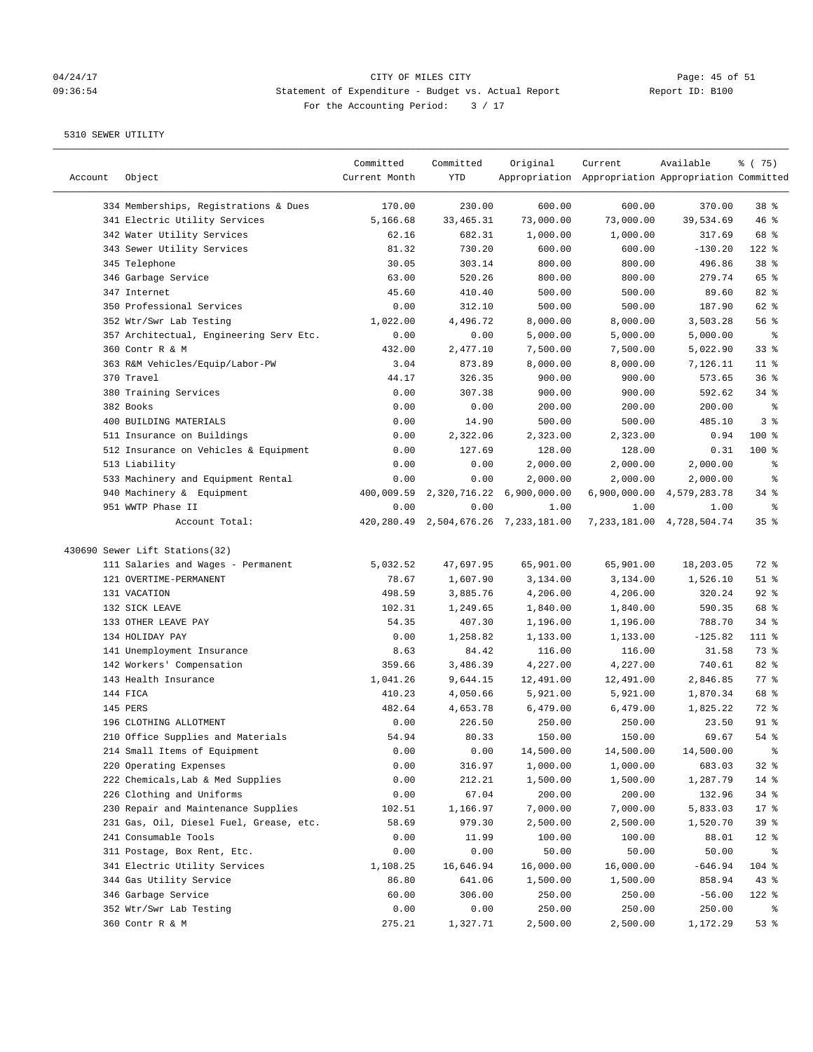CITY OF MILES CITY

Statement of Expenditure - Budget vs. Actual Report

For the Accounting Period: 3 / 17

5310 SEWER UTILITY

| Account | Object | Committed Current Month | Committed YTD | Original Appropriation | Current Appropriation | Available Appropriation | % ( 75) Committed |
|---|---|---|---|---|---|---|---|
| | 334 Memberships, Registrations & Dues | 170.00 | 230.00 | 600.00 | 600.00 | 370.00 | 38 % |
| | 341 Electric Utility Services | 5,166.68 | 33,465.31 | 73,000.00 | 73,000.00 | 39,534.69 | 46 % |
| | 342 Water Utility Services | 62.16 | 682.31 | 1,000.00 | 1,000.00 | 317.69 | 68 % |
| | 343 Sewer Utility Services | 81.32 | 730.20 | 600.00 | 600.00 | -130.20 | 122 % |
| | 345 Telephone | 30.05 | 303.14 | 800.00 | 800.00 | 496.86 | 38 % |
| | 346 Garbage Service | 63.00 | 520.26 | 800.00 | 800.00 | 279.74 | 65 % |
| | 347 Internet | 45.60 | 410.40 | 500.00 | 500.00 | 89.60 | 82 % |
| | 350 Professional Services | 0.00 | 312.10 | 500.00 | 500.00 | 187.90 | 62 % |
| | 352 Wtr/Swr Lab Testing | 1,022.00 | 4,496.72 | 8,000.00 | 8,000.00 | 3,503.28 | 56 % |
| | 357 Architectual, Engineering Serv Etc. | 0.00 | 0.00 | 5,000.00 | 5,000.00 | 5,000.00 | % |
| | 360 Contr R & M | 432.00 | 2,477.10 | 7,500.00 | 7,500.00 | 5,022.90 | 33 % |
| | 363 R&M Vehicles/Equip/Labor-PW | 3.04 | 873.89 | 8,000.00 | 8,000.00 | 7,126.11 | 11 % |
| | 370 Travel | 44.17 | 326.35 | 900.00 | 900.00 | 573.65 | 36 % |
| | 380 Training Services | 0.00 | 307.38 | 900.00 | 900.00 | 592.62 | 34 % |
| | 382 Books | 0.00 | 0.00 | 200.00 | 200.00 | 200.00 | % |
| | 400 BUILDING MATERIALS | 0.00 | 14.90 | 500.00 | 500.00 | 485.10 | 3 % |
| | 511 Insurance on Buildings | 0.00 | 2,322.06 | 2,323.00 | 2,323.00 | 0.94 | 100 % |
| | 512 Insurance on Vehicles & Equipment | 0.00 | 127.69 | 128.00 | 128.00 | 0.31 | 100 % |
| | 513 Liability | 0.00 | 0.00 | 2,000.00 | 2,000.00 | 2,000.00 | % |
| | 533 Machinery and Equipment Rental | 0.00 | 0.00 | 2,000.00 | 2,000.00 | 2,000.00 | % |
| | 940 Machinery & Equipment | 400,009.59 | 2,320,716.22 | 6,900,000.00 | 6,900,000.00 | 4,579,283.78 | 34 % |
| | 951 WWTP Phase II | 0.00 | 0.00 | 1.00 | 1.00 | 1.00 | % |
| | Account Total: | 420,280.49 | 2,504,676.26 | 7,233,181.00 | 7,233,181.00 | 4,728,504.74 | 35 % |
| 430690 Sewer Lift Stations(32) | | | | | | | |
| | 111 Salaries and Wages - Permanent | 5,032.52 | 47,697.95 | 65,901.00 | 65,901.00 | 18,203.05 | 72 % |
| | 121 OVERTIME-PERMANENT | 78.67 | 1,607.90 | 3,134.00 | 3,134.00 | 1,526.10 | 51 % |
| | 131 VACATION | 498.59 | 3,885.76 | 4,206.00 | 4,206.00 | 320.24 | 92 % |
| | 132 SICK LEAVE | 102.31 | 1,249.65 | 1,840.00 | 1,840.00 | 590.35 | 68 % |
| | 133 OTHER LEAVE PAY | 54.35 | 407.30 | 1,196.00 | 1,196.00 | 788.70 | 34 % |
| | 134 HOLIDAY PAY | 0.00 | 1,258.82 | 1,133.00 | 1,133.00 | -125.82 | 111 % |
| | 141 Unemployment Insurance | 8.63 | 84.42 | 116.00 | 116.00 | 31.58 | 73 % |
| | 142 Workers' Compensation | 359.66 | 3,486.39 | 4,227.00 | 4,227.00 | 740.61 | 82 % |
| | 143 Health Insurance | 1,041.26 | 9,644.15 | 12,491.00 | 12,491.00 | 2,846.85 | 77 % |
| | 144 FICA | 410.23 | 4,050.66 | 5,921.00 | 5,921.00 | 1,870.34 | 68 % |
| | 145 PERS | 482.64 | 4,653.78 | 6,479.00 | 6,479.00 | 1,825.22 | 72 % |
| | 196 CLOTHING ALLOTMENT | 0.00 | 226.50 | 250.00 | 250.00 | 23.50 | 91 % |
| | 210 Office Supplies and Materials | 54.94 | 80.33 | 150.00 | 150.00 | 69.67 | 54 % |
| | 214 Small Items of Equipment | 0.00 | 0.00 | 14,500.00 | 14,500.00 | 14,500.00 | % |
| | 220 Operating Expenses | 0.00 | 316.97 | 1,000.00 | 1,000.00 | 683.03 | 32 % |
| | 222 Chemicals,Lab & Med Supplies | 0.00 | 212.21 | 1,500.00 | 1,500.00 | 1,287.79 | 14 % |
| | 226 Clothing and Uniforms | 0.00 | 67.04 | 200.00 | 200.00 | 132.96 | 34 % |
| | 230 Repair and Maintenance Supplies | 102.51 | 1,166.97 | 7,000.00 | 7,000.00 | 5,833.03 | 17 % |
| | 231 Gas, Oil, Diesel Fuel, Grease, etc. | 58.69 | 979.30 | 2,500.00 | 2,500.00 | 1,520.70 | 39 % |
| | 241 Consumable Tools | 0.00 | 11.99 | 100.00 | 100.00 | 88.01 | 12 % |
| | 311 Postage, Box Rent, Etc. | 0.00 | 0.00 | 50.00 | 50.00 | 50.00 | % |
| | 341 Electric Utility Services | 1,108.25 | 16,646.94 | 16,000.00 | 16,000.00 | -646.94 | 104 % |
| | 344 Gas Utility Service | 86.80 | 641.06 | 1,500.00 | 1,500.00 | 858.94 | 43 % |
| | 346 Garbage Service | 60.00 | 306.00 | 250.00 | 250.00 | -56.00 | 122 % |
| | 352 Wtr/Swr Lab Testing | 0.00 | 0.00 | 250.00 | 250.00 | 250.00 | % |
| | 360 Contr R & M | 275.21 | 1,327.71 | 2,500.00 | 2,500.00 | 1,172.29 | 53 % |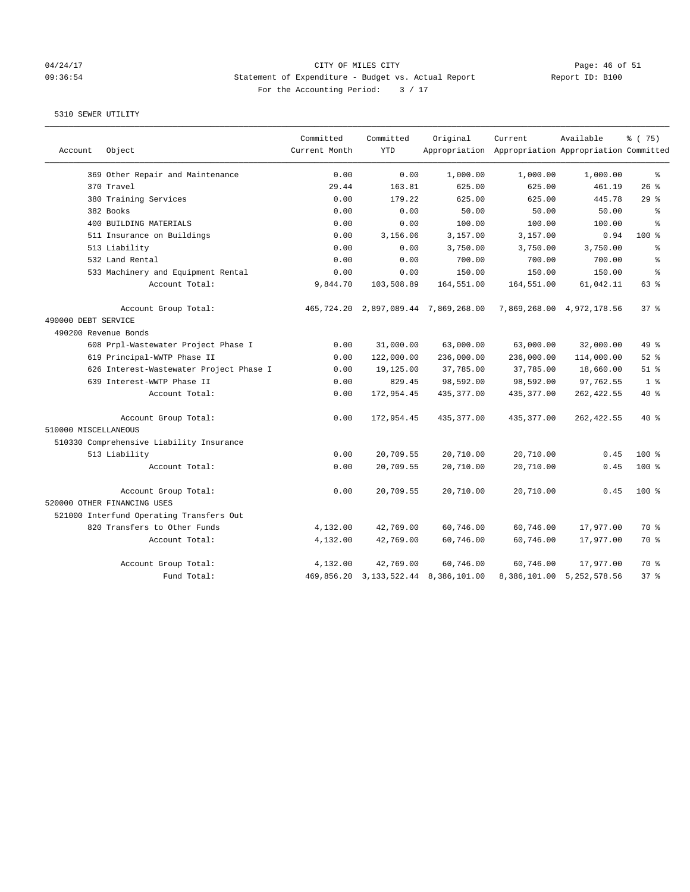CITY OF MILES CITY
Statement of Expenditure - Budget vs. Actual Report
For the Accounting Period: 3 / 17

04/24/17 09:36:54 Report ID: B100

5310 SEWER UTILITY

| Account | Object | Committed Current Month | Committed YTD | Original Appropriation | Current Appropriation | Available Appropriation | % ( 75) Committed |
|---|---|---|---|---|---|---|---|
| | 369 Other Repair and Maintenance | 0.00 | 0.00 | 1,000.00 | 1,000.00 | 1,000.00 | % |
| | 370 Travel | 29.44 | 163.81 | 625.00 | 625.00 | 461.19 | 26 % |
| | 380 Training Services | 0.00 | 179.22 | 625.00 | 625.00 | 445.78 | 29 % |
| | 382 Books | 0.00 | 0.00 | 50.00 | 50.00 | 50.00 | % |
| | 400 BUILDING MATERIALS | 0.00 | 0.00 | 100.00 | 100.00 | 100.00 | % |
| | 511 Insurance on Buildings | 0.00 | 3,156.06 | 3,157.00 | 3,157.00 | 0.94 | 100 % |
| | 513 Liability | 0.00 | 0.00 | 3,750.00 | 3,750.00 | 3,750.00 | % |
| | 532 Land Rental | 0.00 | 0.00 | 700.00 | 700.00 | 700.00 | % |
| | 533 Machinery and Equipment Rental | 0.00 | 0.00 | 150.00 | 150.00 | 150.00 | % |
| | Account Total: | 9,844.70 | 103,508.89 | 164,551.00 | 164,551.00 | 61,042.11 | 63 % |
| | Account Group Total: | 465,724.20 | 2,897,089.44 | 7,869,268.00 | 7,869,268.00 | 4,972,178.56 | 37 % |
| 490000 DEBT SERVICE | | | | | | | |
| 490200 Revenue Bonds | | | | | | | |
| | 608 Prpl-Wastewater Project Phase I | 0.00 | 31,000.00 | 63,000.00 | 63,000.00 | 32,000.00 | 49 % |
| | 619 Principal-WWTP Phase II | 0.00 | 122,000.00 | 236,000.00 | 236,000.00 | 114,000.00 | 52 % |
| | 626 Interest-Wastewater Project Phase I | 0.00 | 19,125.00 | 37,785.00 | 37,785.00 | 18,660.00 | 51 % |
| | 639 Interest-WWTP Phase II | 0.00 | 829.45 | 98,592.00 | 98,592.00 | 97,762.55 | 1 % |
| | Account Total: | 0.00 | 172,954.45 | 435,377.00 | 435,377.00 | 262,422.55 | 40 % |
| | Account Group Total: | 0.00 | 172,954.45 | 435,377.00 | 435,377.00 | 262,422.55 | 40 % |
| 510000 MISCELLANEOUS | | | | | | | |
| 510330 Comprehensive Liability Insurance | | | | | | | |
| | 513 Liability | 0.00 | 20,709.55 | 20,710.00 | 20,710.00 | 0.45 | 100 % |
| | Account Total: | 0.00 | 20,709.55 | 20,710.00 | 20,710.00 | 0.45 | 100 % |
| | Account Group Total: | 0.00 | 20,709.55 | 20,710.00 | 20,710.00 | 0.45 | 100 % |
| 520000 OTHER FINANCING USES | | | | | | | |
| 521000 Interfund Operating Transfers Out | | | | | | | |
| | 820 Transfers to Other Funds | 4,132.00 | 42,769.00 | 60,746.00 | 60,746.00 | 17,977.00 | 70 % |
| | Account Total: | 4,132.00 | 42,769.00 | 60,746.00 | 60,746.00 | 17,977.00 | 70 % |
| | Account Group Total: | 4,132.00 | 42,769.00 | 60,746.00 | 60,746.00 | 17,977.00 | 70 % |
| | Fund Total: | 469,856.20 | 3,133,522.44 | 8,386,101.00 | 8,386,101.00 | 5,252,578.56 | 37 % |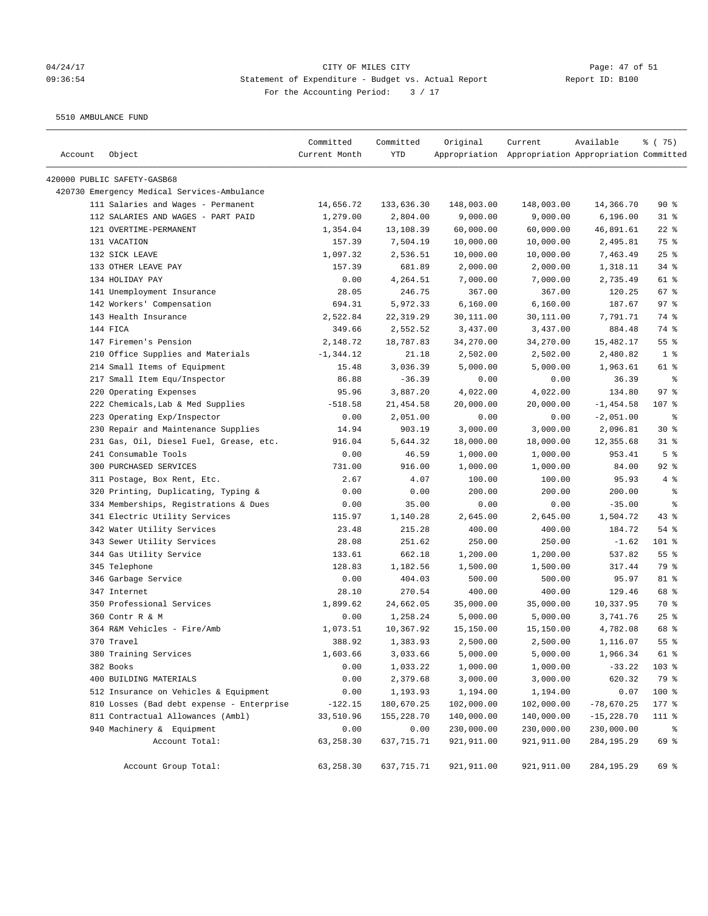# CITY OF MILES CITY

## Statement of Expenditure - Budget vs. Actual Report

For the Accounting Period: 3 / 17

04/24/17 09:36:54 — Report ID: B100

5510 AMBULANCE FUND

| Account | Object | Committed Current Month | Committed YTD | Original Appropriation | Current Appropriation | Available Appropriation | % ( 75) Committed |
|---|---|---|---|---|---|---|---|
| 420000 PUBLIC SAFETY-GASB68 | | | | | | | |
| 420730 Emergency Medical Services-Ambulance | | | | | | | |
| | 111 Salaries and Wages - Permanent | 14,656.72 | 133,636.30 | 148,003.00 | 148,003.00 | 14,366.70 | 90 % |
| | 112 SALARIES AND WAGES - PART PAID | 1,279.00 | 2,804.00 | 9,000.00 | 9,000.00 | 6,196.00 | 31 % |
| | 121 OVERTIME-PERMANENT | 1,354.04 | 13,108.39 | 60,000.00 | 60,000.00 | 46,891.61 | 22 % |
| | 131 VACATION | 157.39 | 7,504.19 | 10,000.00 | 10,000.00 | 2,495.81 | 75 % |
| | 132 SICK LEAVE | 1,097.32 | 2,536.51 | 10,000.00 | 10,000.00 | 7,463.49 | 25 % |
| | 133 OTHER LEAVE PAY | 157.39 | 681.89 | 2,000.00 | 2,000.00 | 1,318.11 | 34 % |
| | 134 HOLIDAY PAY | 0.00 | 4,264.51 | 7,000.00 | 7,000.00 | 2,735.49 | 61 % |
| | 141 Unemployment Insurance | 28.05 | 246.75 | 367.00 | 367.00 | 120.25 | 67 % |
| | 142 Workers' Compensation | 694.31 | 5,972.33 | 6,160.00 | 6,160.00 | 187.67 | 97 % |
| | 143 Health Insurance | 2,522.84 | 22,319.29 | 30,111.00 | 30,111.00 | 7,791.71 | 74 % |
| | 144 FICA | 349.66 | 2,552.52 | 3,437.00 | 3,437.00 | 884.48 | 74 % |
| | 147 Firemen's Pension | 2,148.72 | 18,787.83 | 34,270.00 | 34,270.00 | 15,482.17 | 55 % |
| | 210 Office Supplies and Materials | -1,344.12 | 21.18 | 2,502.00 | 2,502.00 | 2,480.82 | 1 % |
| | 214 Small Items of Equipment | 15.48 | 3,036.39 | 5,000.00 | 5,000.00 | 1,963.61 | 61 % |
| | 217 Small Item Equ/Inspector | 86.88 | -36.39 | 0.00 | 0.00 | 36.39 | % |
| | 220 Operating Expenses | 95.96 | 3,887.20 | 4,022.00 | 4,022.00 | 134.80 | 97 % |
| | 222 Chemicals,Lab & Med Supplies | -518.58 | 21,454.58 | 20,000.00 | 20,000.00 | -1,454.58 | 107 % |
| | 223 Operating Exp/Inspector | 0.00 | 2,051.00 | 0.00 | 0.00 | -2,051.00 | % |
| | 230 Repair and Maintenance Supplies | 14.94 | 903.19 | 3,000.00 | 3,000.00 | 2,096.81 | 30 % |
| | 231 Gas, Oil, Diesel Fuel, Grease, etc. | 916.04 | 5,644.32 | 18,000.00 | 18,000.00 | 12,355.68 | 31 % |
| | 241 Consumable Tools | 0.00 | 46.59 | 1,000.00 | 1,000.00 | 953.41 | 5 % |
| | 300 PURCHASED SERVICES | 731.00 | 916.00 | 1,000.00 | 1,000.00 | 84.00 | 92 % |
| | 311 Postage, Box Rent, Etc. | 2.67 | 4.07 | 100.00 | 100.00 | 95.93 | 4 % |
| | 320 Printing, Duplicating, Typing & | 0.00 | 0.00 | 200.00 | 200.00 | 200.00 | % |
| | 334 Memberships, Registrations & Dues | 0.00 | 35.00 | 0.00 | 0.00 | -35.00 | % |
| | 341 Electric Utility Services | 115.97 | 1,140.28 | 2,645.00 | 2,645.00 | 1,504.72 | 43 % |
| | 342 Water Utility Services | 23.48 | 215.28 | 400.00 | 400.00 | 184.72 | 54 % |
| | 343 Sewer Utility Services | 28.08 | 251.62 | 250.00 | 250.00 | -1.62 | 101 % |
| | 344 Gas Utility Service | 133.61 | 662.18 | 1,200.00 | 1,200.00 | 537.82 | 55 % |
| | 345 Telephone | 128.83 | 1,182.56 | 1,500.00 | 1,500.00 | 317.44 | 79 % |
| | 346 Garbage Service | 0.00 | 404.03 | 500.00 | 500.00 | 95.97 | 81 % |
| | 347 Internet | 28.10 | 270.54 | 400.00 | 400.00 | 129.46 | 68 % |
| | 350 Professional Services | 1,899.62 | 24,662.05 | 35,000.00 | 35,000.00 | 10,337.95 | 70 % |
| | 360 Contr R & M | 0.00 | 1,258.24 | 5,000.00 | 5,000.00 | 3,741.76 | 25 % |
| | 364 R&M Vehicles - Fire/Amb | 1,073.51 | 10,367.92 | 15,150.00 | 15,150.00 | 4,782.08 | 68 % |
| | 370 Travel | 388.92 | 1,383.93 | 2,500.00 | 2,500.00 | 1,116.07 | 55 % |
| | 380 Training Services | 1,603.66 | 3,033.66 | 5,000.00 | 5,000.00 | 1,966.34 | 61 % |
| | 382 Books | 0.00 | 1,033.22 | 1,000.00 | 1,000.00 | -33.22 | 103 % |
| | 400 BUILDING MATERIALS | 0.00 | 2,379.68 | 3,000.00 | 3,000.00 | 620.32 | 79 % |
| | 512 Insurance on Vehicles & Equipment | 0.00 | 1,193.93 | 1,194.00 | 1,194.00 | 0.07 | 100 % |
| | 810 Losses (Bad debt expense - Enterprise | -122.15 | 180,670.25 | 102,000.00 | 102,000.00 | -78,670.25 | 177 % |
| | 811 Contractual Allowances (Ambl) | 33,510.96 | 155,228.70 | 140,000.00 | 140,000.00 | -15,228.70 | 111 % |
| | 940 Machinery & Equipment | 0.00 | 0.00 | 230,000.00 | 230,000.00 | 230,000.00 | % |
| | Account Total: | 63,258.30 | 637,715.71 | 921,911.00 | 921,911.00 | 284,195.29 | 69 % |
| | Account Group Total: | 63,258.30 | 637,715.71 | 921,911.00 | 921,911.00 | 284,195.29 | 69 % |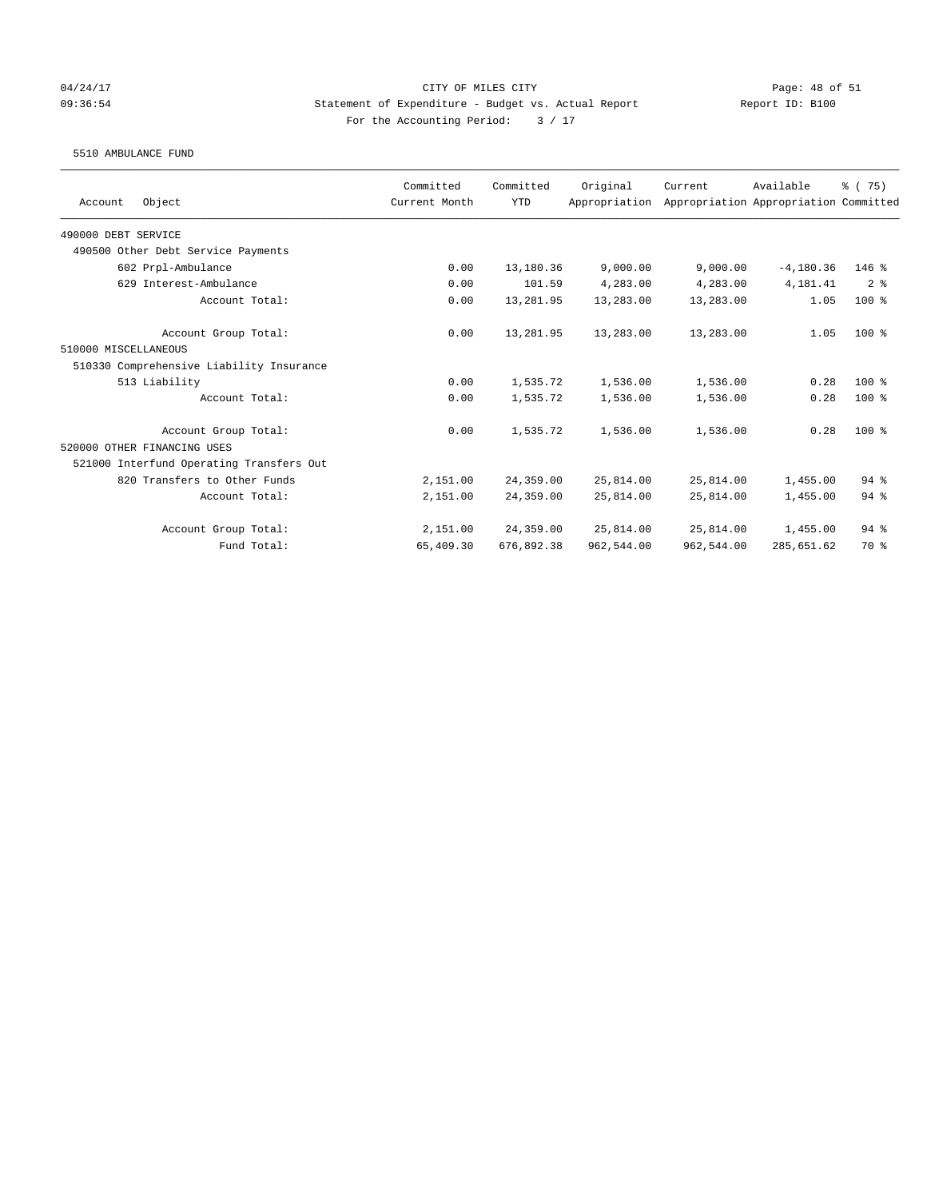CITY OF MILES CITY
Statement of Expenditure - Budget vs. Actual Report
For the Accounting Period: 3 / 17

04/24/17
09:36:54

Report ID: B100

5510 AMBULANCE FUND

| Account Object | Committed Current Month | Committed YTD | Original Appropriation | Current Appropriation | Available Appropriation | % ( 75) Committed |
|---|---|---|---|---|---|---|
| 490000 DEBT SERVICE | | | | | | |
| 490500 Other Debt Service Payments | | | | | | |
| 602 Prpl-Ambulance | 0.00 | 13,180.36 | 9,000.00 | 9,000.00 | -4,180.36 | 146 % |
| 629 Interest-Ambulance | 0.00 | 101.59 | 4,283.00 | 4,283.00 | 4,181.41 | 2 % |
| Account Total: | 0.00 | 13,281.95 | 13,283.00 | 13,283.00 | 1.05 | 100 % |
| Account Group Total: | 0.00 | 13,281.95 | 13,283.00 | 13,283.00 | 1.05 | 100 % |
| 510000 MISCELLANEOUS | | | | | | |
| 510330 Comprehensive Liability Insurance | | | | | | |
| 513 Liability | 0.00 | 1,535.72 | 1,536.00 | 1,536.00 | 0.28 | 100 % |
| Account Total: | 0.00 | 1,535.72 | 1,536.00 | 1,536.00 | 0.28 | 100 % |
| Account Group Total: | 0.00 | 1,535.72 | 1,536.00 | 1,536.00 | 0.28 | 100 % |
| 520000 OTHER FINANCING USES | | | | | | |
| 521000 Interfund Operating Transfers Out | | | | | | |
| 820 Transfers to Other Funds | 2,151.00 | 24,359.00 | 25,814.00 | 25,814.00 | 1,455.00 | 94 % |
| Account Total: | 2,151.00 | 24,359.00 | 25,814.00 | 25,814.00 | 1,455.00 | 94 % |
| Account Group Total: | 2,151.00 | 24,359.00 | 25,814.00 | 25,814.00 | 1,455.00 | 94 % |
| Fund Total: | 65,409.30 | 676,892.38 | 962,544.00 | 962,544.00 | 285,651.62 | 70 % |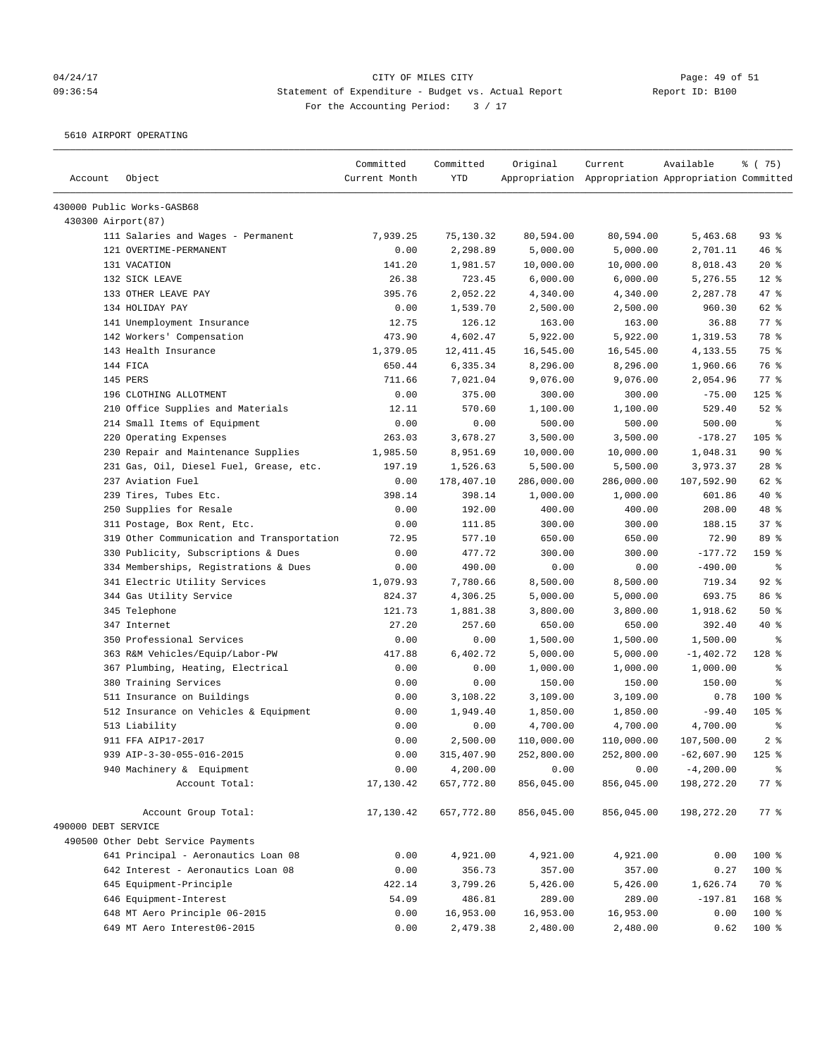CITY OF MILES CITY
Statement of Expenditure - Budget vs. Actual Report
For the Accounting Period: 3 / 17

04/24/17
09:36:54
Report ID: B100

5610 AIRPORT OPERATING

| Account | Object | Committed Current Month | Committed YTD | Original Appropriation | Current Appropriation | Available Appropriation | % ( 75) Committed |
|---|---|---|---|---|---|---|---|
| 430000 Public Works-GASB68 | | | | | | | |
| 430300 Airport(87) | | | | | | | |
| | 111 Salaries and Wages - Permanent | 7,939.25 | 75,130.32 | 80,594.00 | 80,594.00 | 5,463.68 | 93 % |
| | 121 OVERTIME-PERMANENT | 0.00 | 2,298.89 | 5,000.00 | 5,000.00 | 2,701.11 | 46 % |
| | 131 VACATION | 141.20 | 1,981.57 | 10,000.00 | 10,000.00 | 8,018.43 | 20 % |
| | 132 SICK LEAVE | 26.38 | 723.45 | 6,000.00 | 6,000.00 | 5,276.55 | 12 % |
| | 133 OTHER LEAVE PAY | 395.76 | 2,052.22 | 4,340.00 | 4,340.00 | 2,287.78 | 47 % |
| | 134 HOLIDAY PAY | 0.00 | 1,539.70 | 2,500.00 | 2,500.00 | 960.30 | 62 % |
| | 141 Unemployment Insurance | 12.75 | 126.12 | 163.00 | 163.00 | 36.88 | 77 % |
| | 142 Workers' Compensation | 473.90 | 4,602.47 | 5,922.00 | 5,922.00 | 1,319.53 | 78 % |
| | 143 Health Insurance | 1,379.05 | 12,411.45 | 16,545.00 | 16,545.00 | 4,133.55 | 75 % |
| | 144 FICA | 650.44 | 6,335.34 | 8,296.00 | 8,296.00 | 1,960.66 | 76 % |
| | 145 PERS | 711.66 | 7,021.04 | 9,076.00 | 9,076.00 | 2,054.96 | 77 % |
| | 196 CLOTHING ALLOTMENT | 0.00 | 375.00 | 300.00 | 300.00 | -75.00 | 125 % |
| | 210 Office Supplies and Materials | 12.11 | 570.60 | 1,100.00 | 1,100.00 | 529.40 | 52 % |
| | 214 Small Items of Equipment | 0.00 | 0.00 | 500.00 | 500.00 | 500.00 | % |
| | 220 Operating Expenses | 263.03 | 3,678.27 | 3,500.00 | 3,500.00 | -178.27 | 105 % |
| | 230 Repair and Maintenance Supplies | 1,985.50 | 8,951.69 | 10,000.00 | 10,000.00 | 1,048.31 | 90 % |
| | 231 Gas, Oil, Diesel Fuel, Grease, etc. | 197.19 | 1,526.63 | 5,500.00 | 5,500.00 | 3,973.37 | 28 % |
| | 237 Aviation Fuel | 0.00 | 178,407.10 | 286,000.00 | 286,000.00 | 107,592.90 | 62 % |
| | 239 Tires, Tubes Etc. | 398.14 | 398.14 | 1,000.00 | 1,000.00 | 601.86 | 40 % |
| | 250 Supplies for Resale | 0.00 | 192.00 | 400.00 | 400.00 | 208.00 | 48 % |
| | 311 Postage, Box Rent, Etc. | 0.00 | 111.85 | 300.00 | 300.00 | 188.15 | 37 % |
| | 319 Other Communication and Transportation | 72.95 | 577.10 | 650.00 | 650.00 | 72.90 | 89 % |
| | 330 Publicity, Subscriptions & Dues | 0.00 | 477.72 | 300.00 | 300.00 | -177.72 | 159 % |
| | 334 Memberships, Registrations & Dues | 0.00 | 490.00 | 0.00 | 0.00 | -490.00 | % |
| | 341 Electric Utility Services | 1,079.93 | 7,780.66 | 8,500.00 | 8,500.00 | 719.34 | 92 % |
| | 344 Gas Utility Service | 824.37 | 4,306.25 | 5,000.00 | 5,000.00 | 693.75 | 86 % |
| | 345 Telephone | 121.73 | 1,881.38 | 3,800.00 | 3,800.00 | 1,918.62 | 50 % |
| | 347 Internet | 27.20 | 257.60 | 650.00 | 650.00 | 392.40 | 40 % |
| | 350 Professional Services | 0.00 | 0.00 | 1,500.00 | 1,500.00 | 1,500.00 | % |
| | 363 R&M Vehicles/Equip/Labor-PW | 417.88 | 6,402.72 | 5,000.00 | 5,000.00 | -1,402.72 | 128 % |
| | 367 Plumbing, Heating, Electrical | 0.00 | 0.00 | 1,000.00 | 1,000.00 | 1,000.00 | % |
| | 380 Training Services | 0.00 | 0.00 | 150.00 | 150.00 | 150.00 | % |
| | 511 Insurance on Buildings | 0.00 | 3,108.22 | 3,109.00 | 3,109.00 | 0.78 | 100 % |
| | 512 Insurance on Vehicles & Equipment | 0.00 | 1,949.40 | 1,850.00 | 1,850.00 | -99.40 | 105 % |
| | 513 Liability | 0.00 | 0.00 | 4,700.00 | 4,700.00 | 4,700.00 | % |
| | 911 FFA AIP17-2017 | 0.00 | 2,500.00 | 110,000.00 | 110,000.00 | 107,500.00 | 2 % |
| | 939 AIP-3-30-055-016-2015 | 0.00 | 315,407.90 | 252,800.00 | 252,800.00 | -62,607.90 | 125 % |
| | 940 Machinery & Equipment | 0.00 | 4,200.00 | 0.00 | 0.00 | -4,200.00 | % |
| | Account Total: | 17,130.42 | 657,772.80 | 856,045.00 | 856,045.00 | 198,272.20 | 77 % |
| | Account Group Total: | 17,130.42 | 657,772.80 | 856,045.00 | 856,045.00 | 198,272.20 | 77 % |
| 490000 DEBT SERVICE | | | | | | | |
| 490500 Other Debt Service Payments | | | | | | | |
| | 641 Principal - Aeronautics Loan 08 | 0.00 | 4,921.00 | 4,921.00 | 4,921.00 | 0.00 | 100 % |
| | 642 Interest - Aeronautics Loan 08 | 0.00 | 356.73 | 357.00 | 357.00 | 0.27 | 100 % |
| | 645 Equipment-Principle | 422.14 | 3,799.26 | 5,426.00 | 5,426.00 | 1,626.74 | 70 % |
| | 646 Equipment-Interest | 54.09 | 486.81 | 289.00 | 289.00 | -197.81 | 168 % |
| | 648 MT Aero Principle 06-2015 | 0.00 | 16,953.00 | 16,953.00 | 16,953.00 | 0.00 | 100 % |
| | 649 MT Aero Interest06-2015 | 0.00 | 2,479.38 | 2,480.00 | 2,480.00 | 0.62 | 100 % |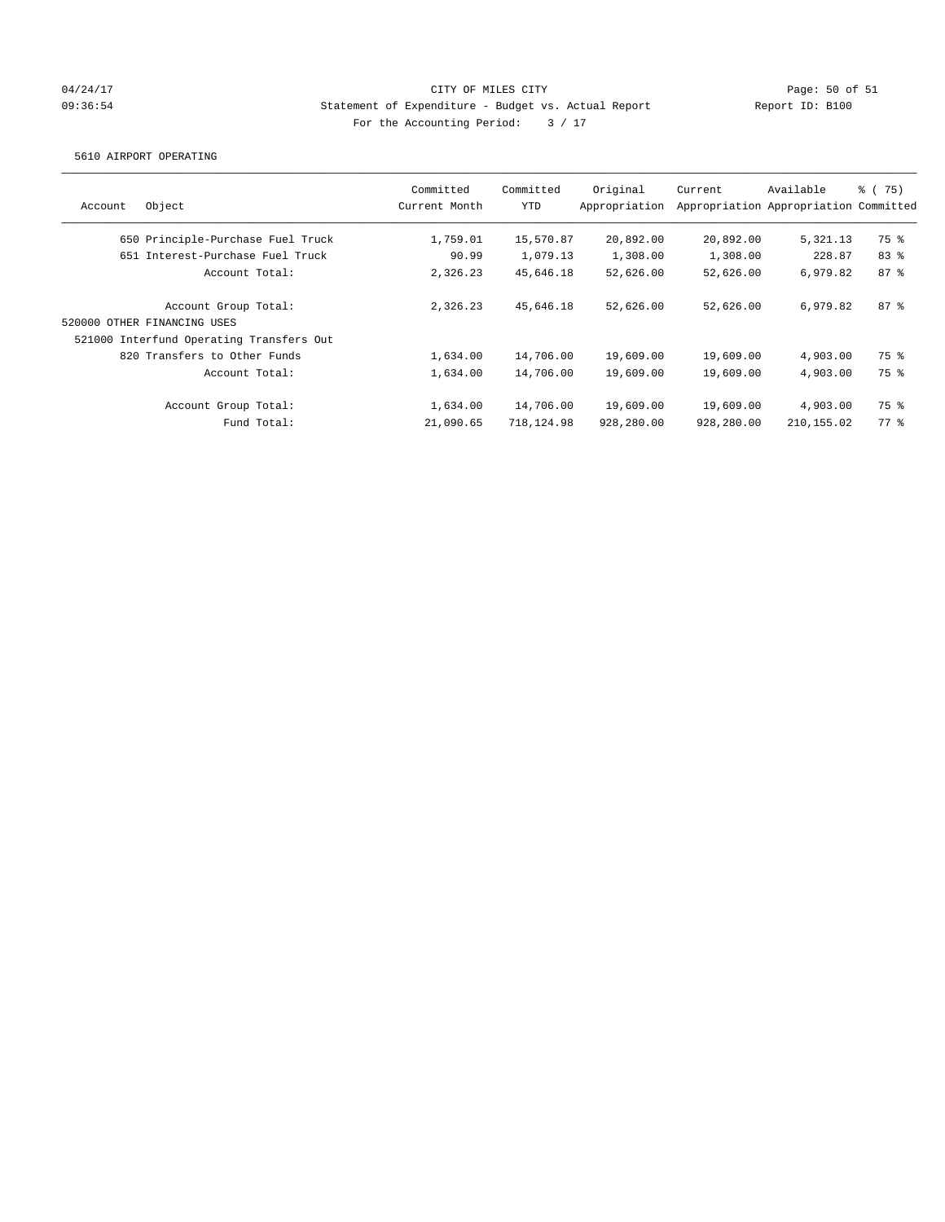CITY OF MILES CITY
Statement of Expenditure - Budget vs. Actual Report
For the Accounting Period: 3 / 17

04/24/17
09:36:54

Report ID: B100

5610 AIRPORT OPERATING

| Account Object | Committed Current Month | Committed YTD | Original Appropriation | Current Appropriation | Available Appropriation | % ( 75) Committed |
|---|---|---|---|---|---|---|
| 650 Principle-Purchase Fuel Truck | 1,759.01 | 15,570.87 | 20,892.00 | 20,892.00 | 5,321.13 | 75 % |
| 651 Interest-Purchase Fuel Truck | 90.99 | 1,079.13 | 1,308.00 | 1,308.00 | 228.87 | 83 % |
| Account Total: | 2,326.23 | 45,646.18 | 52,626.00 | 52,626.00 | 6,979.82 | 87 % |
| Account Group Total: | 2,326.23 | 45,646.18 | 52,626.00 | 52,626.00 | 6,979.82 | 87 % |
| 520000 OTHER FINANCING USES | | | | | | |
| 521000 Interfund Operating Transfers Out | | | | | | |
| 820 Transfers to Other Funds | 1,634.00 | 14,706.00 | 19,609.00 | 19,609.00 | 4,903.00 | 75 % |
| Account Total: | 1,634.00 | 14,706.00 | 19,609.00 | 19,609.00 | 4,903.00 | 75 % |
| Account Group Total: | 1,634.00 | 14,706.00 | 19,609.00 | 19,609.00 | 4,903.00 | 75 % |
| Fund Total: | 21,090.65 | 718,124.98 | 928,280.00 | 928,280.00 | 210,155.02 | 77 % |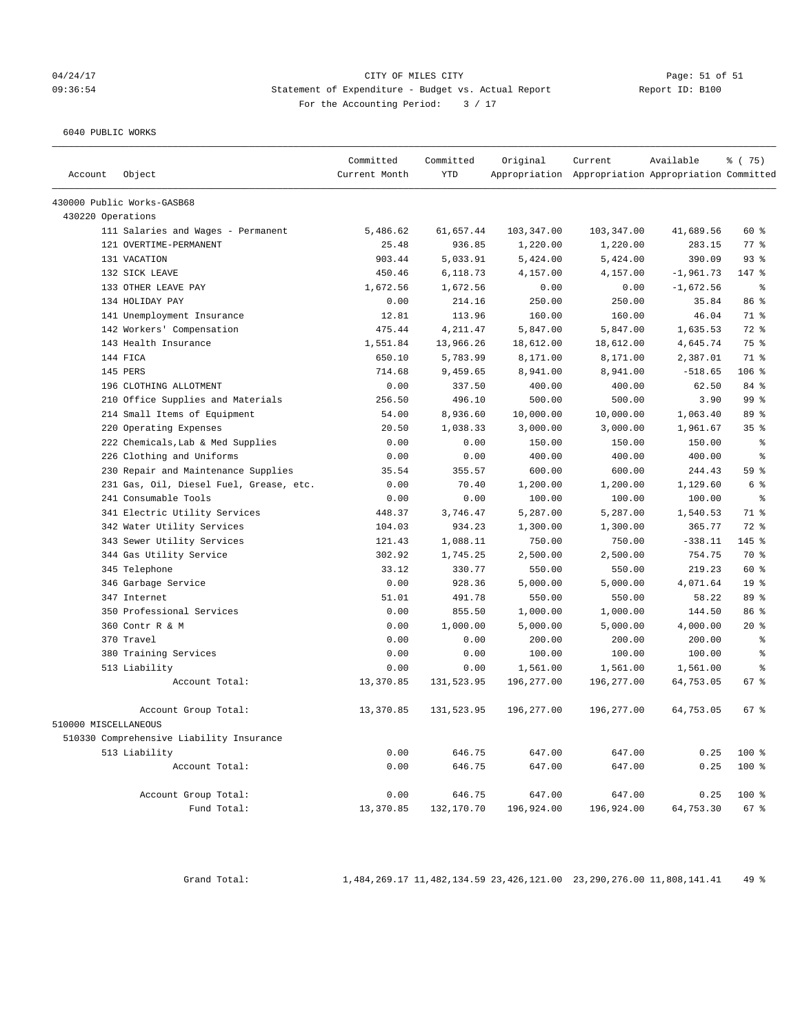CITY OF MILES CITY

Statement of Expenditure - Budget vs. Actual Report

Report ID: B100

For the Accounting Period: 3 / 17

6040 PUBLIC WORKS

| Account | Object | Committed Current Month | Committed YTD | Original Appropriation | Current Appropriation | Available Appropriation | % ( 75) Committed |
|---|---|---|---|---|---|---|---|
| 430000 Public Works-GASB68 | | | | | | | |
| 430220 Operations | | | | | | | |
| | 111 Salaries and Wages - Permanent | 5,486.62 | 61,657.44 | 103,347.00 | 103,347.00 | 41,689.56 | 60 % |
| | 121 OVERTIME-PERMANENT | 25.48 | 936.85 | 1,220.00 | 1,220.00 | 283.15 | 77 % |
| | 131 VACATION | 903.44 | 5,033.91 | 5,424.00 | 5,424.00 | 390.09 | 93 % |
| | 132 SICK LEAVE | 450.46 | 6,118.73 | 4,157.00 | 4,157.00 | -1,961.73 | 147 % |
| | 133 OTHER LEAVE PAY | 1,672.56 | 1,672.56 | 0.00 | 0.00 | -1,672.56 | % |
| | 134 HOLIDAY PAY | 0.00 | 214.16 | 250.00 | 250.00 | 35.84 | 86 % |
| | 141 Unemployment Insurance | 12.81 | 113.96 | 160.00 | 160.00 | 46.04 | 71 % |
| | 142 Workers' Compensation | 475.44 | 4,211.47 | 5,847.00 | 5,847.00 | 1,635.53 | 72 % |
| | 143 Health Insurance | 1,551.84 | 13,966.26 | 18,612.00 | 18,612.00 | 4,645.74 | 75 % |
| | 144 FICA | 650.10 | 5,783.99 | 8,171.00 | 8,171.00 | 2,387.01 | 71 % |
| | 145 PERS | 714.68 | 9,459.65 | 8,941.00 | 8,941.00 | -518.65 | 106 % |
| | 196 CLOTHING ALLOTMENT | 0.00 | 337.50 | 400.00 | 400.00 | 62.50 | 84 % |
| | 210 Office Supplies and Materials | 256.50 | 496.10 | 500.00 | 500.00 | 3.90 | 99 % |
| | 214 Small Items of Equipment | 54.00 | 8,936.60 | 10,000.00 | 10,000.00 | 1,063.40 | 89 % |
| | 220 Operating Expenses | 20.50 | 1,038.33 | 3,000.00 | 3,000.00 | 1,961.67 | 35 % |
| | 222 Chemicals,Lab & Med Supplies | 0.00 | 0.00 | 150.00 | 150.00 | 150.00 | % |
| | 226 Clothing and Uniforms | 0.00 | 0.00 | 400.00 | 400.00 | 400.00 | % |
| | 230 Repair and Maintenance Supplies | 35.54 | 355.57 | 600.00 | 600.00 | 244.43 | 59 % |
| | 231 Gas, Oil, Diesel Fuel, Grease, etc. | 0.00 | 70.40 | 1,200.00 | 1,200.00 | 1,129.60 | 6 % |
| | 241 Consumable Tools | 0.00 | 0.00 | 100.00 | 100.00 | 100.00 | % |
| | 341 Electric Utility Services | 448.37 | 3,746.47 | 5,287.00 | 5,287.00 | 1,540.53 | 71 % |
| | 342 Water Utility Services | 104.03 | 934.23 | 1,300.00 | 1,300.00 | 365.77 | 72 % |
| | 343 Sewer Utility Services | 121.43 | 1,088.11 | 750.00 | 750.00 | -338.11 | 145 % |
| | 344 Gas Utility Service | 302.92 | 1,745.25 | 2,500.00 | 2,500.00 | 754.75 | 70 % |
| | 345 Telephone | 33.12 | 330.77 | 550.00 | 550.00 | 219.23 | 60 % |
| | 346 Garbage Service | 0.00 | 928.36 | 5,000.00 | 5,000.00 | 4,071.64 | 19 % |
| | 347 Internet | 51.01 | 491.78 | 550.00 | 550.00 | 58.22 | 89 % |
| | 350 Professional Services | 0.00 | 855.50 | 1,000.00 | 1,000.00 | 144.50 | 86 % |
| | 360 Contr R & M | 0.00 | 1,000.00 | 5,000.00 | 5,000.00 | 4,000.00 | 20 % |
| | 370 Travel | 0.00 | 0.00 | 200.00 | 200.00 | 200.00 | % |
| | 380 Training Services | 0.00 | 0.00 | 100.00 | 100.00 | 100.00 | % |
| | 513 Liability | 0.00 | 0.00 | 1,561.00 | 1,561.00 | 1,561.00 | % |
| | Account Total: | 13,370.85 | 131,523.95 | 196,277.00 | 196,277.00 | 64,753.05 | 67 % |
| | Account Group Total: | 13,370.85 | 131,523.95 | 196,277.00 | 196,277.00 | 64,753.05 | 67 % |
| 510000 MISCELLANEOUS | | | | | | | |
| 510330 Comprehensive Liability Insurance | | | | | | | |
| | 513 Liability | 0.00 | 646.75 | 647.00 | 647.00 | 0.25 | 100 % |
| | Account Total: | 0.00 | 646.75 | 647.00 | 647.00 | 0.25 | 100 % |
| | Account Group Total: | 0.00 | 646.75 | 647.00 | 647.00 | 0.25 | 100 % |
| | Fund Total: | 13,370.85 | 132,170.70 | 196,924.00 | 196,924.00 | 64,753.30 | 67 % |
| | Grand Total: | 1,484,269.17 | 11,482,134.59 | 23,426,121.00 | 23,290,276.00 | 11,808,141.41 | 49 % |